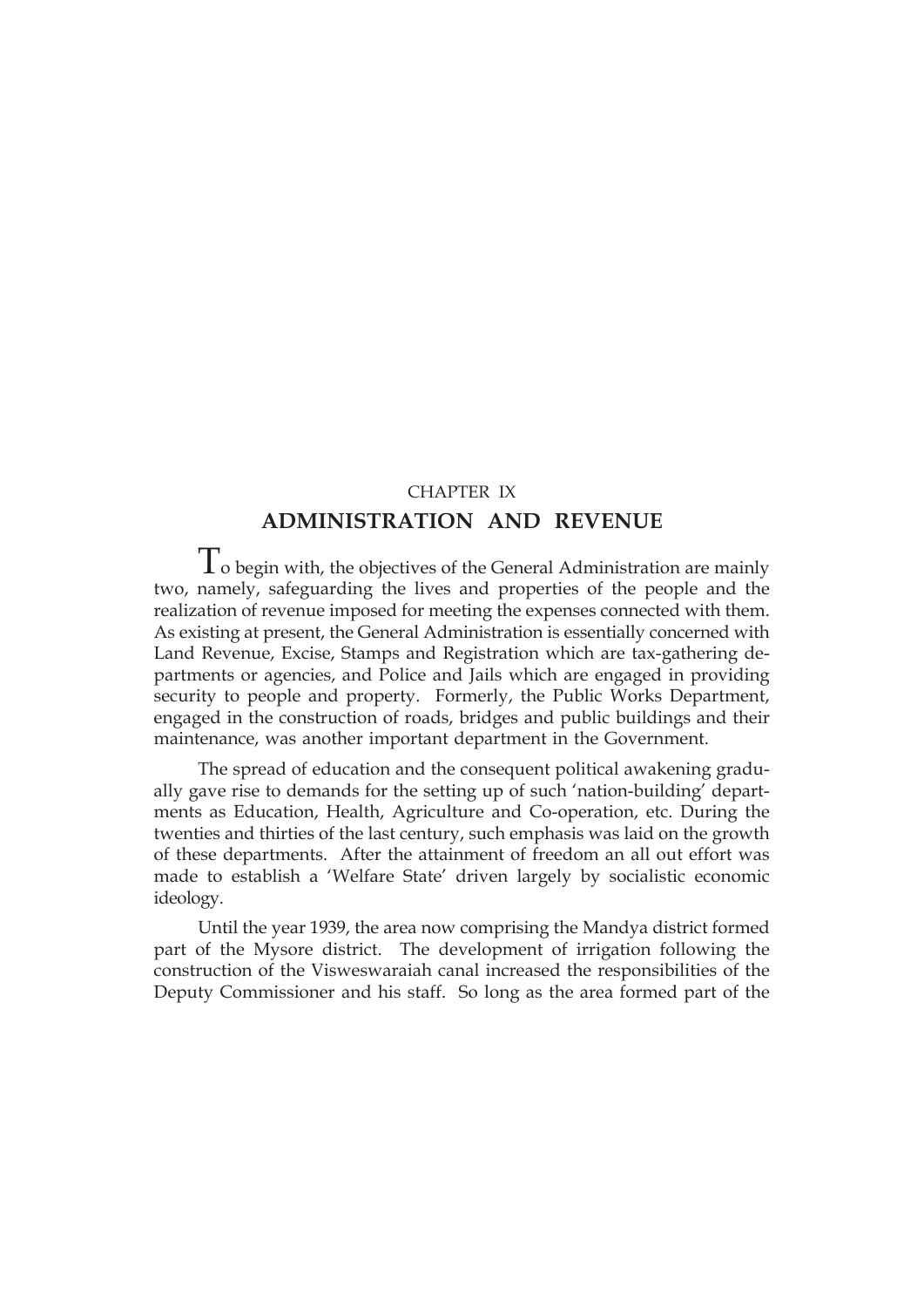CHAPTER IX

# ADMINISTRATION AND REVENUE

To begin with, the objectives of the General Administration are mainly two, namely, safeguarding the lives and properties of the people and the realization of revenue imposed for meeting the expenses connected with them. As existing at present, the General Administration is essentially concerned with Land Revenue, Excise, Stamps and Registration which are tax-gathering departments or agencies, and Police and Jails which are engaged in providing security to people and property. Formerly, the Public Works Department, engaged in the construction of roads, bridges and public buildings and their maintenance, was another important department in the Government.

The spread of education and the consequent political awakening gradually gave rise to demands for the setting up of such 'nation-building' departments as Education, Health, Agriculture and Co-operation, etc. During the twenties and thirties of the last century, such emphasis was laid on the growth of these departments. After the attainment of freedom an all out effort was made to establish a 'Welfare State' driven largely by socialistic economic ideology.

Until the year 1939, the area now comprising the Mandya district formed part of the Mysore district. The development of irrigation following the construction of the Visweswaraiah canal increased the responsibilities of the Deputy Commissioner and his staff. So long as the area formed part of the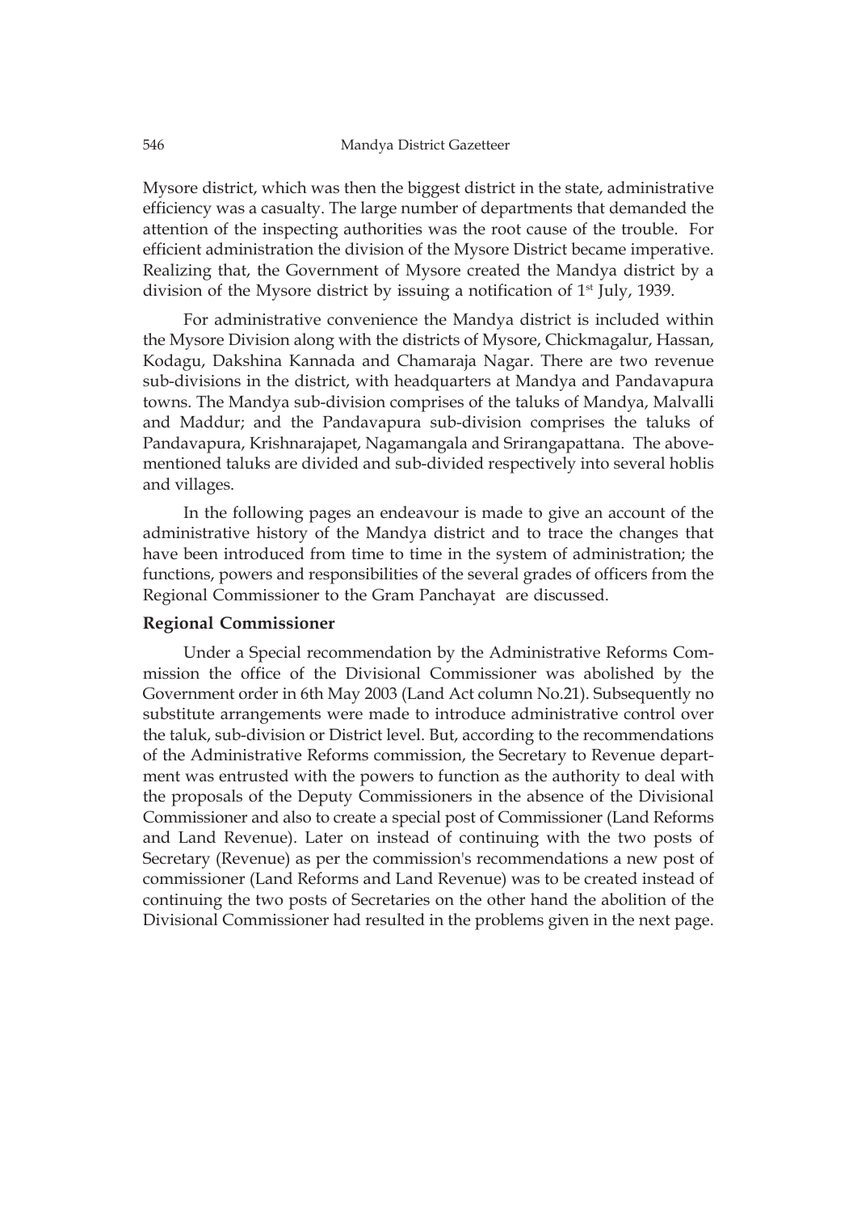Mysore district, which was then the biggest district in the state, administrative efficiency was a casualty. The large number of departments that demanded the attention of the inspecting authorities was the root cause of the trouble. For efficient administration the division of the Mysore District became imperative. Realizing that, the Government of Mysore created the Mandya district by a division of the Mysore district by issuing a notification of 1st July, 1939.

For administrative convenience the Mandya district is included within the Mysore Division along with the districts of Mysore, Chickmagalur, Hassan, Kodagu, Dakshina Kannada and Chamaraja Nagar. There are two revenue sub-divisions in the district, with headquarters at Mandya and Pandavapura towns. The Mandya sub-division comprises of the taluks of Mandya, Malvalli and Maddur; and the Pandavapura sub-division comprises the taluks of Pandavapura, Krishnarajapet, Nagamangala and Srirangapattana. The above-mentioned taluks are divided and sub-divided respectively into several hoblis and villages.

In the following pages an endeavour is made to give an account of the administrative history of the Mandya district and to trace the changes that have been introduced from time to time in the system of administration; the functions, powers and responsibilities of the several grades of officers from the Regional Commissioner to the Gram Panchayat are discussed.

**Regional Commissioner**

Under a Special recommendation by the Administrative Reforms Commission the office of the Divisional Commissioner was abolished by the Government order in 6th May 2003 (Land Act column No.21). Subsequently no substitute arrangements were made to introduce administrative control over the taluk, sub-division or District level. But, according to the recommendations of the Administrative Reforms commission, the Secretary to Revenue department was entrusted with the powers to function as the authority to deal with the proposals of the Deputy Commissioners in the absence of the Divisional Commissioner and also to create a special post of Commissioner (Land Reforms and Land Revenue). Later on instead of continuing with the two posts of Secretary (Revenue) as per the commission's recommendations a new post of commissioner (Land Reforms and Land Revenue) was to be created instead of continuing the two posts of Secretaries on the other hand the abolition of the Divisional Commissioner had resulted in the problems given in the next page.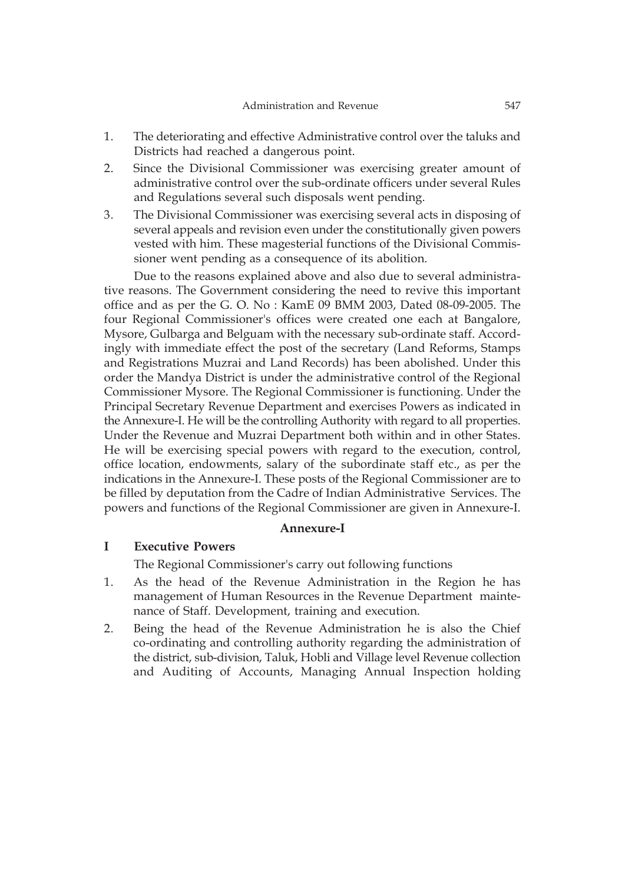1. The deteriorating and effective Administrative control over the taluks and Districts had reached a dangerous point.
2. Since the Divisional Commissioner was exercising greater amount of administrative control over the sub-ordinate officers under several Rules and Regulations several such disposals went pending.
3. The Divisional Commissioner was exercising several acts in disposing of several appeals and revision even under the constitutionally given powers vested with him. These magesterial functions of the Divisional Commissioner went pending as a consequence of its abolition.

Due to the reasons explained above and also due to several administrative reasons. The Government considering the need to revive this important office and as per the G. O. No : KamE 09 BMM 2003, Dated 08-09-2005. The four Regional Commissioner's offices were created one each at Bangalore, Mysore, Gulbarga and Belguam with the necessary sub-ordinate staff. Accordingly with immediate effect the post of the secretary (Land Reforms, Stamps and Registrations Muzrai and Land Records) has been abolished. Under this order the Mandya District is under the administrative control of the Regional Commissioner Mysore. The Regional Commissioner is functioning. Under the Principal Secretary Revenue Department and exercises Powers as indicated in the Annexure-I. He will be the controlling Authority with regard to all properties. Under the Revenue and Muzrai Department both within and in other States. He will be exercising special powers with regard to the execution, control, office location, endowments, salary of the subordinate staff etc., as per the indications in the Annexure-I. These posts of the Regional Commissioner are to be filled by deputation from the Cadre of Indian Administrative Services. The powers and functions of the Regional Commissioner are given in Annexure-I.

## Annexure-I

### I Executive Powers

The Regional Commissioner's carry out following functions

1. As the head of the Revenue Administration in the Region he has management of Human Resources in the Revenue Department maintenance of Staff. Development, training and execution.
2. Being the head of the Revenue Administration he is also the Chief co-ordinating and controlling authority regarding the administration of the district, sub-division, Taluk, Hobli and Village level Revenue collection and Auditing of Accounts, Managing Annual Inspection holding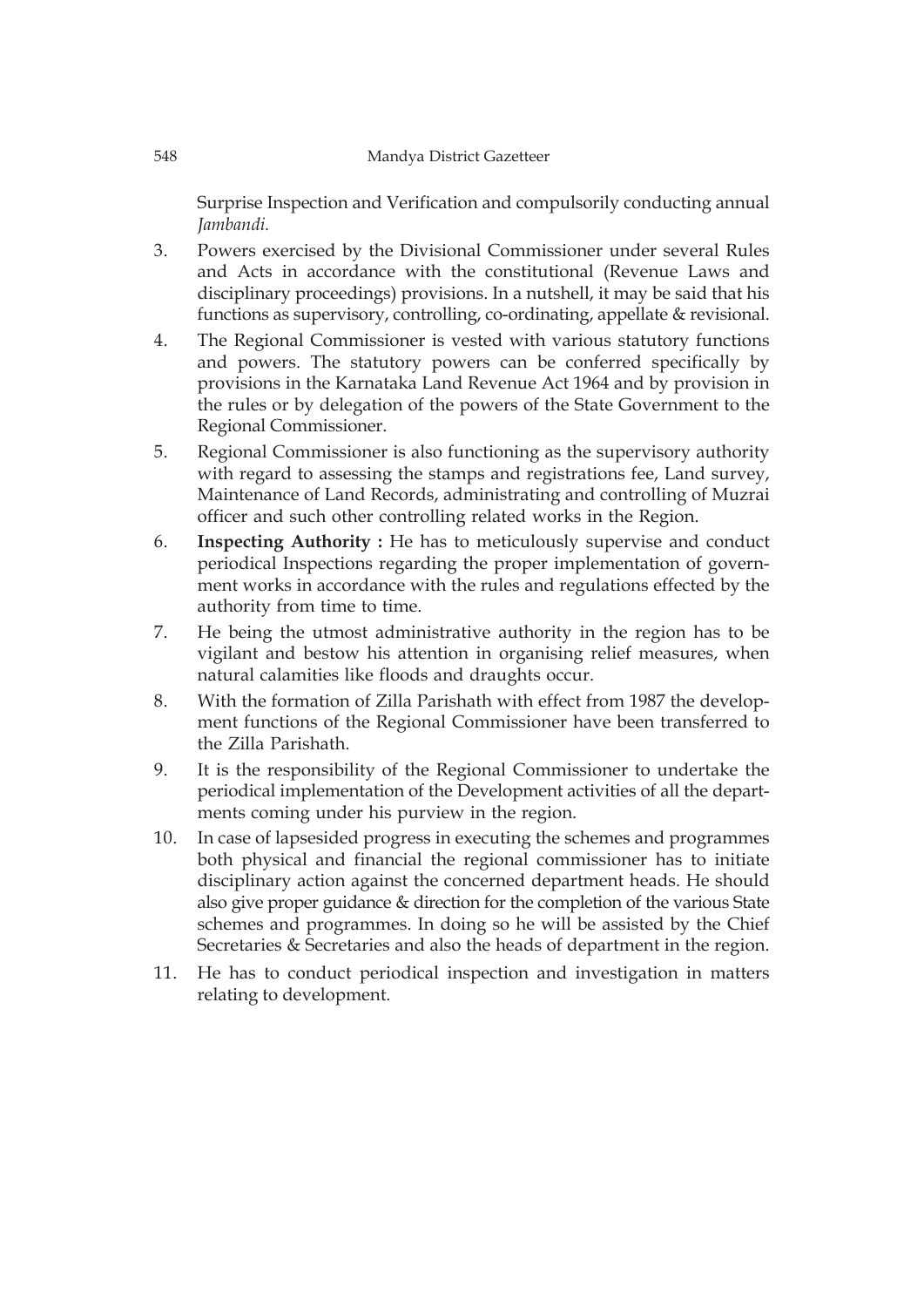Surprise Inspection and Verification and compulsorily conducting annual *Jambandi.*

3. Powers exercised by the Divisional Commissioner under several Rules and Acts in accordance with the constitutional (Revenue Laws and disciplinary proceedings) provisions. In a nutshell, it may be said that his functions as supervisory, controlling, co-ordinating, appellate & revisional.

4. The Regional Commissioner is vested with various statutory functions and powers. The statutory powers can be conferred specifically by provisions in the Karnataka Land Revenue Act 1964 and by provision in the rules or by delegation of the powers of the State Government to the Regional Commissioner.

5. Regional Commissioner is also functioning as the supervisory authority with regard to assessing the stamps and registrations fee, Land survey, Maintenance of Land Records, administrating and controlling of Muzrai officer and such other controlling related works in the Region.

6. **Inspecting Authority :** He has to meticulously supervise and conduct periodical Inspections regarding the proper implementation of government works in accordance with the rules and regulations effected by the authority from time to time.

7. He being the utmost administrative authority in the region has to be vigilant and bestow his attention in organising relief measures, when natural calamities like floods and draughts occur.

8. With the formation of Zilla Parishath with effect from 1987 the development functions of the Regional Commissioner have been transferred to the Zilla Parishath.

9. It is the responsibility of the Regional Commissioner to undertake the periodical implementation of the Development activities of all the departments coming under his purview in the region.

10. In case of lapsesided progress in executing the schemes and programmes both physical and financial the regional commissioner has to initiate disciplinary action against the concerned department heads. He should also give proper guidance & direction for the completion of the various State schemes and programmes. In doing so he will be assisted by the Chief Secretaries & Secretaries and also the heads of department in the region.

11. He has to conduct periodical inspection and investigation in matters relating to development.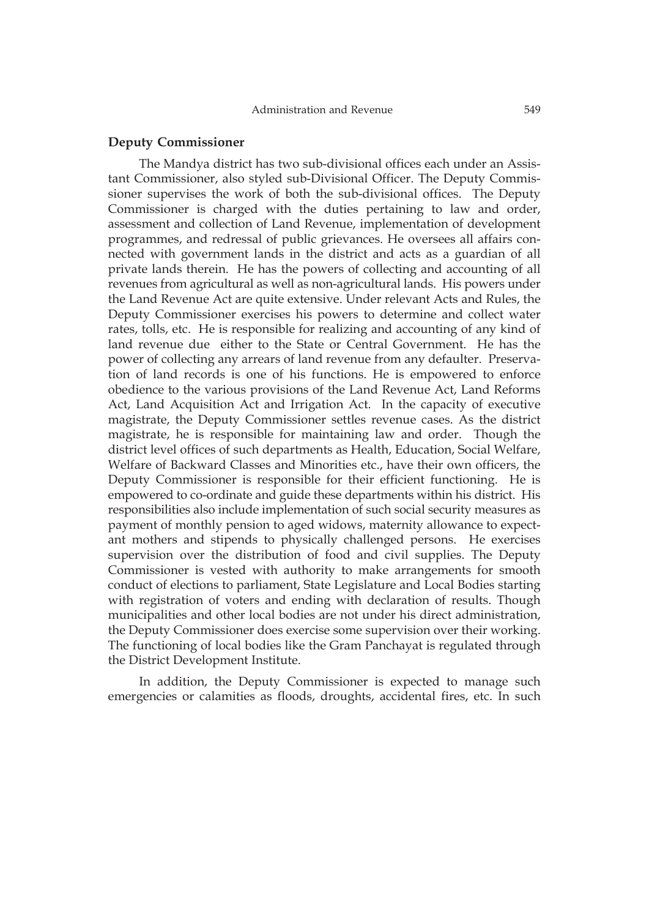## Deputy Commissioner

The Mandya district has two sub-divisional offices each under an Assistant Commissioner, also styled sub-Divisional Officer. The Deputy Commissioner supervises the work of both the sub-divisional offices. The Deputy Commissioner is charged with the duties pertaining to law and order, assessment and collection of Land Revenue, implementation of development programmes, and redressal of public grievances. He oversees all affairs connected with government lands in the district and acts as a guardian of all private lands therein. He has the powers of collecting and accounting of all revenues from agricultural as well as non-agricultural lands. His powers under the Land Revenue Act are quite extensive. Under relevant Acts and Rules, the Deputy Commissioner exercises his powers to determine and collect water rates, tolls, etc. He is responsible for realizing and accounting of any kind of land revenue due either to the State or Central Government. He has the power of collecting any arrears of land revenue from any defaulter. Preservation of land records is one of his functions. He is empowered to enforce obedience to the various provisions of the Land Revenue Act, Land Reforms Act, Land Acquisition Act and Irrigation Act. In the capacity of executive magistrate, the Deputy Commissioner settles revenue cases. As the district magistrate, he is responsible for maintaining law and order. Though the district level offices of such departments as Health, Education, Social Welfare, Welfare of Backward Classes and Minorities etc., have their own officers, the Deputy Commissioner is responsible for their efficient functioning. He is empowered to co-ordinate and guide these departments within his district. His responsibilities also include implementation of such social security measures as payment of monthly pension to aged widows, maternity allowance to expectant mothers and stipends to physically challenged persons. He exercises supervision over the distribution of food and civil supplies. The Deputy Commissioner is vested with authority to make arrangements for smooth conduct of elections to parliament, State Legislature and Local Bodies starting with registration of voters and ending with declaration of results. Though municipalities and other local bodies are not under his direct administration, the Deputy Commissioner does exercise some supervision over their working. The functioning of local bodies like the Gram Panchayat is regulated through the District Development Institute.

In addition, the Deputy Commissioner is expected to manage such emergencies or calamities as floods, droughts, accidental fires, etc. In such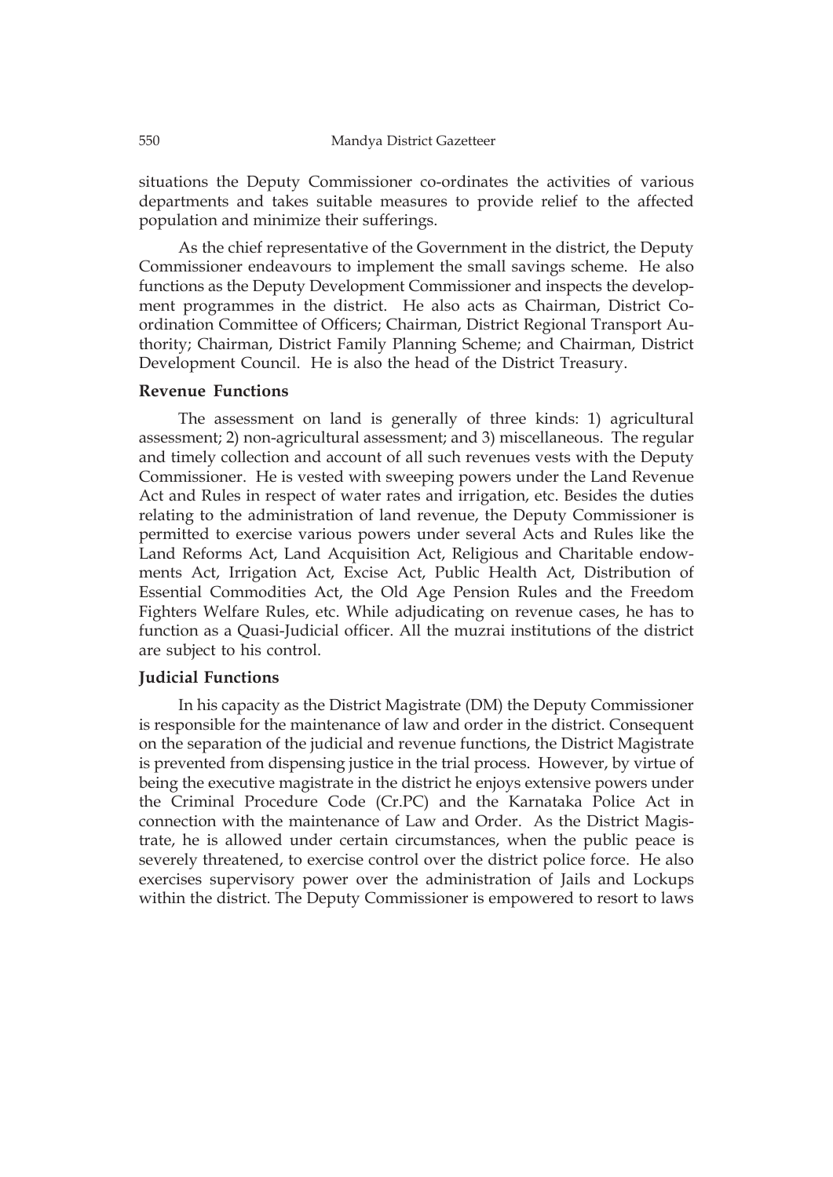situations the Deputy Commissioner co-ordinates the activities of various departments and takes suitable measures to provide relief to the affected population and minimize their sufferings.

As the chief representative of the Government in the district, the Deputy Commissioner endeavours to implement the small savings scheme. He also functions as the Deputy Development Commissioner and inspects the development programmes in the district. He also acts as Chairman, District Co-ordination Committee of Officers; Chairman, District Regional Transport Authority; Chairman, District Family Planning Scheme; and Chairman, District Development Council. He is also the head of the District Treasury.

### Revenue Functions

The assessment on land is generally of three kinds: 1) agricultural assessment; 2) non-agricultural assessment; and 3) miscellaneous. The regular and timely collection and account of all such revenues vests with the Deputy Commissioner. He is vested with sweeping powers under the Land Revenue Act and Rules in respect of water rates and irrigation, etc. Besides the duties relating to the administration of land revenue, the Deputy Commissioner is permitted to exercise various powers under several Acts and Rules like the Land Reforms Act, Land Acquisition Act, Religious and Charitable endowments Act, Irrigation Act, Excise Act, Public Health Act, Distribution of Essential Commodities Act, the Old Age Pension Rules and the Freedom Fighters Welfare Rules, etc. While adjudicating on revenue cases, he has to function as a Quasi-Judicial officer. All the muzrai institutions of the district are subject to his control.

### Judicial Functions

In his capacity as the District Magistrate (DM) the Deputy Commissioner is responsible for the maintenance of law and order in the district. Consequent on the separation of the judicial and revenue functions, the District Magistrate is prevented from dispensing justice in the trial process. However, by virtue of being the executive magistrate in the district he enjoys extensive powers under the Criminal Procedure Code (Cr.PC) and the Karnataka Police Act in connection with the maintenance of Law and Order. As the District Magistrate, he is allowed under certain circumstances, when the public peace is severely threatened, to exercise control over the district police force. He also exercises supervisory power over the administration of Jails and Lockups within the district. The Deputy Commissioner is empowered to resort to laws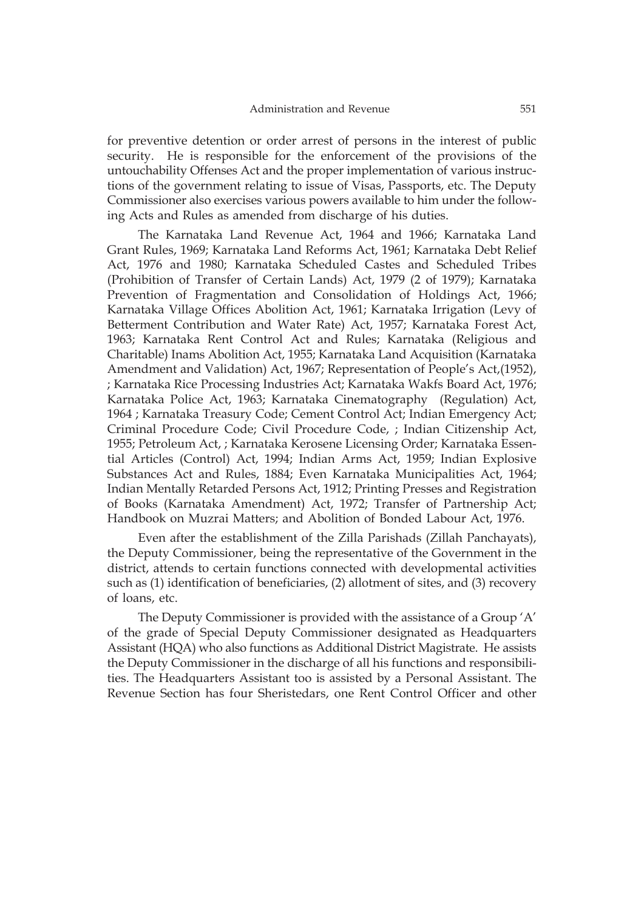for preventive detention or order arrest of persons in the interest of public security. He is responsible for the enforcement of the provisions of the untouchability Offenses Act and the proper implementation of various instructions of the government relating to issue of Visas, Passports, etc. The Deputy Commissioner also exercises various powers available to him under the following Acts and Rules as amended from discharge of his duties.

The Karnataka Land Revenue Act, 1964 and 1966; Karnataka Land Grant Rules, 1969; Karnataka Land Reforms Act, 1961; Karnataka Debt Relief Act, 1976 and 1980; Karnataka Scheduled Castes and Scheduled Tribes (Prohibition of Transfer of Certain Lands) Act, 1979 (2 of 1979); Karnataka Prevention of Fragmentation and Consolidation of Holdings Act, 1966; Karnataka Village Offices Abolition Act, 1961; Karnataka Irrigation (Levy of Betterment Contribution and Water Rate) Act, 1957; Karnataka Forest Act, 1963; Karnataka Rent Control Act and Rules; Karnataka (Religious and Charitable) Inams Abolition Act, 1955; Karnataka Land Acquisition (Karnataka Amendment and Validation) Act, 1967; Representation of People's Act,(1952), ; Karnataka Rice Processing Industries Act; Karnataka Wakfs Board Act, 1976; Karnataka Police Act, 1963; Karnataka Cinematography (Regulation) Act, 1964 ; Karnataka Treasury Code; Cement Control Act; Indian Emergency Act; Criminal Procedure Code; Civil Procedure Code, ; Indian Citizenship Act, 1955; Petroleum Act, ; Karnataka Kerosene Licensing Order; Karnataka Essential Articles (Control) Act, 1994; Indian Arms Act, 1959; Indian Explosive Substances Act and Rules, 1884; Even Karnataka Municipalities Act, 1964; Indian Mentally Retarded Persons Act, 1912; Printing Presses and Registration of Books (Karnataka Amendment) Act, 1972; Transfer of Partnership Act; Handbook on Muzrai Matters; and Abolition of Bonded Labour Act, 1976.

Even after the establishment of the Zilla Parishads (Zillah Panchayats), the Deputy Commissioner, being the representative of the Government in the district, attends to certain functions connected with developmental activities such as (1) identification of beneficiaries, (2) allotment of sites, and (3) recovery of loans, etc.

The Deputy Commissioner is provided with the assistance of a Group 'A' of the grade of Special Deputy Commissioner designated as Headquarters Assistant (HQA) who also functions as Additional District Magistrate. He assists the Deputy Commissioner in the discharge of all his functions and responsibilities. The Headquarters Assistant too is assisted by a Personal Assistant. The Revenue Section has four Sheristedars, one Rent Control Officer and other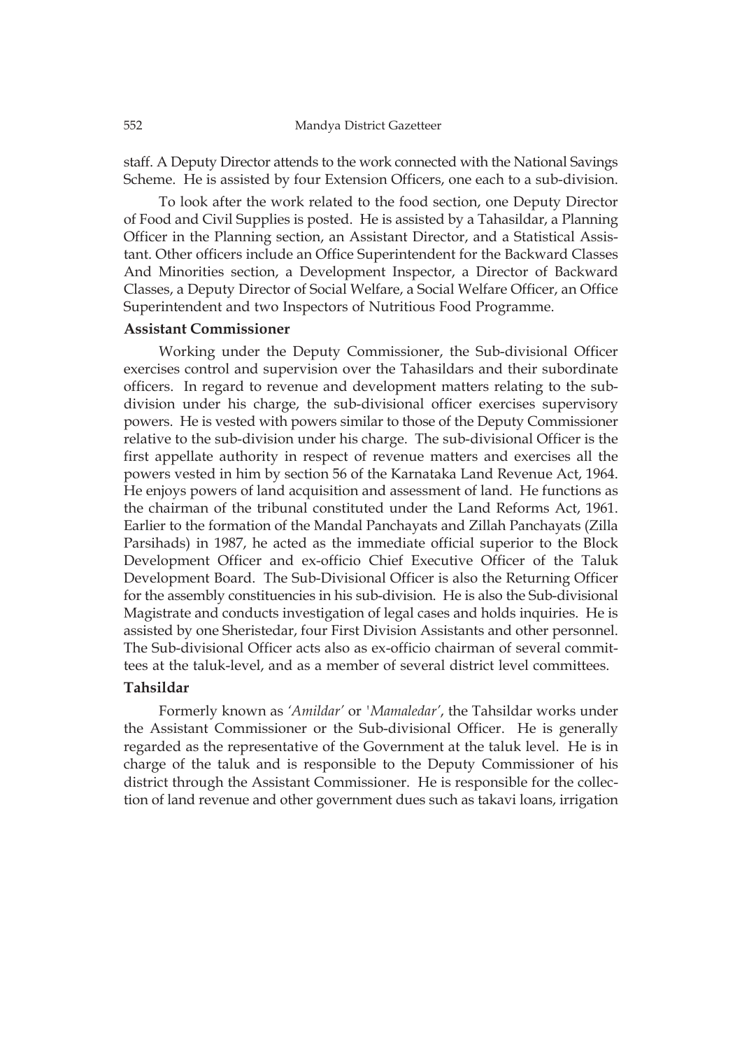staff. A Deputy Director attends to the work connected with the National Savings Scheme. He is assisted by four Extension Officers, one each to a sub-division.

To look after the work related to the food section, one Deputy Director of Food and Civil Supplies is posted. He is assisted by a Tahasildar, a Planning Officer in the Planning section, an Assistant Director, and a Statistical Assistant. Other officers include an Office Superintendent for the Backward Classes And Minorities section, a Development Inspector, a Director of Backward Classes, a Deputy Director of Social Welfare, a Social Welfare Officer, an Office Superintendent and two Inspectors of Nutritious Food Programme.

### Assistant Commissioner

Working under the Deputy Commissioner, the Sub-divisional Officer exercises control and supervision over the Tahasildars and their subordinate officers. In regard to revenue and development matters relating to the sub-division under his charge, the sub-divisional officer exercises supervisory powers. He is vested with powers similar to those of the Deputy Commissioner relative to the sub-division under his charge. The sub-divisional Officer is the first appellate authority in respect of revenue matters and exercises all the powers vested in him by section 56 of the Karnataka Land Revenue Act, 1964. He enjoys powers of land acquisition and assessment of land. He functions as the chairman of the tribunal constituted under the Land Reforms Act, 1961. Earlier to the formation of the Mandal Panchayats and Zillah Panchayats (Zilla Parsihads) in 1987, he acted as the immediate official superior to the Block Development Officer and ex-officio Chief Executive Officer of the Taluk Development Board. The Sub-Divisional Officer is also the Returning Officer for the assembly constituencies in his sub-division. He is also the Sub-divisional Magistrate and conducts investigation of legal cases and holds inquiries. He is assisted by one Sheristedar, four First Division Assistants and other personnel. The Sub-divisional Officer acts also as ex-officio chairman of several committees at the taluk-level, and as a member of several district level committees.

### Tahsildar

Formerly known as *'Amildar'* or *'Mamaledar'*, the Tahsildar works under the Assistant Commissioner or the Sub-divisional Officer. He is generally regarded as the representative of the Government at the taluk level. He is in charge of the taluk and is responsible to the Deputy Commissioner of his district through the Assistant Commissioner. He is responsible for the collection of land revenue and other government dues such as takavi loans, irrigation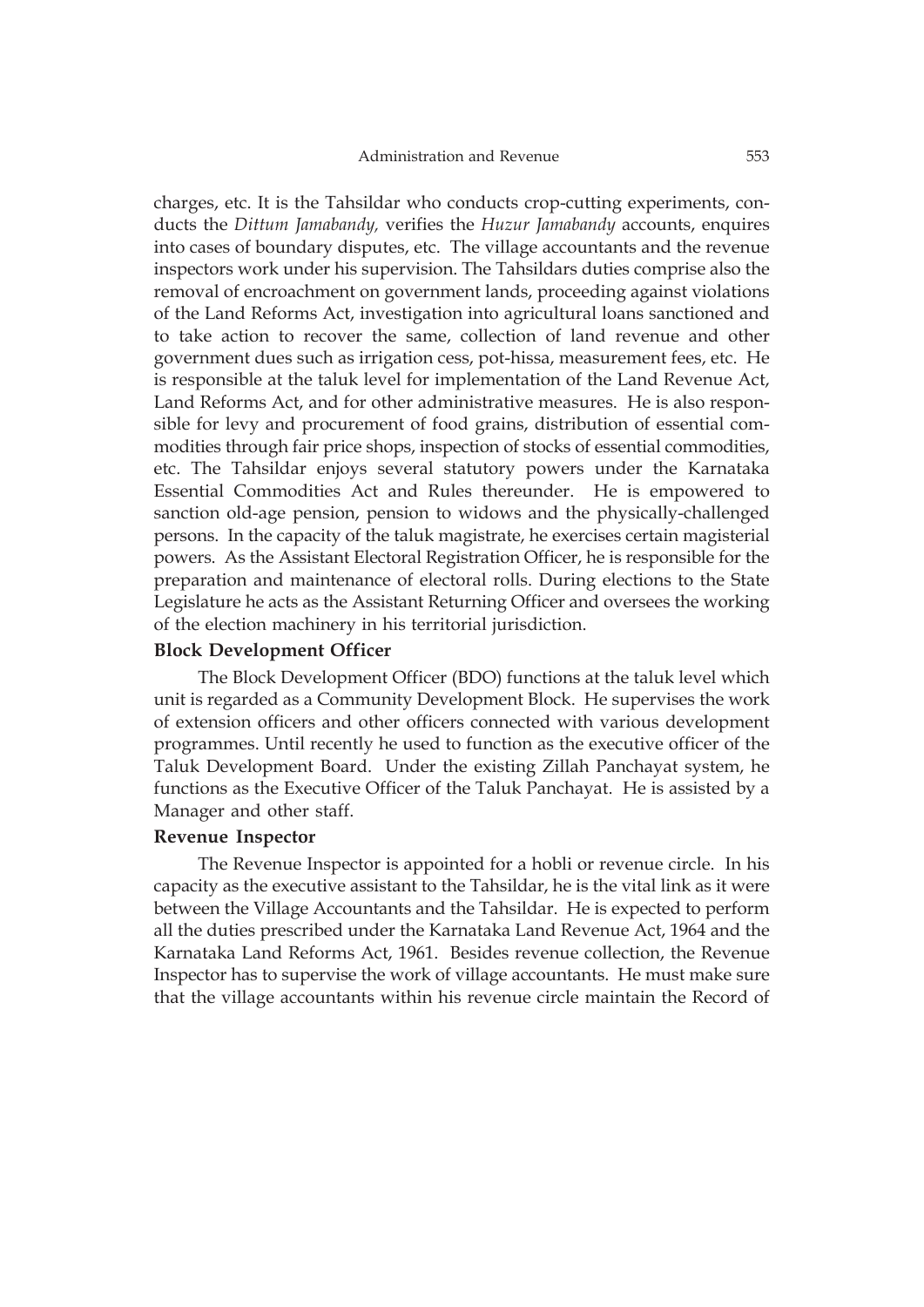charges, etc. It is the Tahsildar who conducts crop-cutting experiments, conducts the *Dittum Jamabandy,* verifies the *Huzur Jamabandy* accounts, enquires into cases of boundary disputes, etc. The village accountants and the revenue inspectors work under his supervision. The Tahsildars duties comprise also the removal of encroachment on government lands, proceeding against violations of the Land Reforms Act, investigation into agricultural loans sanctioned and to take action to recover the same, collection of land revenue and other government dues such as irrigation cess, pot-hissa, measurement fees, etc. He is responsible at the taluk level for implementation of the Land Revenue Act, Land Reforms Act, and for other administrative measures. He is also responsible for levy and procurement of food grains, distribution of essential commodities through fair price shops, inspection of stocks of essential commodities, etc. The Tahsildar enjoys several statutory powers under the Karnataka Essential Commodities Act and Rules thereunder. He is empowered to sanction old-age pension, pension to widows and the physically-challenged persons. In the capacity of the taluk magistrate, he exercises certain magisterial powers. As the Assistant Electoral Registration Officer, he is responsible for the preparation and maintenance of electoral rolls. During elections to the State Legislature he acts as the Assistant Returning Officer and oversees the working of the election machinery in his territorial jurisdiction.

### Block Development Officer

The Block Development Officer (BDO) functions at the taluk level which unit is regarded as a Community Development Block. He supervises the work of extension officers and other officers connected with various development programmes. Until recently he used to function as the executive officer of the Taluk Development Board. Under the existing Zillah Panchayat system, he functions as the Executive Officer of the Taluk Panchayat. He is assisted by a Manager and other staff.

### Revenue Inspector

The Revenue Inspector is appointed for a hobli or revenue circle. In his capacity as the executive assistant to the Tahsildar, he is the vital link as it were between the Village Accountants and the Tahsildar. He is expected to perform all the duties prescribed under the Karnataka Land Revenue Act, 1964 and the Karnataka Land Reforms Act, 1961. Besides revenue collection, the Revenue Inspector has to supervise the work of village accountants. He must make sure that the village accountants within his revenue circle maintain the Record of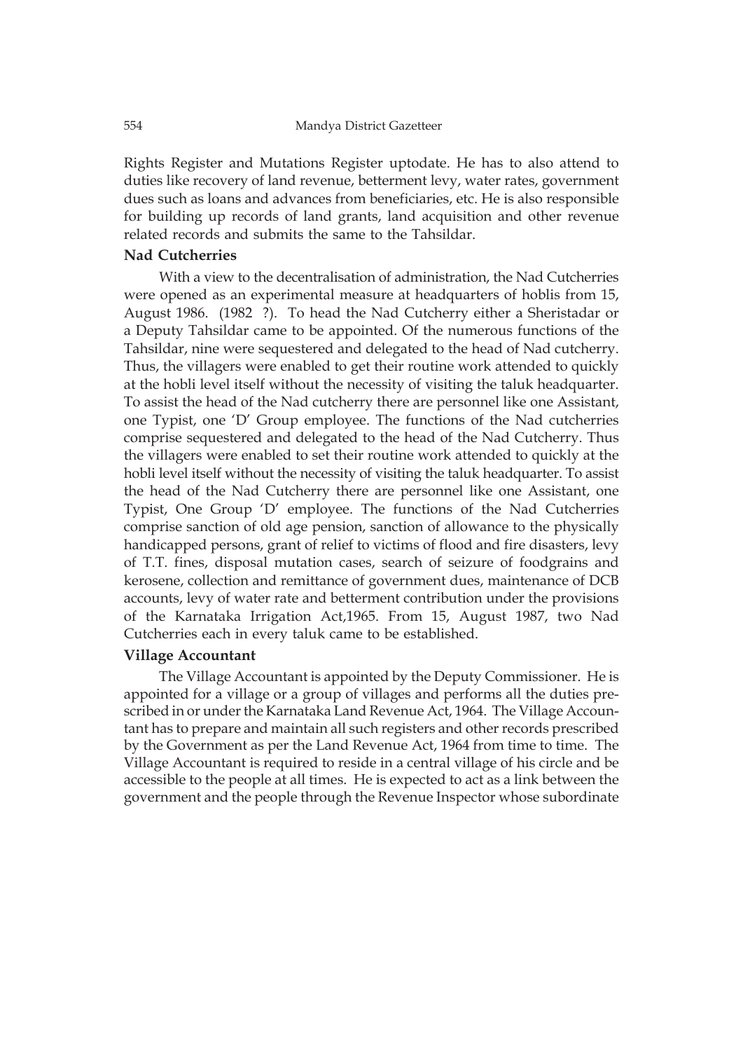Rights Register and Mutations Register uptodate. He has to also attend to duties like recovery of land revenue, betterment levy, water rates, government dues such as loans and advances from beneficiaries, etc. He is also responsible for building up records of land grants, land acquisition and other revenue related records and submits the same to the Tahsildar.

### Nad Cutcherries

With a view to the decentralisation of administration, the Nad Cutcherries were opened as an experimental measure at headquarters of hoblis from 15, August 1986. (1982 ?). To head the Nad Cutcherry either a Sheristadar or a Deputy Tahsildar came to be appointed. Of the numerous functions of the Tahsildar, nine were sequestered and delegated to the head of Nad cutcherry. Thus, the villagers were enabled to get their routine work attended to quickly at the hobli level itself without the necessity of visiting the taluk headquarter. To assist the head of the Nad cutcherry there are personnel like one Assistant, one Typist, one 'D' Group employee. The functions of the Nad cutcherries comprise sequestered and delegated to the head of the Nad Cutcherry. Thus the villagers were enabled to set their routine work attended to quickly at the hobli level itself without the necessity of visiting the taluk headquarter. To assist the head of the Nad Cutcherry there are personnel like one Assistant, one Typist, One Group 'D' employee. The functions of the Nad Cutcherries comprise sanction of old age pension, sanction of allowance to the physically handicapped persons, grant of relief to victims of flood and fire disasters, levy of T.T. fines, disposal mutation cases, search of seizure of foodgrains and kerosene, collection and remittance of government dues, maintenance of DCB accounts, levy of water rate and betterment contribution under the provisions of the Karnataka Irrigation Act,1965. From 15, August 1987, two Nad Cutcherries each in every taluk came to be established.

### Village Accountant

The Village Accountant is appointed by the Deputy Commissioner. He is appointed for a village or a group of villages and performs all the duties prescribed in or under the Karnataka Land Revenue Act, 1964. The Village Accountant has to prepare and maintain all such registers and other records prescribed by the Government as per the Land Revenue Act, 1964 from time to time. The Village Accountant is required to reside in a central village of his circle and be accessible to the people at all times. He is expected to act as a link between the government and the people through the Revenue Inspector whose subordinate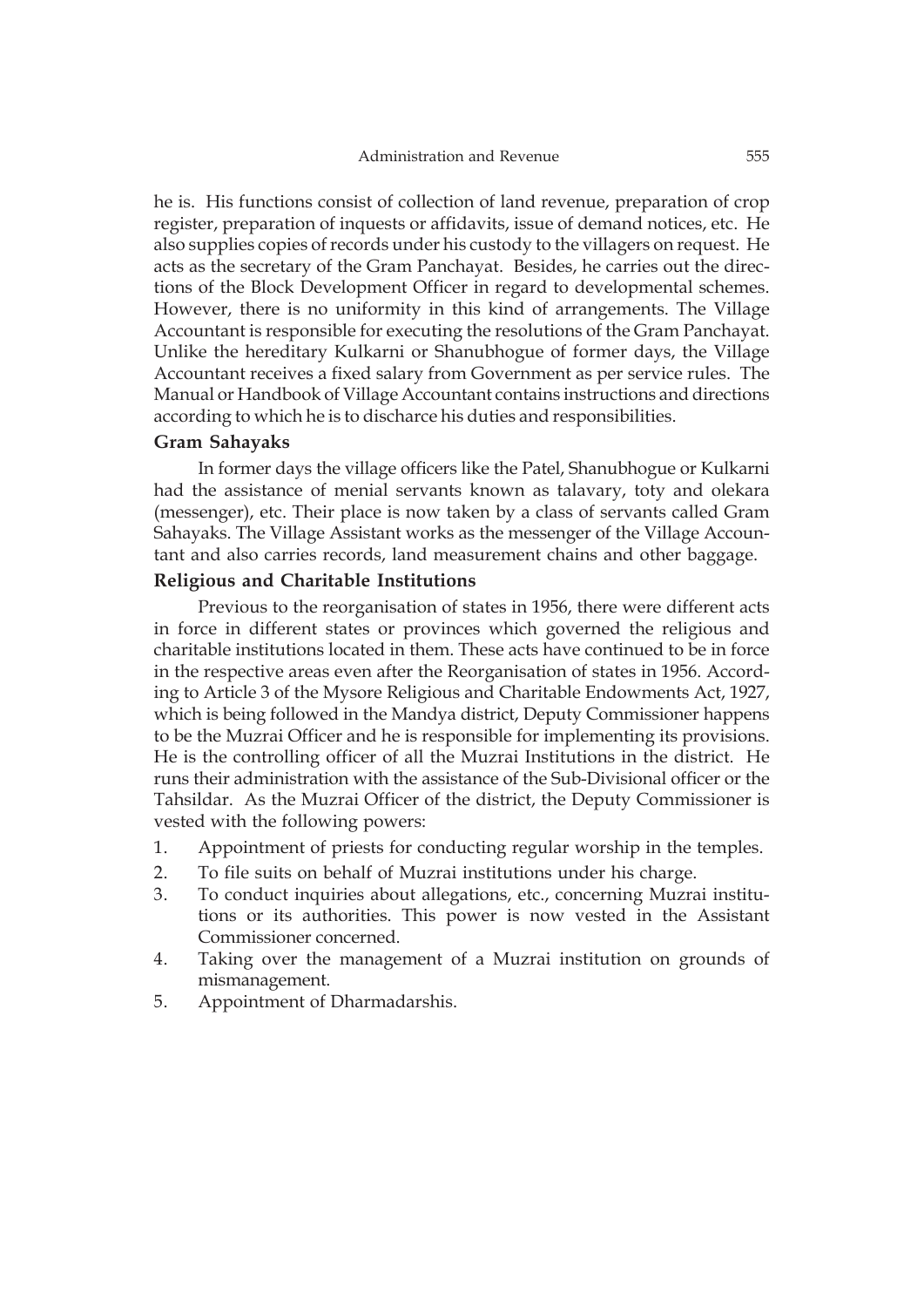he is. His functions consist of collection of land revenue, preparation of crop register, preparation of inquests or affidavits, issue of demand notices, etc. He also supplies copies of records under his custody to the villagers on request. He acts as the secretary of the Gram Panchayat. Besides, he carries out the directions of the Block Development Officer in regard to developmental schemes. However, there is no uniformity in this kind of arrangements. The Village Accountant is responsible for executing the resolutions of the Gram Panchayat. Unlike the hereditary Kulkarni or Shanubhogue of former days, the Village Accountant receives a fixed salary from Government as per service rules. The Manual or Handbook of Village Accountant contains instructions and directions according to which he is to discharce his duties and responsibilities.

**Gram Sahayaks**

In former days the village officers like the Patel, Shanubhogue or Kulkarni had the assistance of menial servants known as talavary, toty and olekara (messenger), etc. Their place is now taken by a class of servants called Gram Sahayaks. The Village Assistant works as the messenger of the Village Accountant and also carries records, land measurement chains and other baggage.

**Religious and Charitable Institutions**

Previous to the reorganisation of states in 1956, there were different acts in force in different states or provinces which governed the religious and charitable institutions located in them. These acts have continued to be in force in the respective areas even after the Reorganisation of states in 1956. According to Article 3 of the Mysore Religious and Charitable Endowments Act, 1927, which is being followed in the Mandya district, Deputy Commissioner happens to be the Muzrai Officer and he is responsible for implementing its provisions. He is the controlling officer of all the Muzrai Institutions in the district. He runs their administration with the assistance of the Sub-Divisional officer or the Tahsildar. As the Muzrai Officer of the district, the Deputy Commissioner is vested with the following powers:

1. Appointment of priests for conducting regular worship in the temples.
2. To file suits on behalf of Muzrai institutions under his charge.
3. To conduct inquiries about allegations, etc., concerning Muzrai institutions or its authorities. This power is now vested in the Assistant Commissioner concerned.
4. Taking over the management of a Muzrai institution on grounds of mismanagement.
5. Appointment of Dharmadarshis.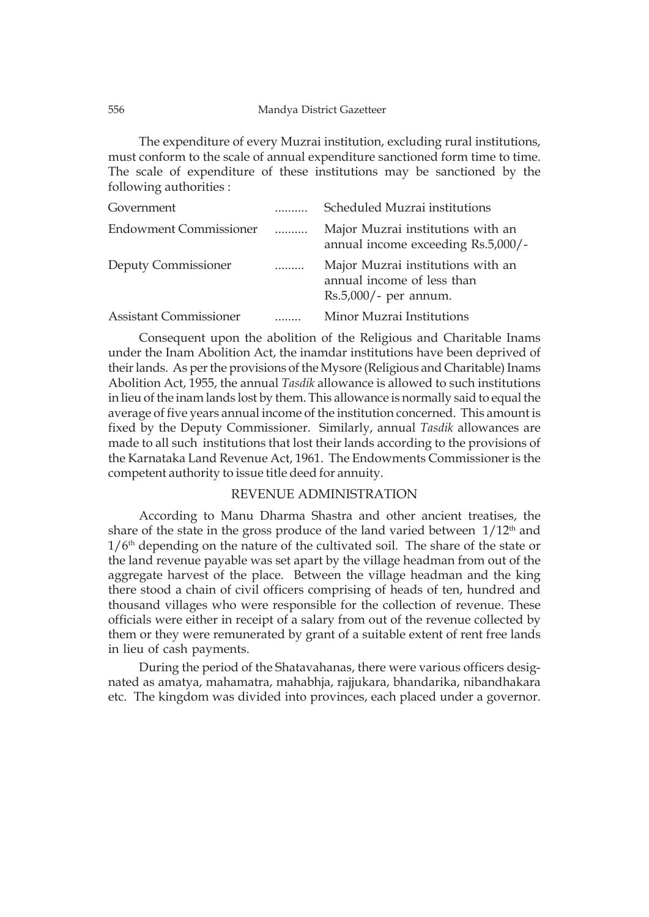The expenditure of every Muzrai institution, excluding rural institutions, must conform to the scale of annual expenditure sanctioned form time to time. The scale of expenditure of these institutions may be sanctioned by the following authorities :

| | | |
|---|---|---|
| Government | .......... | Scheduled Muzrai institutions |
| Endowment Commissioner | .......... | Major Muzrai institutions with an annual income exceeding Rs.5,000/- |
| Deputy Commissioner | ......... | Major Muzrai institutions with an annual income of less than Rs.5,000/- per annum. |
| Assistant Commissioner | ........ | Minor Muzrai Institutions |

Consequent upon the abolition of the Religious and Charitable Inams under the Inam Abolition Act, the inamdar institutions have been deprived of their lands. As per the provisions of the Mysore (Religious and Charitable) Inams Abolition Act, 1955, the annual *Tasdik* allowance is allowed to such institutions in lieu of the inam lands lost by them. This allowance is normally said to equal the average of five years annual income of the institution concerned. This amount is fixed by the Deputy Commissioner. Similarly, annual *Tasdik* allowances are made to all such institutions that lost their lands according to the provisions of the Karnataka Land Revenue Act, 1961. The Endowments Commissioner is the competent authority to issue title deed for annuity.

## REVENUE ADMINISTRATION

According to Manu Dharma Shastra and other ancient treatises, the share of the state in the gross produce of the land varied between 1/12th and 1/6th depending on the nature of the cultivated soil. The share of the state or the land revenue payable was set apart by the village headman from out of the aggregate harvest of the place. Between the village headman and the king there stood a chain of civil officers comprising of heads of ten, hundred and thousand villages who were responsible for the collection of revenue. These officials were either in receipt of a salary from out of the revenue collected by them or they were remunerated by grant of a suitable extent of rent free lands in lieu of cash payments.

During the period of the Shatavahanas, there were various officers designated as amatya, mahamatra, mahabhja, rajjukara, bhandarika, nibandhakara etc. The kingdom was divided into provinces, each placed under a governor.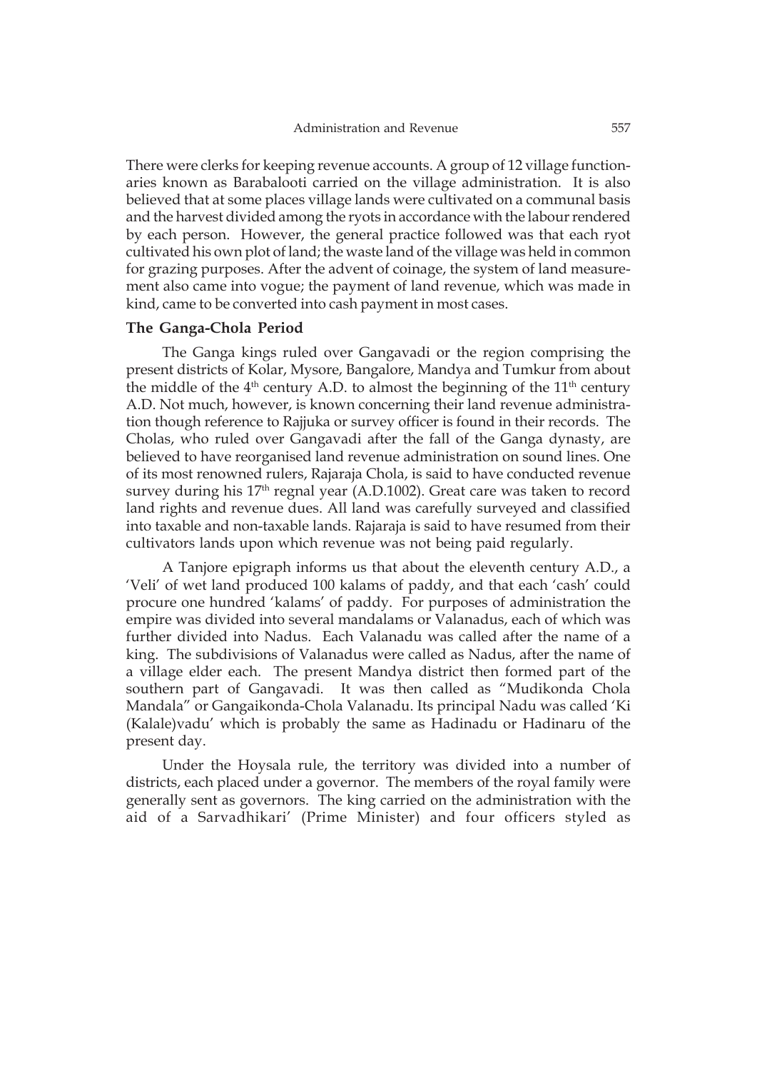There were clerks for keeping revenue accounts. A group of 12 village functionaries known as Barabalooti carried on the village administration. It is also believed that at some places village lands were cultivated on a communal basis and the harvest divided among the ryots in accordance with the labour rendered by each person. However, the general practice followed was that each ryot cultivated his own plot of land; the waste land of the village was held in common for grazing purposes. After the advent of coinage, the system of land measurement also came into vogue; the payment of land revenue, which was made in kind, came to be converted into cash payment in most cases.

### The Ganga-Chola Period

The Ganga kings ruled over Gangavadi or the region comprising the present districts of Kolar, Mysore, Bangalore, Mandya and Tumkur from about the middle of the 4th century A.D. to almost the beginning of the 11th century A.D. Not much, however, is known concerning their land revenue administration though reference to Rajjuka or survey officer is found in their records. The Cholas, who ruled over Gangavadi after the fall of the Ganga dynasty, are believed to have reorganised land revenue administration on sound lines. One of its most renowned rulers, Rajaraja Chola, is said to have conducted revenue survey during his 17th regnal year (A.D.1002). Great care was taken to record land rights and revenue dues. All land was carefully surveyed and classified into taxable and non-taxable lands. Rajaraja is said to have resumed from their cultivators lands upon which revenue was not being paid regularly.

A Tanjore epigraph informs us that about the eleventh century A.D., a 'Veli' of wet land produced 100 kalams of paddy, and that each 'cash' could procure one hundred 'kalams' of paddy. For purposes of administration the empire was divided into several mandalams or Valanadus, each of which was further divided into Nadus. Each Valanadu was called after the name of a king. The subdivisions of Valanadus were called as Nadus, after the name of a village elder each. The present Mandya district then formed part of the southern part of Gangavadi. It was then called as "Mudikonda Chola Mandala" or Gangaikonda-Chola Valanadu. Its principal Nadu was called 'Ki (Kalale)vadu' which is probably the same as Hadinadu or Hadinaru of the present day.

Under the Hoysala rule, the territory was divided into a number of districts, each placed under a governor. The members of the royal family were generally sent as governors. The king carried on the administration with the aid of a Sarvadhikari' (Prime Minister) and four officers styled as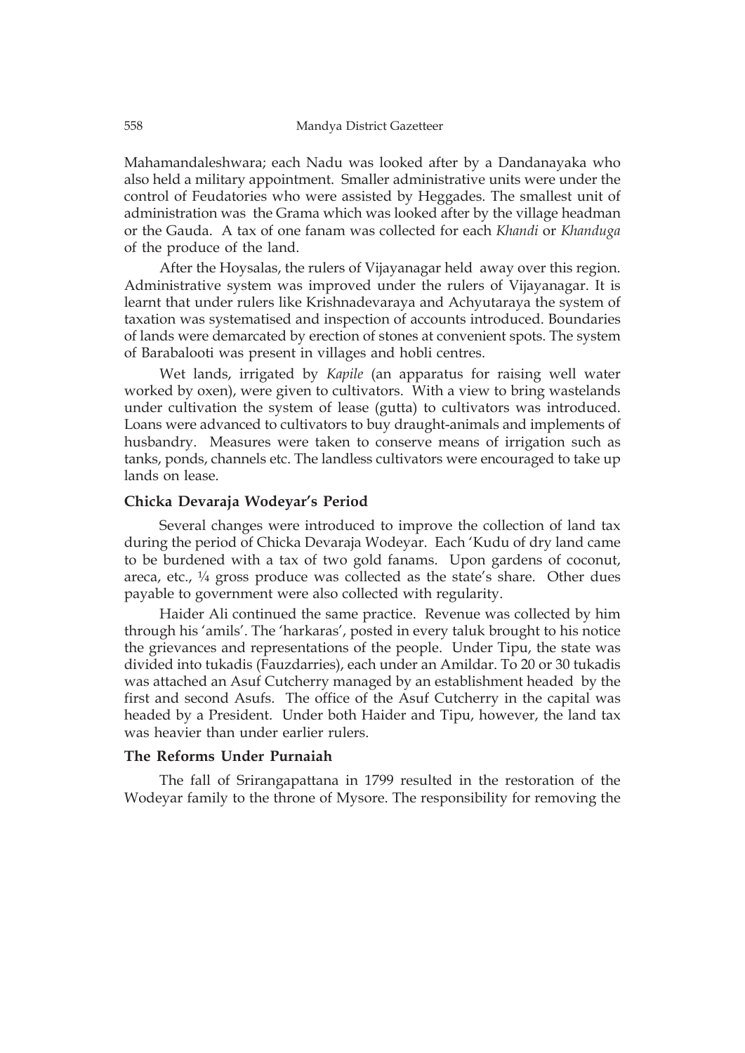Mahamandaleshwara; each Nadu was looked after by a Dandanayaka who also held a military appointment. Smaller administrative units were under the control of Feudatories who were assisted by Heggades. The smallest unit of administration was the Grama which was looked after by the village headman or the Gauda. A tax of one fanam was collected for each *Khandi* or *Khanduga* of the produce of the land.

After the Hoysalas, the rulers of Vijayanagar held away over this region. Administrative system was improved under the rulers of Vijayanagar. It is learnt that under rulers like Krishnadevaraya and Achyutaraya the system of taxation was systematised and inspection of accounts introduced. Boundaries of lands were demarcated by erection of stones at convenient spots. The system of Barabalooti was present in villages and hobli centres.

Wet lands, irrigated by *Kapile* (an apparatus for raising well water worked by oxen), were given to cultivators. With a view to bring wastelands under cultivation the system of lease (gutta) to cultivators was introduced. Loans were advanced to cultivators to buy draught-animals and implements of husbandry. Measures were taken to conserve means of irrigation such as tanks, ponds, channels etc. The landless cultivators were encouraged to take up lands on lease.

### Chicka Devaraja Wodeyar's Period

Several changes were introduced to improve the collection of land tax during the period of Chicka Devaraja Wodeyar. Each 'Kudu of dry land came to be burdened with a tax of two gold fanams. Upon gardens of coconut, areca, etc., ¼ gross produce was collected as the state's share. Other dues payable to government were also collected with regularity.

Haider Ali continued the same practice. Revenue was collected by him through his 'amils'. The 'harkaras', posted in every taluk brought to his notice the grievances and representations of the people. Under Tipu, the state was divided into tukadis (Fauzdarries), each under an Amildar. To 20 or 30 tukadis was attached an Asuf Cutcherry managed by an establishment headed by the first and second Asufs. The office of the Asuf Cutcherry in the capital was headed by a President. Under both Haider and Tipu, however, the land tax was heavier than under earlier rulers.

### The Reforms Under Purnaiah

The fall of Srirangapattana in 1799 resulted in the restoration of the Wodeyar family to the throne of Mysore. The responsibility for removing the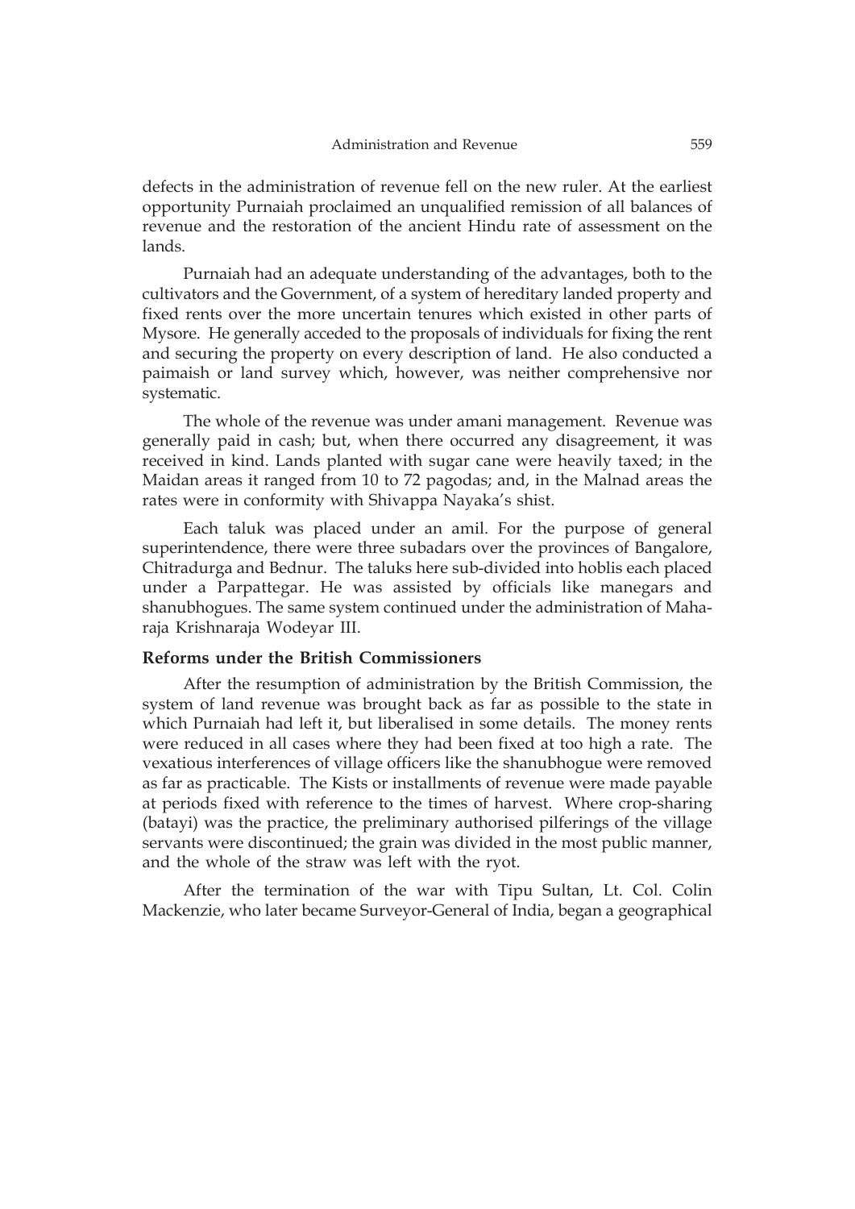defects in the administration of revenue fell on the new ruler. At the earliest opportunity Purnaiah proclaimed an unqualified remission of all balances of revenue and the restoration of the ancient Hindu rate of assessment on the lands.

Purnaiah had an adequate understanding of the advantages, both to the cultivators and the Government, of a system of hereditary landed property and fixed rents over the more uncertain tenures which existed in other parts of Mysore. He generally acceded to the proposals of individuals for fixing the rent and securing the property on every description of land. He also conducted a paimaish or land survey which, however, was neither comprehensive nor systematic.

The whole of the revenue was under amani management. Revenue was generally paid in cash; but, when there occurred any disagreement, it was received in kind. Lands planted with sugar cane were heavily taxed; in the Maidan areas it ranged from 10 to 72 pagodas; and, in the Malnad areas the rates were in conformity with Shivappa Nayaka's shist.

Each taluk was placed under an amil. For the purpose of general superintendence, there were three subadars over the provinces of Bangalore, Chitradurga and Bednur. The taluks here sub-divided into hoblis each placed under a Parpattegar. He was assisted by officials like manegars and shanubhogues. The same system continued under the administration of Maharaja Krishnaraja Wodeyar III.

**Reforms under the British Commissioners**

After the resumption of administration by the British Commission, the system of land revenue was brought back as far as possible to the state in which Purnaiah had left it, but liberalised in some details. The money rents were reduced in all cases where they had been fixed at too high a rate. The vexatious interferences of village officers like the shanubhogue were removed as far as practicable. The Kists or installments of revenue were made payable at periods fixed with reference to the times of harvest. Where crop-sharing (batayi) was the practice, the preliminary authorised pilferings of the village servants were discontinued; the grain was divided in the most public manner, and the whole of the straw was left with the ryot.

After the termination of the war with Tipu Sultan, Lt. Col. Colin Mackenzie, who later became Surveyor-General of India, began a geographical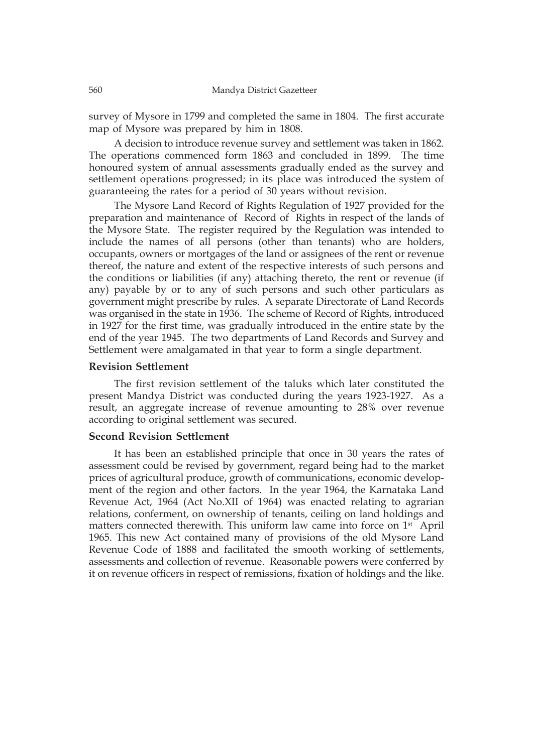survey of Mysore in 1799 and completed the same in 1804. The first accurate map of Mysore was prepared by him in 1808.

A decision to introduce revenue survey and settlement was taken in 1862. The operations commenced form 1863 and concluded in 1899. The time honoured system of annual assessments gradually ended as the survey and settlement operations progressed; in its place was introduced the system of guaranteeing the rates for a period of 30 years without revision.

The Mysore Land Record of Rights Regulation of 1927 provided for the preparation and maintenance of Record of Rights in respect of the lands of the Mysore State. The register required by the Regulation was intended to include the names of all persons (other than tenants) who are holders, occupants, owners or mortgages of the land or assignees of the rent or revenue thereof, the nature and extent of the respective interests of such persons and the conditions or liabilities (if any) attaching thereto, the rent or revenue (if any) payable by or to any of such persons and such other particulars as government might prescribe by rules. A separate Directorate of Land Records was organised in the state in 1936. The scheme of Record of Rights, introduced in 1927 for the first time, was gradually introduced in the entire state by the end of the year 1945. The two departments of Land Records and Survey and Settlement were amalgamated in that year to form a single department.

**Revision Settlement**

The first revision settlement of the taluks which later constituted the present Mandya District was conducted during the years 1923-1927. As a result, an aggregate increase of revenue amounting to 28% over revenue according to original settlement was secured.

**Second Revision Settlement**

It has been an established principle that once in 30 years the rates of assessment could be revised by government, regard being had to the market prices of agricultural produce, growth of communications, economic development of the region and other factors. In the year 1964, the Karnataka Land Revenue Act, 1964 (Act No.XII of 1964) was enacted relating to agrarian relations, conferment, on ownership of tenants, ceiling on land holdings and matters connected therewith. This uniform law came into force on 1st April 1965. This new Act contained many of provisions of the old Mysore Land Revenue Code of 1888 and facilitated the smooth working of settlements, assessments and collection of revenue. Reasonable powers were conferred by it on revenue officers in respect of remissions, fixation of holdings and the like.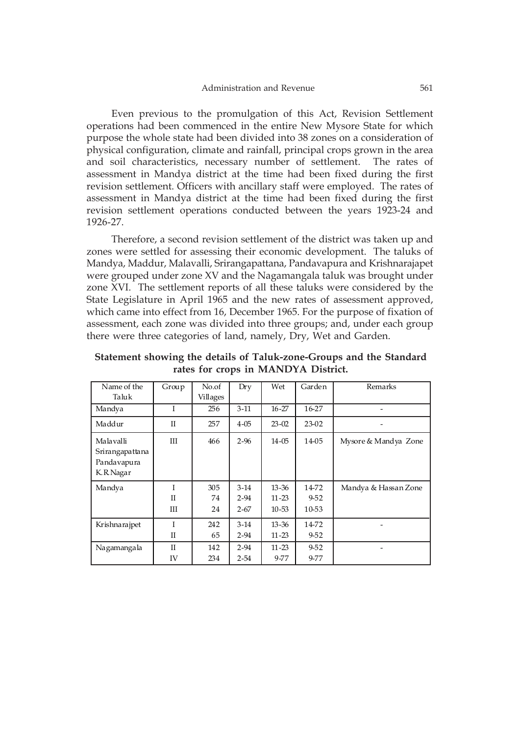Even previous to the promulgation of this Act, Revision Settlement operations had been commenced in the entire New Mysore State for which purpose the whole state had been divided into 38 zones on a consideration of physical configuration, climate and rainfall, principal crops grown in the area and soil characteristics, necessary number of settlement. The rates of assessment in Mandya district at the time had been fixed during the first revision settlement. Officers with ancillary staff were employed. The rates of assessment in Mandya district at the time had been fixed during the first revision settlement operations conducted between the years 1923-24 and 1926-27.

Therefore, a second revision settlement of the district was taken up and zones were settled for assessing their economic development. The taluks of Mandya, Maddur, Malavalli, Srirangapattana, Pandavapura and Krishnarajapet were grouped under zone XV and the Nagamangala taluk was brought under zone XVI. The settlement reports of all these taluks were considered by the State Legislature in April 1965 and the new rates of assessment approved, which came into effect from 16, December 1965. For the purpose of fixation of assessment, each zone was divided into three groups; and, under each group there were three categories of land, namely, Dry, Wet and Garden.

**Statement showing the details of Taluk-zone-Groups and the Standard rates for crops in MANDYA District.**

| Name of the Taluk | Group | No.of Villages | Dry | Wet | Garden | Remarks |
|---|---|---|---|---|---|---|
| Mandya | I | 256 | 3-11 | 16-27 | 16-27 | - |
| Maddur | II | 257 | 4-05 | 23-02 | 23-02 | - |
| Malavalli<br>Srirangapattana<br>Pandavapura<br>K.R.Nagar | III | 466 | 2-96 | 14-05 | 14-05 | Mysore & Mandya Zone |
| Mandya | I<br>II<br>III | 305<br>74<br>24 | 3-14<br>2-94<br>2-67 | 13-36<br>11-23<br>10-53 | 14-72<br>9-52<br>10-53 | Mandya & Hassan Zone |
| Krishnarajpet | I<br>II | 242<br>65 | 3-14<br>2-94 | 13-36<br>11-23 | 14-72<br>9-52 | - |
| Nagamangala | II<br>IV | 142<br>234 | 2-94<br>2-54 | 11-23<br>9-77 | 9-52<br>9-77 | - |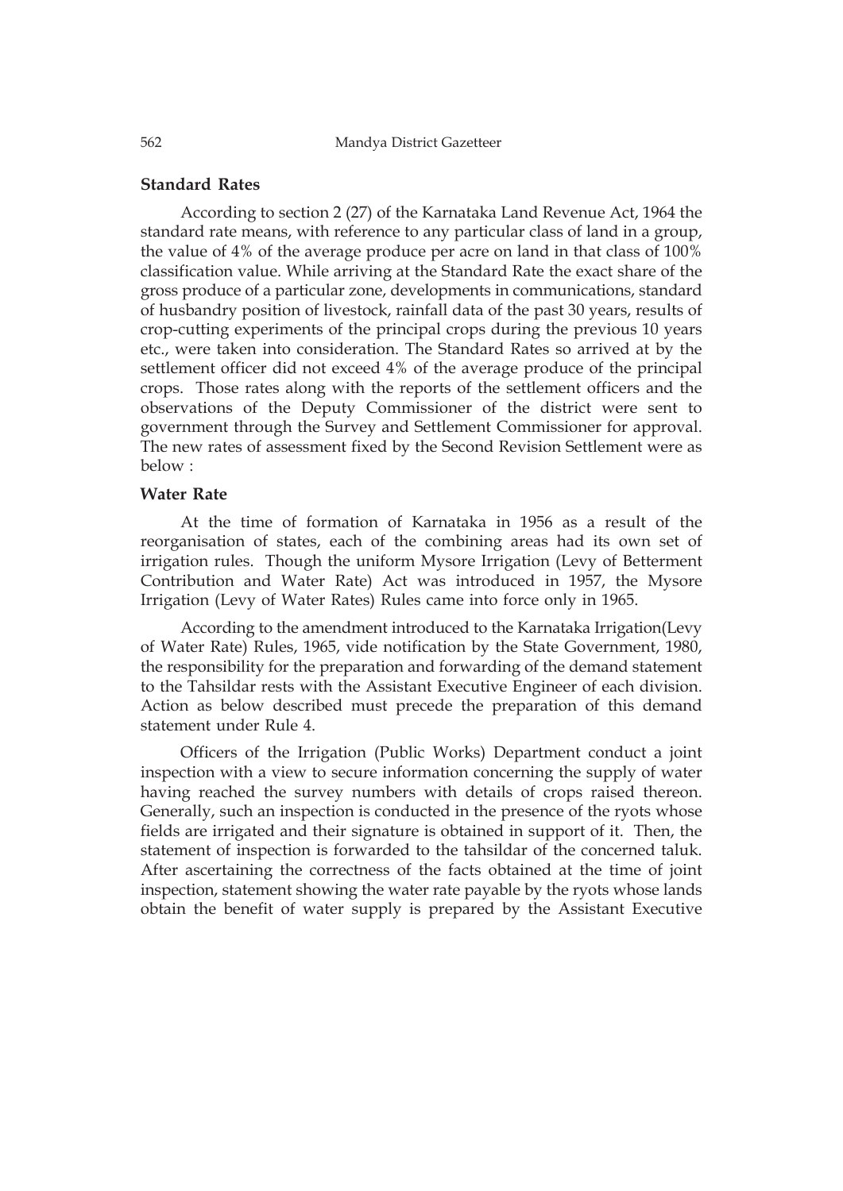## Standard Rates

According to section 2 (27) of the Karnataka Land Revenue Act, 1964 the standard rate means, with reference to any particular class of land in a group, the value of 4% of the average produce per acre on land in that class of 100% classification value. While arriving at the Standard Rate the exact share of the gross produce of a particular zone, developments in communications, standard of husbandry position of livestock, rainfall data of the past 30 years, results of crop-cutting experiments of the principal crops during the previous 10 years etc., were taken into consideration. The Standard Rates so arrived at by the settlement officer did not exceed 4% of the average produce of the principal crops. Those rates along with the reports of the settlement officers and the observations of the Deputy Commissioner of the district were sent to government through the Survey and Settlement Commissioner for approval. The new rates of assessment fixed by the Second Revision Settlement were as below :

## Water Rate

At the time of formation of Karnataka in 1956 as a result of the reorganisation of states, each of the combining areas had its own set of irrigation rules. Though the uniform Mysore Irrigation (Levy of Betterment Contribution and Water Rate) Act was introduced in 1957, the Mysore Irrigation (Levy of Water Rates) Rules came into force only in 1965.

According to the amendment introduced to the Karnataka Irrigation(Levy of Water Rate) Rules, 1965, vide notification by the State Government, 1980, the responsibility for the preparation and forwarding of the demand statement to the Tahsildar rests with the Assistant Executive Engineer of each division. Action as below described must precede the preparation of this demand statement under Rule 4.

Officers of the Irrigation (Public Works) Department conduct a joint inspection with a view to secure information concerning the supply of water having reached the survey numbers with details of crops raised thereon. Generally, such an inspection is conducted in the presence of the ryots whose fields are irrigated and their signature is obtained in support of it. Then, the statement of inspection is forwarded to the tahsildar of the concerned taluk. After ascertaining the correctness of the facts obtained at the time of joint inspection, statement showing the water rate payable by the ryots whose lands obtain the benefit of water supply is prepared by the Assistant Executive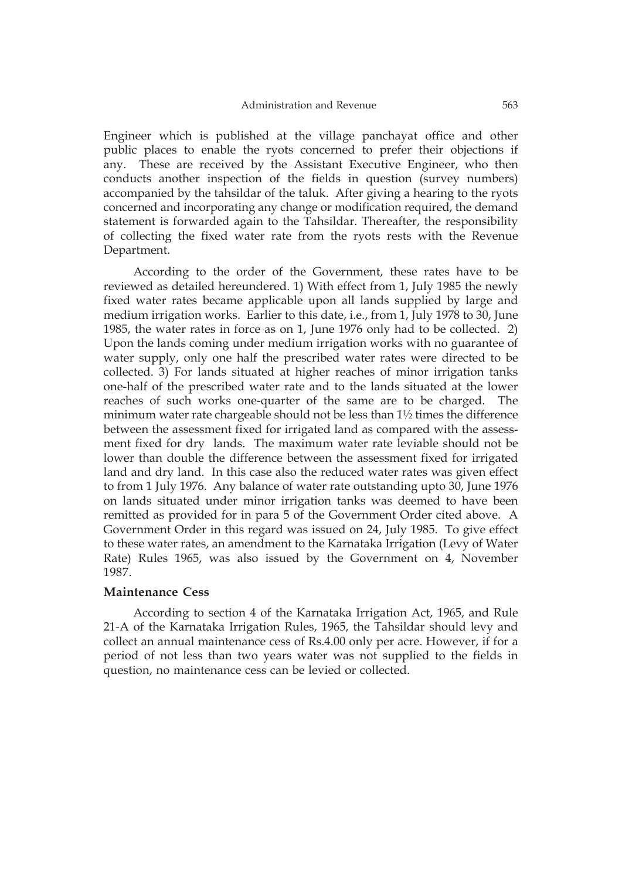Engineer which is published at the village panchayat office and other public places to enable the ryots concerned to prefer their objections if any. These are received by the Assistant Executive Engineer, who then conducts another inspection of the fields in question (survey numbers) accompanied by the tahsildar of the taluk. After giving a hearing to the ryots concerned and incorporating any change or modification required, the demand statement is forwarded again to the Tahsildar. Thereafter, the responsibility of collecting the fixed water rate from the ryots rests with the Revenue Department.

According to the order of the Government, these rates have to be reviewed as detailed hereundered. 1) With effect from 1, July 1985 the newly fixed water rates became applicable upon all lands supplied by large and medium irrigation works. Earlier to this date, i.e., from 1, July 1978 to 30, June 1985, the water rates in force as on 1, June 1976 only had to be collected. 2) Upon the lands coming under medium irrigation works with no guarantee of water supply, only one half the prescribed water rates were directed to be collected. 3) For lands situated at higher reaches of minor irrigation tanks one-half of the prescribed water rate and to the lands situated at the lower reaches of such works one-quarter of the same are to be charged. The minimum water rate chargeable should not be less than 1½ times the difference between the assessment fixed for irrigated land as compared with the assessment fixed for dry lands. The maximum water rate leviable should not be lower than double the difference between the assessment fixed for irrigated land and dry land. In this case also the reduced water rates was given effect to from 1 July 1976. Any balance of water rate outstanding upto 30, June 1976 on lands situated under minor irrigation tanks was deemed to have been remitted as provided for in para 5 of the Government Order cited above. A Government Order in this regard was issued on 24, July 1985. To give effect to these water rates, an amendment to the Karnataka Irrigation (Levy of Water Rate) Rules 1965, was also issued by the Government on 4, November 1987.

### Maintenance Cess

According to section 4 of the Karnataka Irrigation Act, 1965, and Rule 21-A of the Karnataka Irrigation Rules, 1965, the Tahsildar should levy and collect an annual maintenance cess of Rs.4.00 only per acre. However, if for a period of not less than two years water was not supplied to the fields in question, no maintenance cess can be levied or collected.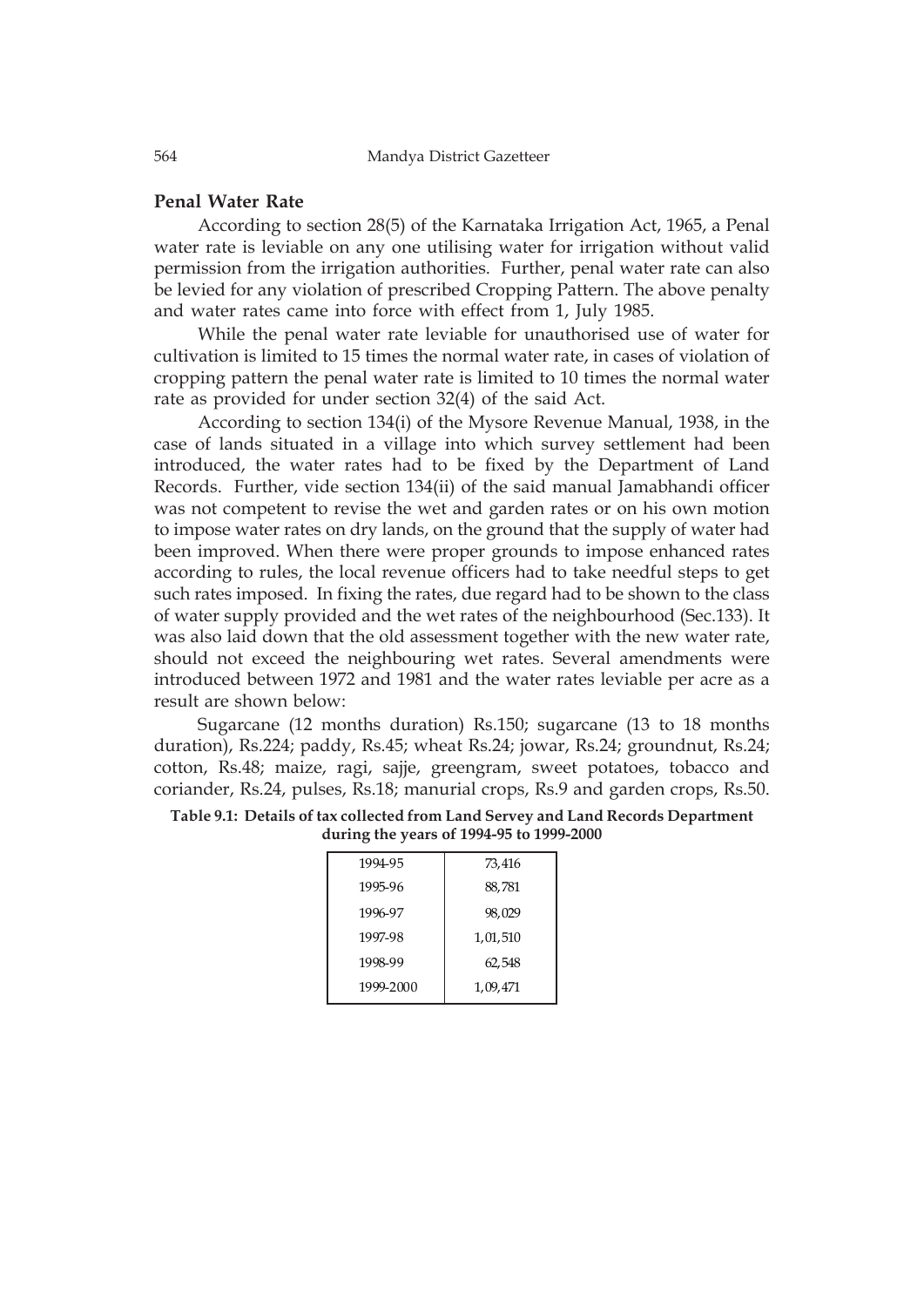## Penal Water Rate

According to section 28(5) of the Karnataka Irrigation Act, 1965, a Penal water rate is leviable on any one utilising water for irrigation without valid permission from the irrigation authorities. Further, penal water rate can also be levied for any violation of prescribed Cropping Pattern. The above penalty and water rates came into force with effect from 1, July 1985.

While the penal water rate leviable for unauthorised use of water for cultivation is limited to 15 times the normal water rate, in cases of violation of cropping pattern the penal water rate is limited to 10 times the normal water rate as provided for under section 32(4) of the said Act.

According to section 134(i) of the Mysore Revenue Manual, 1938, in the case of lands situated in a village into which survey settlement had been introduced, the water rates had to be fixed by the Department of Land Records. Further, vide section 134(ii) of the said manual Jamabhandi officer was not competent to revise the wet and garden rates or on his own motion to impose water rates on dry lands, on the ground that the supply of water had been improved. When there were proper grounds to impose enhanced rates according to rules, the local revenue officers had to take needful steps to get such rates imposed. In fixing the rates, due regard had to be shown to the class of water supply provided and the wet rates of the neighbourhood (Sec.133). It was also laid down that the old assessment together with the new water rate, should not exceed the neighbouring wet rates. Several amendments were introduced between 1972 and 1981 and the water rates leviable per acre as a result are shown below:

Sugarcane (12 months duration) Rs.150; sugarcane (13 to 18 months duration), Rs.224; paddy, Rs.45; wheat Rs.24; jowar, Rs.24; groundnut, Rs.24; cotton, Rs.48; maize, ragi, sajje, greengram, sweet potatoes, tobacco and coriander, Rs.24, pulses, Rs.18; manurial crops, Rs.9 and garden crops, Rs.50.

**Table 9.1: Details of tax collected from Land Servey and Land Records Department during the years of 1994-95 to 1999-2000**

| | |
|---|---|
| 1994-95 | 73,416 |
| 1995-96 | 88,781 |
| 1996-97 | 98,029 |
| 1997-98 | 1,01,510 |
| 1998-99 | 62,548 |
| 1999-2000 | 1,09,471 |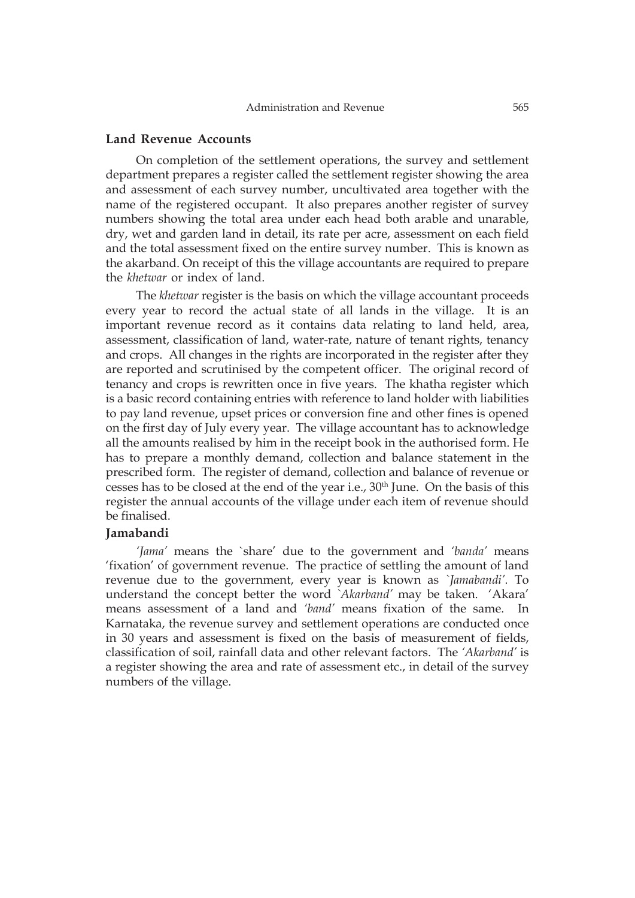## Land Revenue Accounts

On completion of the settlement operations, the survey and settlement department prepares a register called the settlement register showing the area and assessment of each survey number, uncultivated area together with the name of the registered occupant. It also prepares another register of survey numbers showing the total area under each head both arable and unarable, dry, wet and garden land in detail, its rate per acre, assessment on each field and the total assessment fixed on the entire survey number. This is known as the akarband. On receipt of this the village accountants are required to prepare the *khetwar* or index of land.

The *khetwar* register is the basis on which the village accountant proceeds every year to record the actual state of all lands in the village. It is an important revenue record as it contains data relating to land held, area, assessment, classification of land, water-rate, nature of tenant rights, tenancy and crops. All changes in the rights are incorporated in the register after they are reported and scrutinised by the competent officer. The original record of tenancy and crops is rewritten once in five years. The khatha register which is a basic record containing entries with reference to land holder with liabilities to pay land revenue, upset prices or conversion fine and other fines is opened on the first day of July every year. The village accountant has to acknowledge all the amounts realised by him in the receipt book in the authorised form. He has to prepare a monthly demand, collection and balance statement in the prescribed form. The register of demand, collection and balance of revenue or cesses has to be closed at the end of the year i.e., 30th June. On the basis of this register the annual accounts of the village under each item of revenue should be finalised.

## Jamabandi

*'Jama'* means the `share' due to the government and *'banda'* means 'fixation' of government revenue. The practice of settling the amount of land revenue due to the government, every year is known as *`Jamabandi'*. To understand the concept better the word *`Akarband'* may be taken. 'Akara' means assessment of a land and *'band'* means fixation of the same. In Karnataka, the revenue survey and settlement operations are conducted once in 30 years and assessment is fixed on the basis of measurement of fields, classification of soil, rainfall data and other relevant factors. The *'Akarband'* is a register showing the area and rate of assessment etc., in detail of the survey numbers of the village.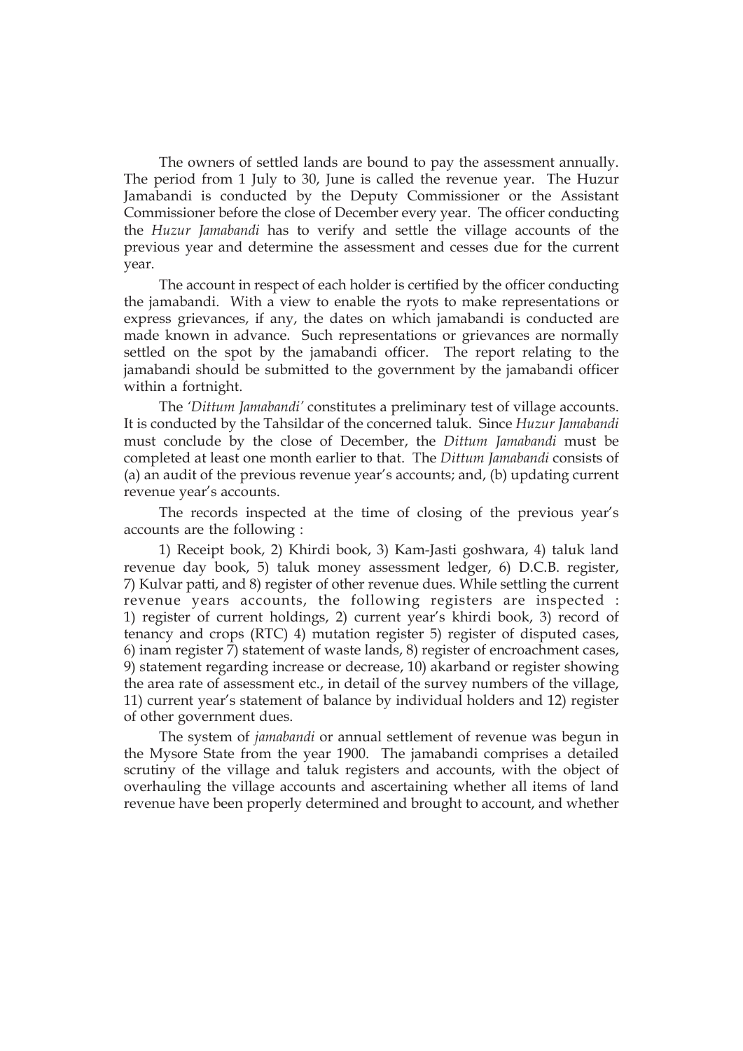The owners of settled lands are bound to pay the assessment annually. The period from 1 July to 30, June is called the revenue year. The Huzur Jamabandi is conducted by the Deputy Commissioner or the Assistant Commissioner before the close of December every year. The officer conducting the *Huzur Jamabandi* has to verify and settle the village accounts of the previous year and determine the assessment and cesses due for the current year.

The account in respect of each holder is certified by the officer conducting the jamabandi. With a view to enable the ryots to make representations or express grievances, if any, the dates on which jamabandi is conducted are made known in advance. Such representations or grievances are normally settled on the spot by the jamabandi officer. The report relating to the jamabandi should be submitted to the government by the jamabandi officer within a fortnight.

The *'Dittum Jamabandi'* constitutes a preliminary test of village accounts. It is conducted by the Tahsildar of the concerned taluk. Since *Huzur Jamabandi* must conclude by the close of December, the *Dittum Jamabandi* must be completed at least one month earlier to that. The *Dittum Jamabandi* consists of (a) an audit of the previous revenue year's accounts; and, (b) updating current revenue year's accounts.

The records inspected at the time of closing of the previous year's accounts are the following :

1) Receipt book, 2) Khirdi book, 3) Kam-Jasti goshwara, 4) taluk land revenue day book, 5) taluk money assessment ledger, 6) D.C.B. register, 7) Kulvar patti, and 8) register of other revenue dues. While settling the current revenue years accounts, the following registers are inspected : 1) register of current holdings, 2) current year's khirdi book, 3) record of tenancy and crops (RTC) 4) mutation register 5) register of disputed cases, 6) inam register 7) statement of waste lands, 8) register of encroachment cases, 9) statement regarding increase or decrease, 10) akarband or register showing the area rate of assessment etc., in detail of the survey numbers of the village, 11) current year's statement of balance by individual holders and 12) register of other government dues.

The system of *jamabandi* or annual settlement of revenue was begun in the Mysore State from the year 1900. The jamabandi comprises a detailed scrutiny of the village and taluk registers and accounts, with the object of overhauling the village accounts and ascertaining whether all items of land revenue have been properly determined and brought to account, and whether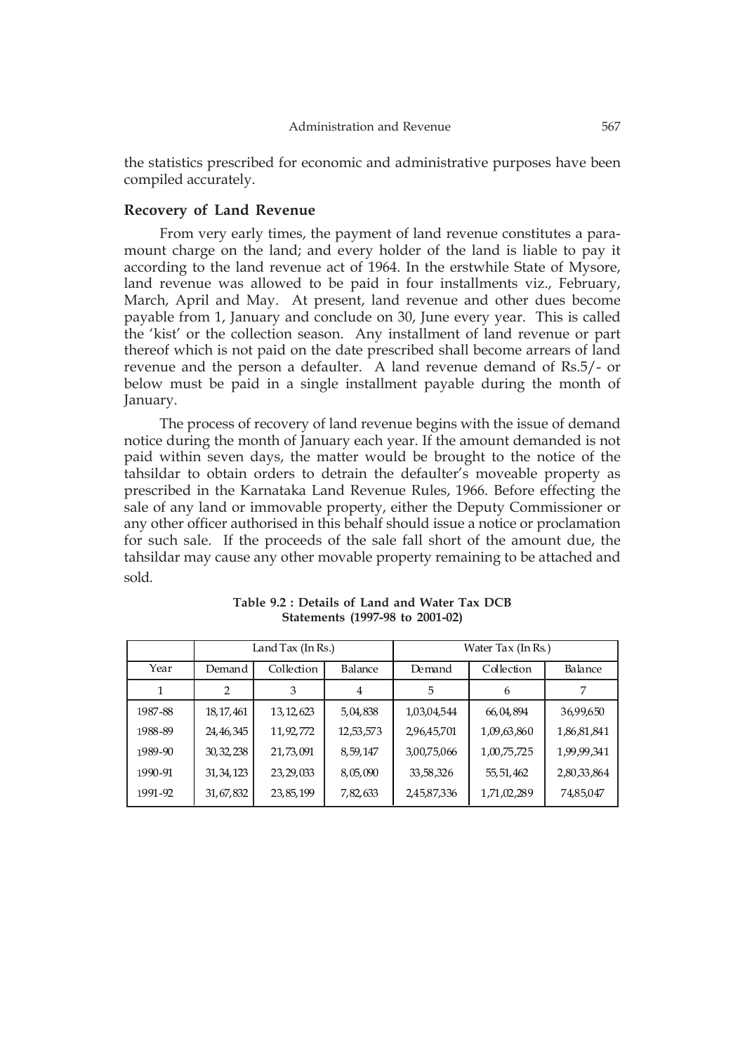the statistics prescribed for economic and administrative purposes have been compiled accurately.

### Recovery of Land Revenue

From very early times, the payment of land revenue constitutes a paramount charge on the land; and every holder of the land is liable to pay it according to the land revenue act of 1964. In the erstwhile State of Mysore, land revenue was allowed to be paid in four installments viz., February, March, April and May. At present, land revenue and other dues become payable from 1, January and conclude on 30, June every year. This is called the 'kist' or the collection season. Any installment of land revenue or part thereof which is not paid on the date prescribed shall become arrears of land revenue and the person a defaulter. A land revenue demand of Rs.5/- or below must be paid in a single installment payable during the month of January.

The process of recovery of land revenue begins with the issue of demand notice during the month of January each year. If the amount demanded is not paid within seven days, the matter would be brought to the notice of the tahsildar to obtain orders to detrain the defaulter's moveable property as prescribed in the Karnataka Land Revenue Rules, 1966. Before effecting the sale of any land or immovable property, either the Deputy Commissioner or any other officer authorised in this behalf should issue a notice or proclamation for such sale. If the proceeds of the sale fall short of the amount due, the tahsildar may cause any other movable property remaining to be attached and sold.

**Table 9.2 : Details of Land and Water Tax DCB Statements (1997-98 to 2001-02)**

| | Land Tax (In Rs.) | | | Water Tax (In Rs.) | | |
|---|---|---|---|---|---|---|
| Year | Demand | Collection | Balance | Demand | Collection | Balance |
| 1 | 2 | 3 | 4 | 5 | 6 | 7 |
| 1987-88 | 18,17,461 | 13,12,623 | 5,04,838 | 1,03,04,544 | 66,04,894 | 36,99,650 |
| 1988-89 | 24,46,345 | 11,92,772 | 12,53,573 | 2,96,45,701 | 1,09,63,860 | 1,86,81,841 |
| 1989-90 | 30,32,238 | 21,73,091 | 8,59,147 | 3,00,75,066 | 1,00,75,725 | 1,99,99,341 |
| 1990-91 | 31,34,123 | 23,29,033 | 8,05,090 | 33,58,326 | 55,51,462 | 2,80,33,864 |
| 1991-92 | 31,67,832 | 23,85,199 | 7,82,633 | 2,45,87,336 | 1,71,02,289 | 74,85,047 |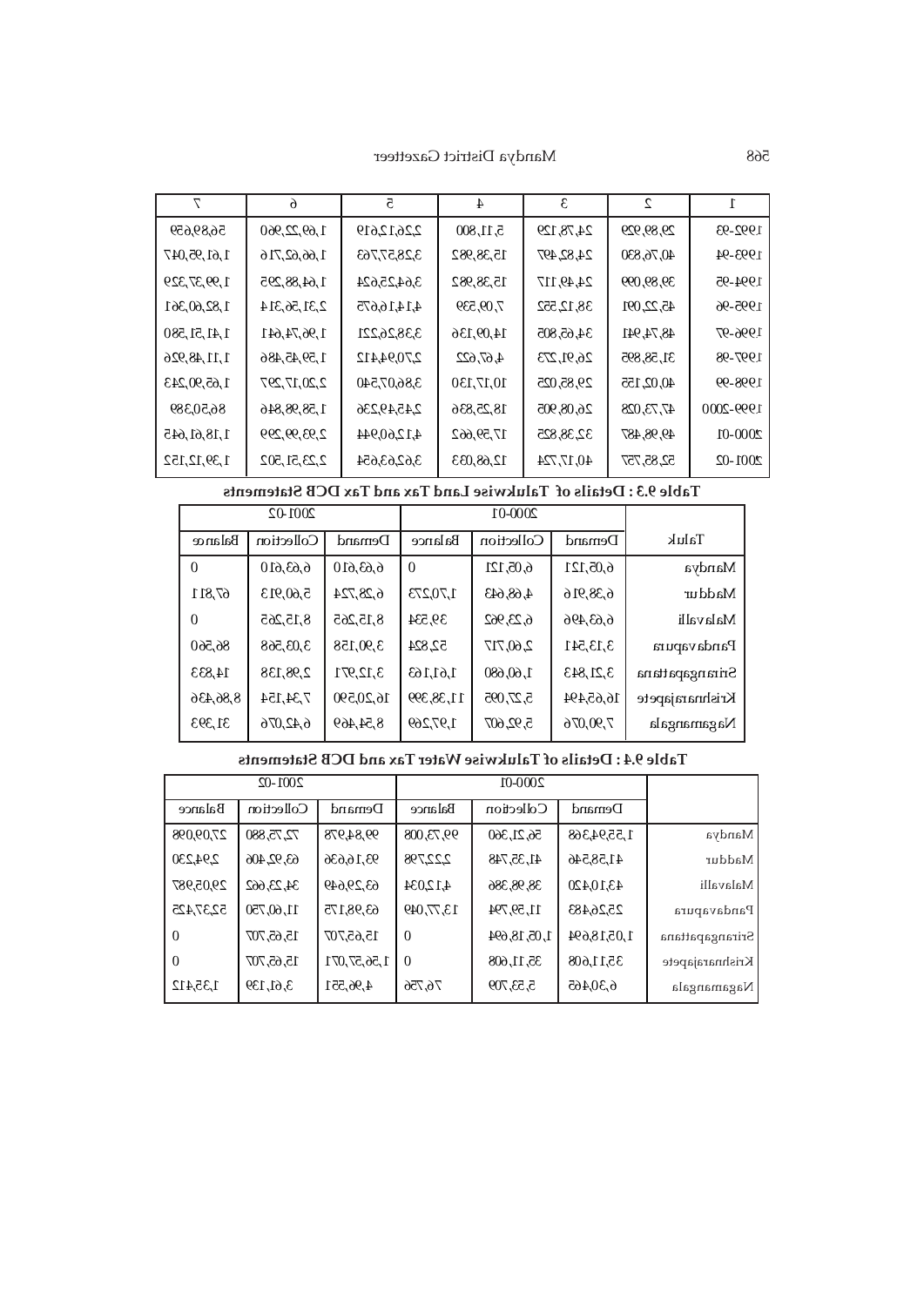| 1 | 2 | 3 | 4 | 5 | 6 | 7 |
|---|---|---|---|---|---|---|
| 1992-93 | 29,89,929 | 24,78,129 | 5,11,800 | 2,26,12,619 | 1,69,22,960 | 56,89,659 |
| 1993-94 | 40,76,830 | 24,82,497 | 15,38,982 | 3,28,57,763 | 1,66,62,716 | 1,61,95,047 |
| 1994-95 | 39,89,099 | 24,49,117 | 15,38,982 | 3,64,25,624 | 1,64,88,295 | 1,99,37,329 |
| 1995-96 | 45,22,091 | 38,12,552 | 7,09,539 | 4,14,16,675 | 2,31,56,314 | 1,82,60,361 |
| 1996-97 | 48,74,941 | 34,65,805 | 14,09,136 | 3,38,26,221 | 1,96,74,641 | 1,41,51,580 |
| 1997-98 | 31,58,895 | 26,91,273 | 4,67,622 | 2,70,94,412 | 1,59,45,486 | 1,11,48,926 |
| 1998-99 | 40,02,155 | 29,85,025 | 10,17,130 | 3,86,07,540 | 2,20,17,297 | 1,65,90,243 |
| 1999-2000 | 47,73,028 | 26,08,905 | 18,25,836 | 2,45,49,236 | 1,58,98,846 | 86,50,389 |
| 2000-01 | 49,98,487 | 32,38,825 | 17,59,662 | 4,12,60,944 | 2,93,99,299 | 1,18,61,645 |
| 2001-02 | 52,85,757 | 40,17,724 | 12,68,033 | 3,62,63,654 | 2,23,51,502 | 1,39,12,152 |

**Table 9.3 : Details of Talukwise Land Tax and Tax DCB Statements**

| Taluk | 2000-01 | | | 2001-02 | | |
|---|---|---|---|---|---|---|
| | Demand | Collection | Balance | Demand | Collection | Balance |
| Mandya | 6,05,121 | 6,05,121 | 0 | 6,63,610 | 6,63,610 | 0 |
| Maddur | 6,38,916 | 4,68,643 | 1,70,273 | 6,28,724 | 5,60,913 | 67,811 |
| Malavalli | 6,63,496 | 6,23,962 | 39,534 | 8,15,265 | 8,15,265 | 0 |
| Pandavapura | 3,13,541 | 2,60,717 | 52,824 | 3,90,158 | 3,03,568 | 86,560 |
| Srirangapattana | 3,21,843 | 1,60,680 | 1,61,163 | 3,12,971 | 2,98,138 | 14,833 |
| Krishnarajapete | 16,65,494 | 5,27,095 | 11,38,399 | 16,20,590 | 7,34,154 | 8,86,436 |
| Nagamangala | 7,90,076 | 5,92,607 | 1,97,269 | 8,54,469 | 6,42,076 | 31,393 |

**Table 9.4 : Details of Talukwise Water Tax and DCB Statements**

| | 2000-01 | | | 2001-02 | | |
|---|---|---|---|---|---|---|
| | Demand | Collection | Balance | Demand | Collection | Balance |
| Mandya | 1,55,94,368 | 56,21,360 | 99,73,008 | 99,84,978 | 72,75,880 | 27,09,098 |
| Maddur | 41,58,546 | 41,35,748 | 22,2798 | 93,16,636 | 63,92,406 | 29,4230 |
| Malavalli | 43,10,420 | 38,98,386 | 4,12,034 | 63,29,649 | 34,23,662 | 29,05,987 |
| Pandavapura | 25,26,483 | 11,59,794 | 13,77,049 | 63,98,175 | 11,60,750 | 52,37,425 |
| Srirangapattana | 1,05,18,694 | 1,05,18,694 | 0 | 15,65,707 | 15,65,707 | 0 |
| Krishnarajapete | 35,11,608 | 35,11,608 | 0 | 1,56,57,071 | 15,65,707 | 0 |
| Nagamangala | 6,30,465 | 5,53,709 | 76,756 | 4,96,551 | 3,61,139 | 1,35,412 |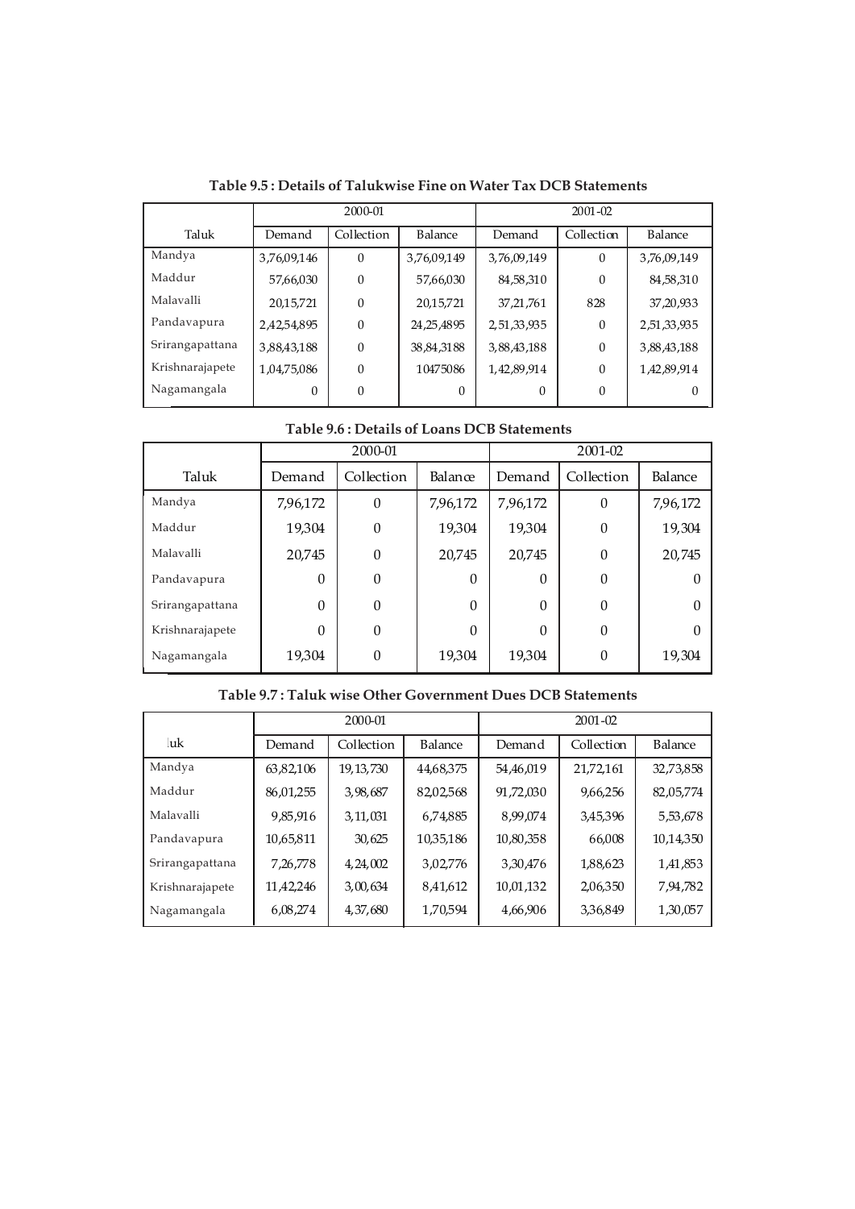**Table 9.5 : Details of Talukwise Fine on Water Tax DCB Statements**

| | 2000-01 | | | 2001-02 | | |
|---|---|---|---|---|---|---|
| Taluk | Demand | Collection | Balance | Demand | Collection | Balance |
| Mandya | 3,76,09,146 | 0 | 3,76,09,149 | 3,76,09,149 | 0 | 3,76,09,149 |
| Maddur | 57,66,030 | 0 | 57,66,030 | 84,58,310 | 0 | 84,58,310 |
| Malavalli | 20,15,721 | 0 | 20,15,721 | 37,21,761 | 828 | 37,20,933 |
| Pandavapura | 2,42,54,895 | 0 | 24,25,4895 | 2,51,33,935 | 0 | 2,51,33,935 |
| Srirangapattana | 3,88,43,188 | 0 | 38,84,3188 | 3,88,43,188 | 0 | 3,88,43,188 |
| Krishnarajapete | 1,04,75,086 | 0 | 10475086 | 1,42,89,914 | 0 | 1,42,89,914 |
| Nagamangala | 0 | 0 | 0 | 0 | 0 | 0 |

**Table 9.6 : Details of Loans DCB Statements**

| | 2000-01 | | | 2001-02 | | |
|---|---|---|---|---|---|---|
| Taluk | Demand | Collection | Balance | Demand | Collection | Balance |
| Mandya | 7,96,172 | 0 | 7,96,172 | 7,96,172 | 0 | 7,96,172 |
| Maddur | 19,304 | 0 | 19,304 | 19,304 | 0 | 19,304 |
| Malavalli | 20,745 | 0 | 20,745 | 20,745 | 0 | 20,745 |
| Pandavapura | 0 | 0 | 0 | 0 | 0 | 0 |
| Srirangapattana | 0 | 0 | 0 | 0 | 0 | 0 |
| Krishnarajapete | 0 | 0 | 0 | 0 | 0 | 0 |
| Nagamangala | 19,304 | 0 | 19,304 | 19,304 | 0 | 19,304 |

**Table 9.7 : Taluk wise Other Government Dues DCB Statements**

| | 2000-01 | | | 2001-02 | | |
|---|---|---|---|---|---|---|
| luk | Demand | Collection | Balance | Demand | Collection | Balance |
| Mandya | 63,82,106 | 19,13,730 | 44,68,375 | 54,46,019 | 21,72,161 | 32,73,858 |
| Maddur | 86,01,255 | 3,98,687 | 82,02,568 | 91,72,030 | 9,66,256 | 82,05,774 |
| Malavalli | 9,85,916 | 3,11,031 | 6,74,885 | 8,99,074 | 3,45,396 | 5,53,678 |
| Pandavapura | 10,65,811 | 30,625 | 10,35,186 | 10,80,358 | 66,008 | 10,14,350 |
| Srirangapattana | 7,26,778 | 4,24,002 | 3,02,776 | 3,30,476 | 1,88,623 | 1,41,853 |
| Krishnarajapete | 11,42,246 | 3,00,634 | 8,41,612 | 10,01,132 | 2,06,350 | 7,94,782 |
| Nagamangala | 6,08,274 | 4,37,680 | 1,70,594 | 4,66,906 | 3,36,849 | 1,30,057 |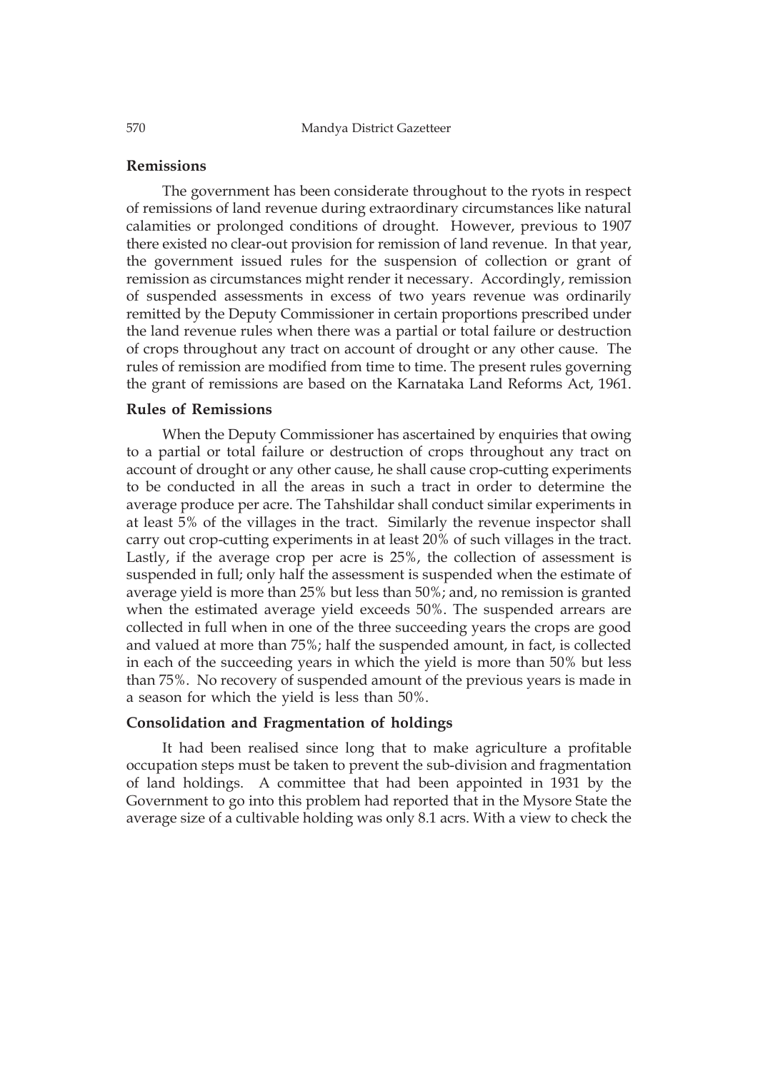### Remissions

The government has been considerate throughout to the ryots in respect of remissions of land revenue during extraordinary circumstances like natural calamities or prolonged conditions of drought. However, previous to 1907 there existed no clear-out provision for remission of land revenue. In that year, the government issued rules for the suspension of collection or grant of remission as circumstances might render it necessary. Accordingly, remission of suspended assessments in excess of two years revenue was ordinarily remitted by the Deputy Commissioner in certain proportions prescribed under the land revenue rules when there was a partial or total failure or destruction of crops throughout any tract on account of drought or any other cause. The rules of remission are modified from time to time. The present rules governing the grant of remissions are based on the Karnataka Land Reforms Act, 1961.

### Rules of Remissions

When the Deputy Commissioner has ascertained by enquiries that owing to a partial or total failure or destruction of crops throughout any tract on account of drought or any other cause, he shall cause crop-cutting experiments to be conducted in all the areas in such a tract in order to determine the average produce per acre. The Tahshildar shall conduct similar experiments in at least 5% of the villages in the tract. Similarly the revenue inspector shall carry out crop-cutting experiments in at least 20% of such villages in the tract. Lastly, if the average crop per acre is 25%, the collection of assessment is suspended in full; only half the assessment is suspended when the estimate of average yield is more than 25% but less than 50%; and, no remission is granted when the estimated average yield exceeds 50%. The suspended arrears are collected in full when in one of the three succeeding years the crops are good and valued at more than 75%; half the suspended amount, in fact, is collected in each of the succeeding years in which the yield is more than 50% but less than 75%. No recovery of suspended amount of the previous years is made in a season for which the yield is less than 50%.

### Consolidation and Fragmentation of holdings

It had been realised since long that to make agriculture a profitable occupation steps must be taken to prevent the sub-division and fragmentation of land holdings. A committee that had been appointed in 1931 by the Government to go into this problem had reported that in the Mysore State the average size of a cultivable holding was only 8.1 acrs. With a view to check the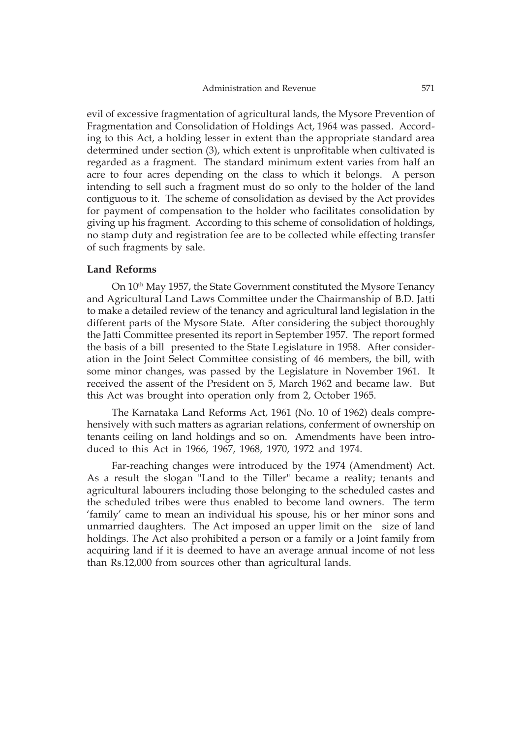evil of excessive fragmentation of agricultural lands, the Mysore Prevention of Fragmentation and Consolidation of Holdings Act, 1964 was passed. According to this Act, a holding lesser in extent than the appropriate standard area determined under section (3), which extent is unprofitable when cultivated is regarded as a fragment. The standard minimum extent varies from half an acre to four acres depending on the class to which it belongs. A person intending to sell such a fragment must do so only to the holder of the land contiguous to it. The scheme of consolidation as devised by the Act provides for payment of compensation to the holder who facilitates consolidation by giving up his fragment. According to this scheme of consolidation of holdings, no stamp duty and registration fee are to be collected while effecting transfer of such fragments by sale.

**Land Reforms**

On 10th May 1957, the State Government constituted the Mysore Tenancy and Agricultural Land Laws Committee under the Chairmanship of B.D. Jatti to make a detailed review of the tenancy and agricultural land legislation in the different parts of the Mysore State. After considering the subject thoroughly the Jatti Committee presented its report in September 1957. The report formed the basis of a bill presented to the State Legislature in 1958. After consideration in the Joint Select Committee consisting of 46 members, the bill, with some minor changes, was passed by the Legislature in November 1961. It received the assent of the President on 5, March 1962 and became law. But this Act was brought into operation only from 2, October 1965.

The Karnataka Land Reforms Act, 1961 (No. 10 of 1962) deals comprehensively with such matters as agrarian relations, conferment of ownership on tenants ceiling on land holdings and so on. Amendments have been introduced to this Act in 1966, 1967, 1968, 1970, 1972 and 1974.

Far-reaching changes were introduced by the 1974 (Amendment) Act. As a result the slogan "Land to the Tiller" became a reality; tenants and agricultural labourers including those belonging to the scheduled castes and the scheduled tribes were thus enabled to become land owners. The term 'family' came to mean an individual his spouse, his or her minor sons and unmarried daughters. The Act imposed an upper limit on the size of land holdings. The Act also prohibited a person or a family or a Joint family from acquiring land if it is deemed to have an average annual income of not less than Rs.12,000 from sources other than agricultural lands.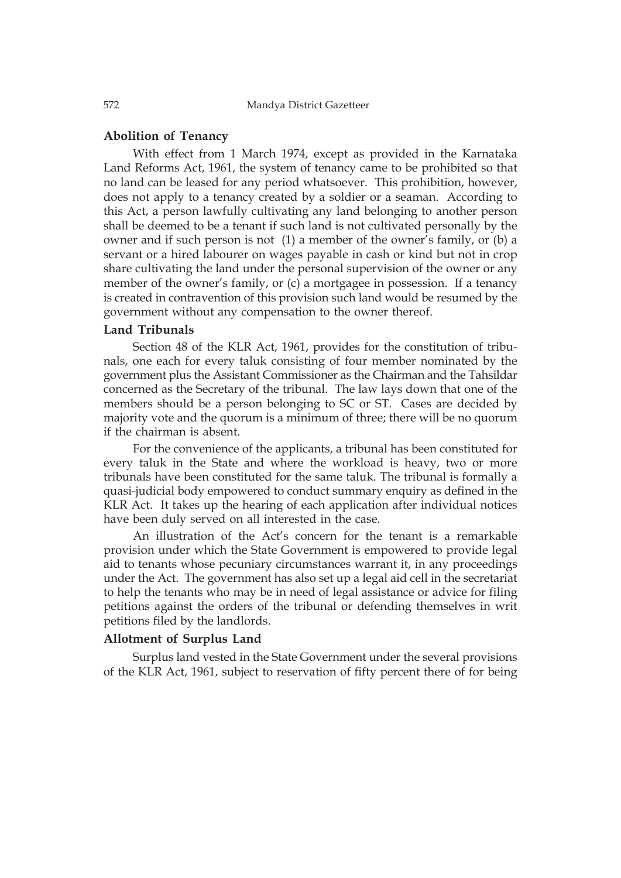### Abolition of Tenancy

With effect from 1 March 1974, except as provided in the Karnataka Land Reforms Act, 1961, the system of tenancy came to be prohibited so that no land can be leased for any period whatsoever. This prohibition, however, does not apply to a tenancy created by a soldier or a seaman. According to this Act, a person lawfully cultivating any land belonging to another person shall be deemed to be a tenant if such land is not cultivated personally by the owner and if such person is not (1) a member of the owner's family, or (b) a servant or a hired labourer on wages payable in cash or kind but not in crop share cultivating the land under the personal supervision of the owner or any member of the owner's family, or (c) a mortgagee in possession. If a tenancy is created in contravention of this provision such land would be resumed by the government without any compensation to the owner thereof.

### Land Tribunals

Section 48 of the KLR Act, 1961, provides for the constitution of tribunals, one each for every taluk consisting of four member nominated by the government plus the Assistant Commissioner as the Chairman and the Tahsildar concerned as the Secretary of the tribunal. The law lays down that one of the members should be a person belonging to SC or ST. Cases are decided by majority vote and the quorum is a minimum of three; there will be no quorum if the chairman is absent.

For the convenience of the applicants, a tribunal has been constituted for every taluk in the State and where the workload is heavy, two or more tribunals have been constituted for the same taluk. The tribunal is formally a quasi-judicial body empowered to conduct summary enquiry as defined in the KLR Act. It takes up the hearing of each application after individual notices have been duly served on all interested in the case.

An illustration of the Act's concern for the tenant is a remarkable provision under which the State Government is empowered to provide legal aid to tenants whose pecuniary circumstances warrant it, in any proceedings under the Act. The government has also set up a legal aid cell in the secretariat to help the tenants who may be in need of legal assistance or advice for filing petitions against the orders of the tribunal or defending themselves in writ petitions filed by the landlords.

### Allotment of Surplus Land

Surplus land vested in the State Government under the several provisions of the KLR Act, 1961, subject to reservation of fifty percent there of for being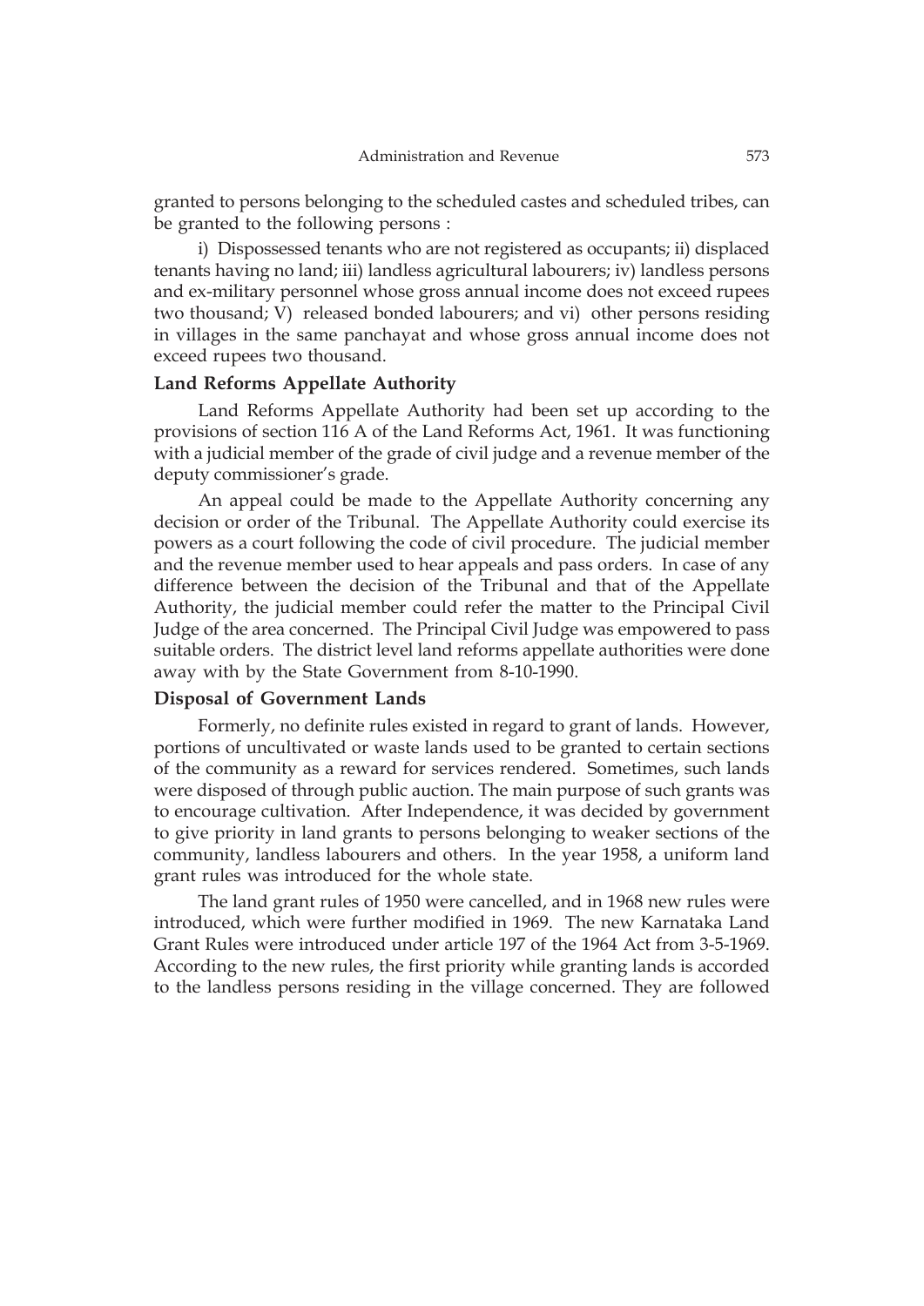granted to persons belonging to the scheduled castes and scheduled tribes, can be granted to the following persons :

i) Dispossessed tenants who are not registered as occupants; ii) displaced tenants having no land; iii) landless agricultural labourers; iv) landless persons and ex-military personnel whose gross annual income does not exceed rupees two thousand; V) released bonded labourers; and vi) other persons residing in villages in the same panchayat and whose gross annual income does not exceed rupees two thousand.

### Land Reforms Appellate Authority

Land Reforms Appellate Authority had been set up according to the provisions of section 116 A of the Land Reforms Act, 1961. It was functioning with a judicial member of the grade of civil judge and a revenue member of the deputy commissioner's grade.

An appeal could be made to the Appellate Authority concerning any decision or order of the Tribunal. The Appellate Authority could exercise its powers as a court following the code of civil procedure. The judicial member and the revenue member used to hear appeals and pass orders. In case of any difference between the decision of the Tribunal and that of the Appellate Authority, the judicial member could refer the matter to the Principal Civil Judge of the area concerned. The Principal Civil Judge was empowered to pass suitable orders. The district level land reforms appellate authorities were done away with by the State Government from 8-10-1990.

### Disposal of Government Lands

Formerly, no definite rules existed in regard to grant of lands. However, portions of uncultivated or waste lands used to be granted to certain sections of the community as a reward for services rendered. Sometimes, such lands were disposed of through public auction. The main purpose of such grants was to encourage cultivation. After Independence, it was decided by government to give priority in land grants to persons belonging to weaker sections of the community, landless labourers and others. In the year 1958, a uniform land grant rules was introduced for the whole state.

The land grant rules of 1950 were cancelled, and in 1968 new rules were introduced, which were further modified in 1969. The new Karnataka Land Grant Rules were introduced under article 197 of the 1964 Act from 3-5-1969. According to the new rules, the first priority while granting lands is accorded to the landless persons residing in the village concerned. They are followed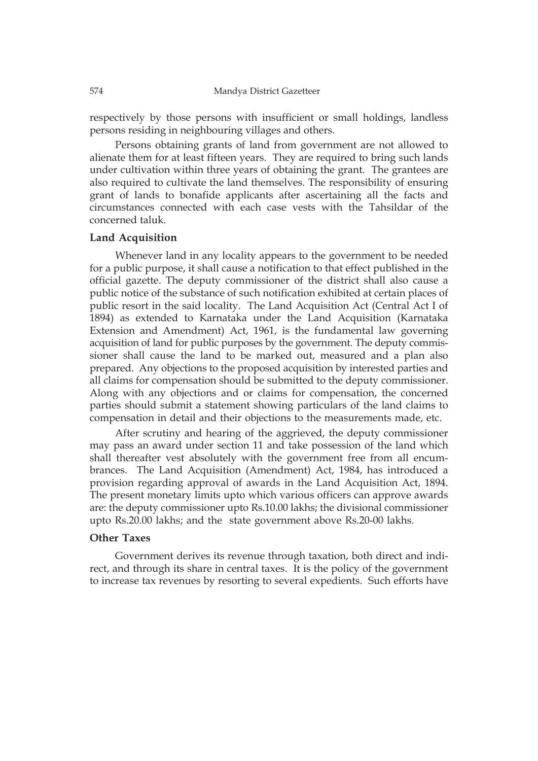respectively by those persons with insufficient or small holdings, landless persons residing in neighbouring villages and others.

Persons obtaining grants of land from government are not allowed to alienate them for at least fifteen years. They are required to bring such lands under cultivation within three years of obtaining the grant. The grantees are also required to cultivate the land themselves. The responsibility of ensuring grant of lands to bonafide applicants after ascertaining all the facts and circumstances connected with each case vests with the Tahsildar of the concerned taluk.

### Land Acquisition

Whenever land in any locality appears to the government to be needed for a public purpose, it shall cause a notification to that effect published in the official gazette. The deputy commissioner of the district shall also cause a public notice of the substance of such notification exhibited at certain places of public resort in the said locality. The Land Acquisition Act (Central Act I of 1894) as extended to Karnataka under the Land Acquisition (Karnataka Extension and Amendment) Act, 1961, is the fundamental law governing acquisition of land for public purposes by the government. The deputy commissioner shall cause the land to be marked out, measured and a plan also prepared. Any objections to the proposed acquisition by interested parties and all claims for compensation should be submitted to the deputy commissioner. Along with any objections and or claims for compensation, the concerned parties should submit a statement showing particulars of the land claims to compensation in detail and their objections to the measurements made, etc.

After scrutiny and hearing of the aggrieved, the deputy commissioner may pass an award under section 11 and take possession of the land which shall thereafter vest absolutely with the government free from all encumbrances. The Land Acquisition (Amendment) Act, 1984, has introduced a provision regarding approval of awards in the Land Acquisition Act, 1894. The present monetary limits upto which various officers can approve awards are: the deputy commissioner upto Rs.10.00 lakhs; the divisional commissioner upto Rs.20.00 lakhs; and the state government above Rs.20-00 lakhs.

### Other Taxes

Government derives its revenue through taxation, both direct and indirect, and through its share in central taxes. It is the policy of the government to increase tax revenues by resorting to several expedients. Such efforts have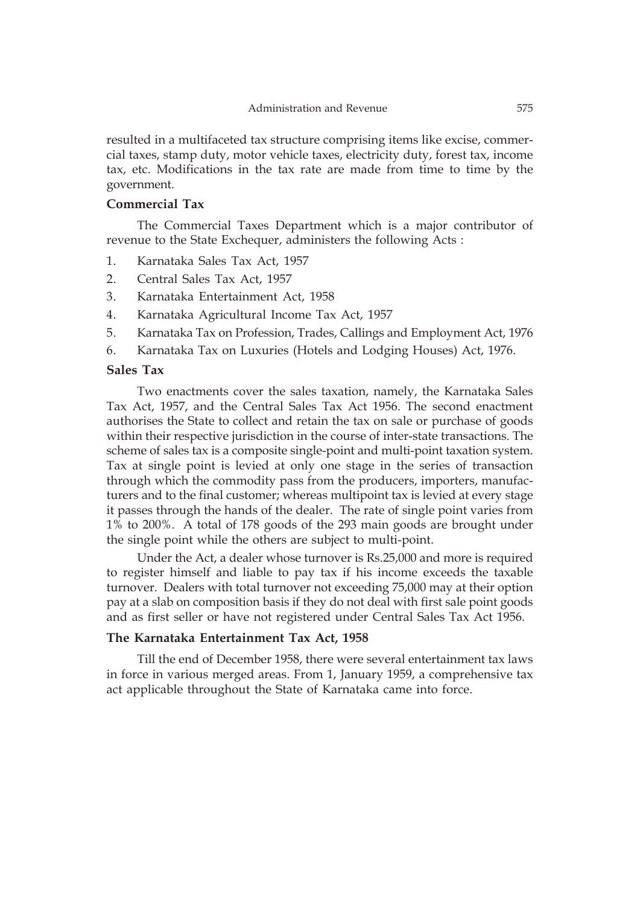resulted in a multifaceted tax structure comprising items like excise, commercial taxes, stamp duty, motor vehicle taxes, electricity duty, forest tax, income tax, etc. Modifications in the tax rate are made from time to time by the government.

## Commercial Tax

The Commercial Taxes Department which is a major contributor of revenue to the State Exchequer, administers the following Acts :

1. Karnataka Sales Tax Act, 1957
2. Central Sales Tax Act, 1957
3. Karnataka Entertainment Act, 1958
4. Karnataka Agricultural Income Tax Act, 1957
5. Karnataka Tax on Profession, Trades, Callings and Employment Act, 1976
6. Karnataka Tax on Luxuries (Hotels and Lodging Houses) Act, 1976.

## Sales Tax

Two enactments cover the sales taxation, namely, the Karnataka Sales Tax Act, 1957, and the Central Sales Tax Act 1956. The second enactment authorises the State to collect and retain the tax on sale or purchase of goods within their respective jurisdiction in the course of inter-state transactions. The scheme of sales tax is a composite single-point and multi-point taxation system. Tax at single point is levied at only one stage in the series of transaction through which the commodity pass from the producers, importers, manufacturers and to the final customer; whereas multipoint tax is levied at every stage it passes through the hands of the dealer. The rate of single point varies from 1% to 200%. A total of 178 goods of the 293 main goods are brought under the single point while the others are subject to multi-point.

Under the Act, a dealer whose turnover is Rs.25,000 and more is required to register himself and liable to pay tax if his income exceeds the taxable turnover. Dealers with total turnover not exceeding 75,000 may at their option pay at a slab on composition basis if they do not deal with first sale point goods and as first seller or have not registered under Central Sales Tax Act 1956.

## The Karnataka Entertainment Tax Act, 1958

Till the end of December 1958, there were several entertainment tax laws in force in various merged areas. From 1, January 1959, a comprehensive tax act applicable throughout the State of Karnataka came into force.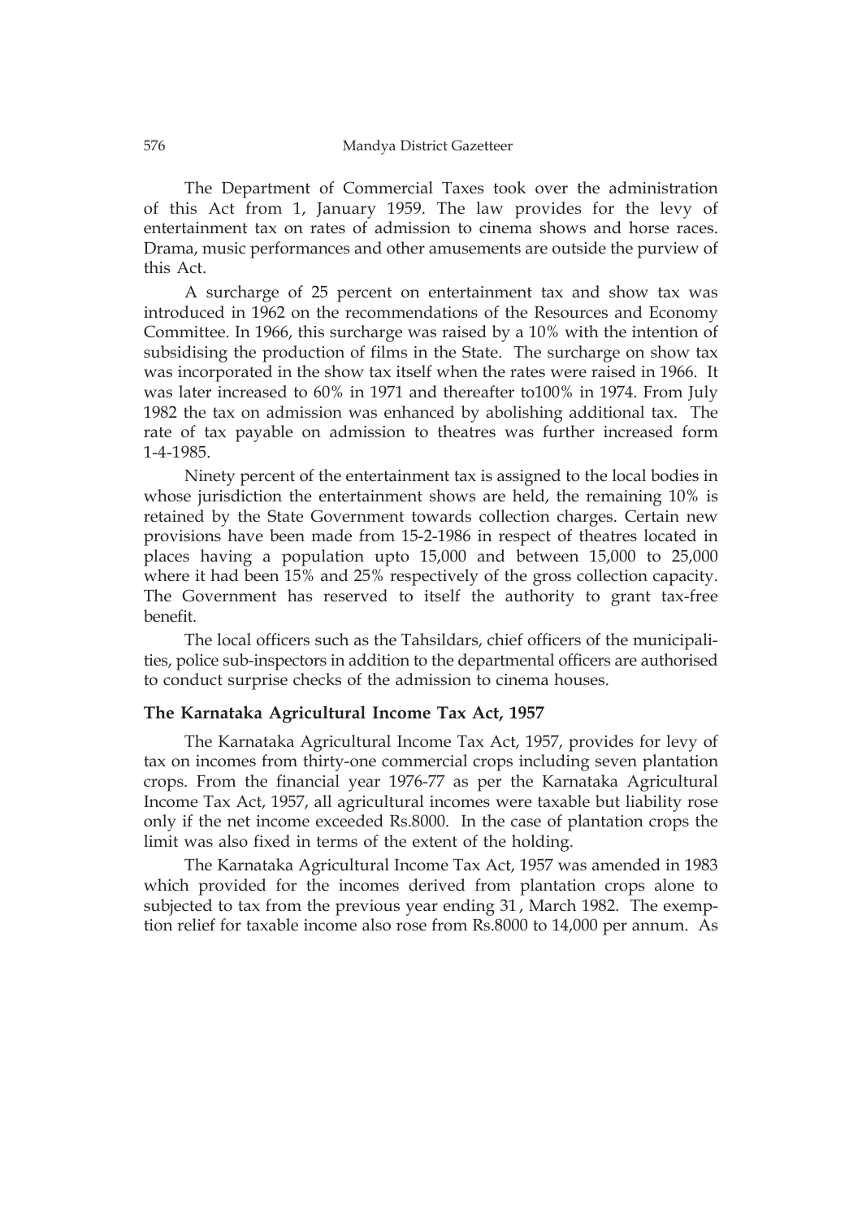The Department of Commercial Taxes took over the administration of this Act from 1, January 1959. The law provides for the levy of entertainment tax on rates of admission to cinema shows and horse races. Drama, music performances and other amusements are outside the purview of this Act.

A surcharge of 25 percent on entertainment tax and show tax was introduced in 1962 on the recommendations of the Resources and Economy Committee. In 1966, this surcharge was raised by a 10% with the intention of subsidising the production of films in the State. The surcharge on show tax was incorporated in the show tax itself when the rates were raised in 1966. It was later increased to 60% in 1971 and thereafter to100% in 1974. From July 1982 the tax on admission was enhanced by abolishing additional tax. The rate of tax payable on admission to theatres was further increased form 1-4-1985.

Ninety percent of the entertainment tax is assigned to the local bodies in whose jurisdiction the entertainment shows are held, the remaining 10% is retained by the State Government towards collection charges. Certain new provisions have been made from 15-2-1986 in respect of theatres located in places having a population upto 15,000 and between 15,000 to 25,000 where it had been 15% and 25% respectively of the gross collection capacity. The Government has reserved to itself the authority to grant tax-free benefit.

The local officers such as the Tahsildars, chief officers of the municipalities, police sub-inspectors in addition to the departmental officers are authorised to conduct surprise checks of the admission to cinema houses.

### The Karnataka Agricultural Income Tax Act, 1957

The Karnataka Agricultural Income Tax Act, 1957, provides for levy of tax on incomes from thirty-one commercial crops including seven plantation crops. From the financial year 1976-77 as per the Karnataka Agricultural Income Tax Act, 1957, all agricultural incomes were taxable but liability rose only if the net income exceeded Rs.8000. In the case of plantation crops the limit was also fixed in terms of the extent of the holding.

The Karnataka Agricultural Income Tax Act, 1957 was amended in 1983 which provided for the incomes derived from plantation crops alone to subjected to tax from the previous year ending 31, March 1982. The exemption relief for taxable income also rose from Rs.8000 to 14,000 per annum. As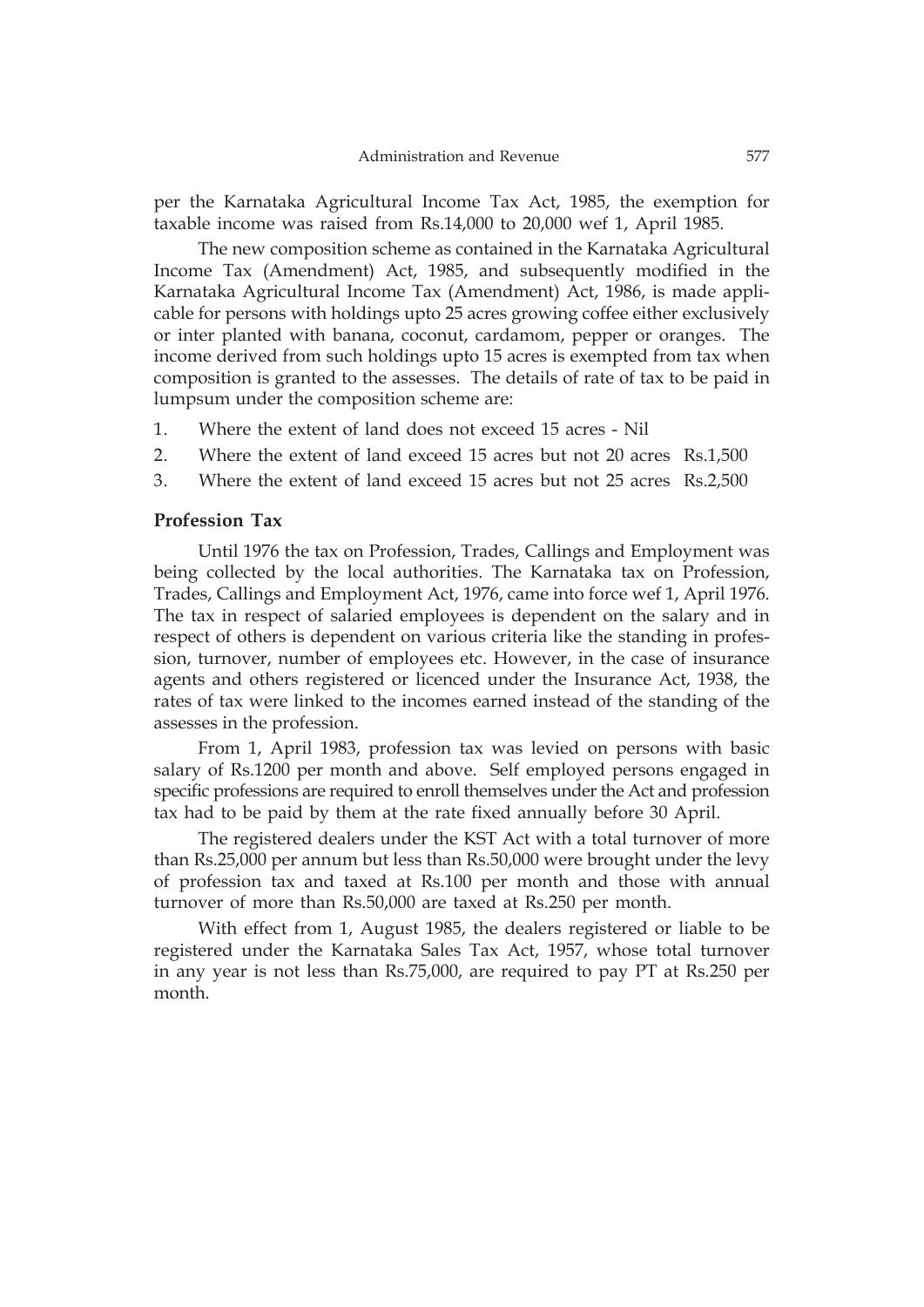per the Karnataka Agricultural Income Tax Act, 1985, the exemption for taxable income was raised from Rs.14,000 to 20,000 wef 1, April 1985.

The new composition scheme as contained in the Karnataka Agricultural Income Tax (Amendment) Act, 1985, and subsequently modified in the Karnataka Agricultural Income Tax (Amendment) Act, 1986, is made applicable for persons with holdings upto 25 acres growing coffee either exclusively or inter planted with banana, coconut, cardamom, pepper or oranges. The income derived from such holdings upto 15 acres is exempted from tax when composition is granted to the assesses. The details of rate of tax to be paid in lumpsum under the composition scheme are:

1. Where the extent of land does not exceed 15 acres - Nil
2. Where the extent of land exceed 15 acres but not 20 acres Rs.1,500
3. Where the extent of land exceed 15 acres but not 25 acres Rs.2,500

**Profession Tax**

Until 1976 the tax on Profession, Trades, Callings and Employment was being collected by the local authorities. The Karnataka tax on Profession, Trades, Callings and Employment Act, 1976, came into force wef 1, April 1976. The tax in respect of salaried employees is dependent on the salary and in respect of others is dependent on various criteria like the standing in profession, turnover, number of employees etc. However, in the case of insurance agents and others registered or licenced under the Insurance Act, 1938, the rates of tax were linked to the incomes earned instead of the standing of the assesses in the profession.

From 1, April 1983, profession tax was levied on persons with basic salary of Rs.1200 per month and above. Self employed persons engaged in specific professions are required to enroll themselves under the Act and profession tax had to be paid by them at the rate fixed annually before 30 April.

The registered dealers under the KST Act with a total turnover of more than Rs.25,000 per annum but less than Rs.50,000 were brought under the levy of profession tax and taxed at Rs.100 per month and those with annual turnover of more than Rs.50,000 are taxed at Rs.250 per month.

With effect from 1, August 1985, the dealers registered or liable to be registered under the Karnataka Sales Tax Act, 1957, whose total turnover in any year is not less than Rs.75,000, are required to pay PT at Rs.250 per month.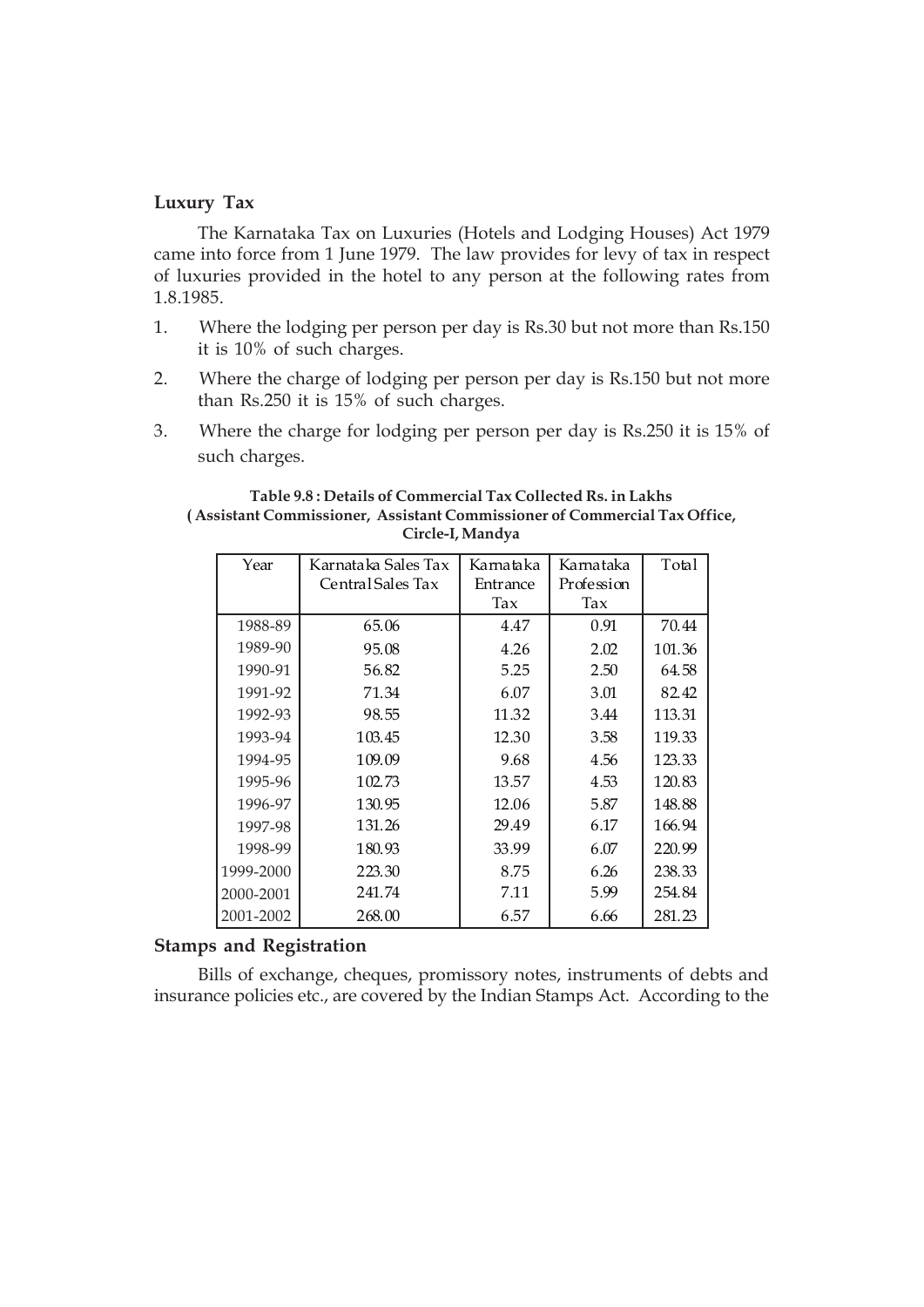**Luxury Tax**

The Karnataka Tax on Luxuries (Hotels and Lodging Houses) Act 1979 came into force from 1 June 1979. The law provides for levy of tax in respect of luxuries provided in the hotel to any person at the following rates from 1.8.1985.

1. Where the lodging per person per day is Rs.30 but not more than Rs.150 it is 10% of such charges.
2. Where the charge of lodging per person per day is Rs.150 but not more than Rs.250 it is 15% of such charges.
3. Where the charge for lodging per person per day is Rs.250 it is 15% of such charges.

**Table 9.8 : Details of Commercial Tax Collected Rs. in Lakhs ( Assistant Commissioner, Assistant Commissioner of Commercial Tax Office, Circle-I, Mandya**

| Year | Karnataka Sales Tax Central Sales Tax | Karnataka Entrance Tax | Karnataka Profession Tax | Total |
|---|---|---|---|---|
| 1988-89 | 65.06 | 4.47 | 0.91 | 70.44 |
| 1989-90 | 95.08 | 4.26 | 2.02 | 101.36 |
| 1990-91 | 56.82 | 5.25 | 2.50 | 64.58 |
| 1991-92 | 71.34 | 6.07 | 3.01 | 82.42 |
| 1992-93 | 98.55 | 11.32 | 3.44 | 113.31 |
| 1993-94 | 103.45 | 12.30 | 3.58 | 119.33 |
| 1994-95 | 109.09 | 9.68 | 4.56 | 123.33 |
| 1995-96 | 102.73 | 13.57 | 4.53 | 120.83 |
| 1996-97 | 130.95 | 12.06 | 5.87 | 148.88 |
| 1997-98 | 131.26 | 29.49 | 6.17 | 166.94 |
| 1998-99 | 180.93 | 33.99 | 6.07 | 220.99 |
| 1999-2000 | 223.30 | 8.75 | 6.26 | 238.33 |
| 2000-2001 | 241.74 | 7.11 | 5.99 | 254.84 |
| 2001-2002 | 268.00 | 6.57 | 6.66 | 281.23 |

**Stamps and Registration**

Bills of exchange, cheques, promissory notes, instruments of debts and insurance policies etc., are covered by the Indian Stamps Act. According to the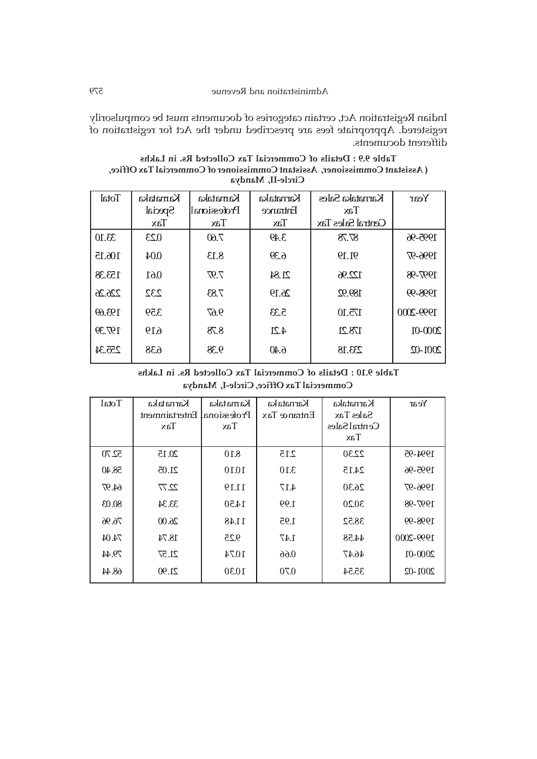Indian Registration Act, certain categories of documents must be compulsorily registered. Appropriate fees are prescribed under the Act for registration of different documents.

**Table 9.9 : Details of Commercial Tax Collected Rs. in Lakhs ( Assistant Commissioner, Assistant Commissioner of Commercial Tax Office, Circle-II, Mandya**

| Year | Karnataka Sales Tax Central Sales Tax | Karnataka Entrance Tax | Karnataka Professional Tax | Karnataka Special Tax | Total |
|---|---|---|---|---|---|
| 1995-96 | 87.78 | 3.49 | 7.60 | 0.23 | 99.10 |
| 1996-97 | 91.19 | 6.39 | 8.13 | 0.04 | 106.15 |
| 1997-98 | 122.96 | 21.84 | 7.97 | 0.61 | 153.38 |
| 1998-99 | 189.92 | 26.19 | 7.83 | 2.32 | 226.26 |
| 1999-2000 | 175.10 | 5.33 | 9.67 | 3.59 | 193.69 |
| 2000-01 | 178.21 | 4.21 | 8.78 | 6.19 | 197.39 |
| 2001-02 | 233.18 | 6.40 | 9.38 | 6.38 | 255.34 |

**Table 9.10 : Details of Commercial Tax Collected Rs. in Lakhs Commercial Tax Office, Circle-I, Mandya**

| Year | Karnataka Sales Tax Central Sales Tax | Karnataka Entrance Tax | Karnataka Professional Tax | Karnataka Entertainment Tax | Total |
|---|---|---|---|---|---|
| 1994-95 | 22.30 | 2.15 | 8.10 | 20.15 | 52.70 |
| 1995-96 | 24.15 | 3.10 | 10.10 | 21.05 | 58.40 |
| 1996-97 | 26.30 | 4.17 | 11.19 | 22.77 | 64.97 |
| 1997-98 | 30.20 | 1.99 | 14.50 | 33.34 | 80.03 |
| 1998-99 | 38.52 | 1.95 | 11.48 | 26.00 | 76.96 |
| 1999-2000 | 44.58 | 1.47 | 9.25 | 18.74 | 74.04 |
| 2000-01 | 46.47 | 0.66 | 10.74 | 21.57 | 79.44 |
| 2001-02 | 35.54 | 0.70 | 10.30 | 21.90 | 68.44 |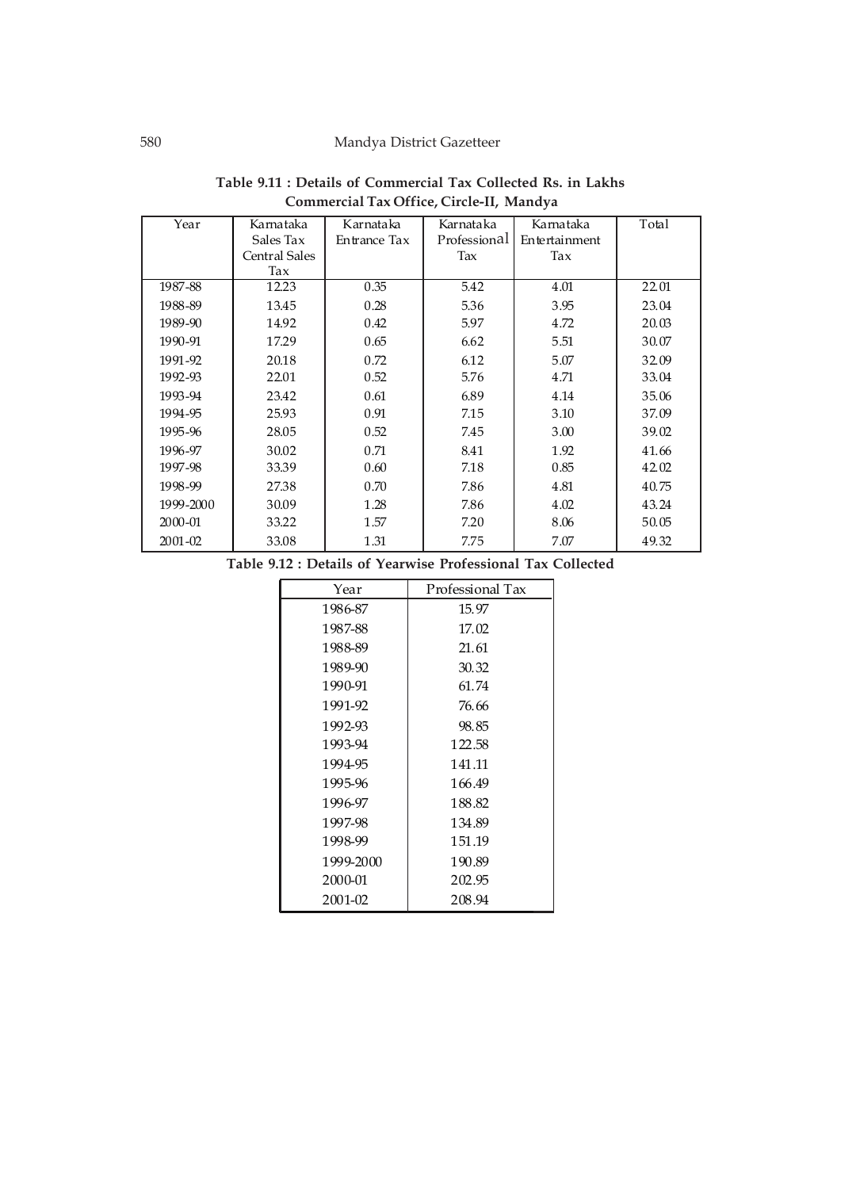**Table 9.11 : Details of Commercial Tax Collected Rs. in Lakhs Commercial Tax Office, Circle-II, Mandya**

| Year | Karnataka Sales Tax Central Sales Tax | Karnataka Entrance Tax | Karnataka Professional Tax | Karnataka Entertainment Tax | Total |
|---|---|---|---|---|---|
| 1987-88 | 12.23 | 0.35 | 5.42 | 4.01 | 22.01 |
| 1988-89 | 13.45 | 0.28 | 5.36 | 3.95 | 23.04 |
| 1989-90 | 14.92 | 0.42 | 5.97 | 4.72 | 20.03 |
| 1990-91 | 17.29 | 0.65 | 6.62 | 5.51 | 30.07 |
| 1991-92 | 20.18 | 0.72 | 6.12 | 5.07 | 32.09 |
| 1992-93 | 22.01 | 0.52 | 5.76 | 4.71 | 33.04 |
| 1993-94 | 23.42 | 0.61 | 6.89 | 4.14 | 35.06 |
| 1994-95 | 25.93 | 0.91 | 7.15 | 3.10 | 37.09 |
| 1995-96 | 28.05 | 0.52 | 7.45 | 3.00 | 39.02 |
| 1996-97 | 30.02 | 0.71 | 8.41 | 1.92 | 41.66 |
| 1997-98 | 33.39 | 0.60 | 7.18 | 0.85 | 42.02 |
| 1998-99 | 27.38 | 0.70 | 7.86 | 4.81 | 40.75 |
| 1999-2000 | 30.09 | 1.28 | 7.86 | 4.02 | 43.24 |
| 2000-01 | 33.22 | 1.57 | 7.20 | 8.06 | 50.05 |
| 2001-02 | 33.08 | 1.31 | 7.75 | 7.07 | 49.32 |

**Table 9.12 : Details of Yearwise Professional Tax Collected**

| Year | Professional Tax |
|---|---|
| 1986-87 | 15.97 |
| 1987-88 | 17.02 |
| 1988-89 | 21.61 |
| 1989-90 | 30.32 |
| 1990-91 | 61.74 |
| 1991-92 | 76.66 |
| 1992-93 | 98.85 |
| 1993-94 | 122.58 |
| 1994-95 | 141.11 |
| 1995-96 | 166.49 |
| 1996-97 | 188.82 |
| 1997-98 | 134.89 |
| 1998-99 | 151.19 |
| 1999-2000 | 190.89 |
| 2000-01 | 202.95 |
| 2001-02 | 208.94 |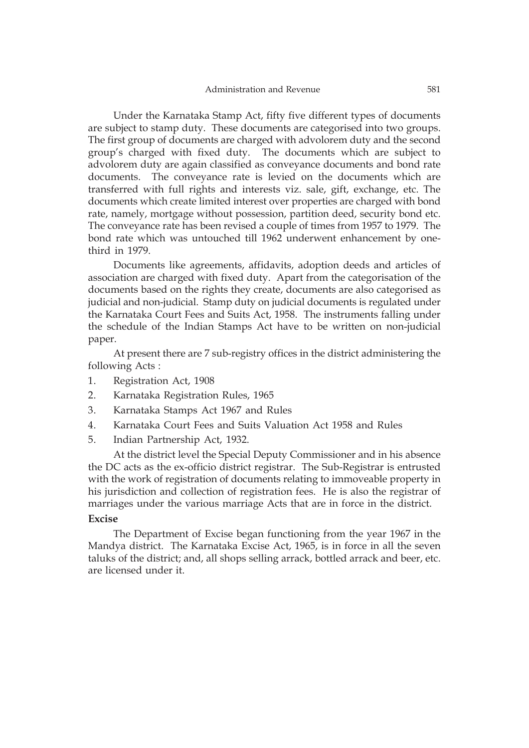Under the Karnataka Stamp Act, fifty five different types of documents are subject to stamp duty. These documents are categorised into two groups. The first group of documents are charged with advolorem duty and the second group's charged with fixed duty. The documents which are subject to advolorem duty are again classified as conveyance documents and bond rate documents. The conveyance rate is levied on the documents which are transferred with full rights and interests viz. sale, gift, exchange, etc. The documents which create limited interest over properties are charged with bond rate, namely, mortgage without possession, partition deed, security bond etc. The conveyance rate has been revised a couple of times from 1957 to 1979. The bond rate which was untouched till 1962 underwent enhancement by one-third in 1979.

Documents like agreements, affidavits, adoption deeds and articles of association are charged with fixed duty. Apart from the categorisation of the documents based on the rights they create, documents are also categorised as judicial and non-judicial. Stamp duty on judicial documents is regulated under the Karnataka Court Fees and Suits Act, 1958. The instruments falling under the schedule of the Indian Stamps Act have to be written on non-judicial paper.

At present there are 7 sub-registry offices in the district administering the following Acts :

1. Registration Act, 1908
2. Karnataka Registration Rules, 1965
3. Karnataka Stamps Act 1967 and Rules
4. Karnataka Court Fees and Suits Valuation Act 1958 and Rules
5. Indian Partnership Act, 1932.

At the district level the Special Deputy Commissioner and in his absence the DC acts as the ex-officio district registrar. The Sub-Registrar is entrusted with the work of registration of documents relating to immoveable property in his jurisdiction and collection of registration fees. He is also the registrar of marriages under the various marriage Acts that are in force in the district.

**Excise**

The Department of Excise began functioning from the year 1967 in the Mandya district. The Karnataka Excise Act, 1965, is in force in all the seven taluks of the district; and, all shops selling arrack, bottled arrack and beer, etc. are licensed under it.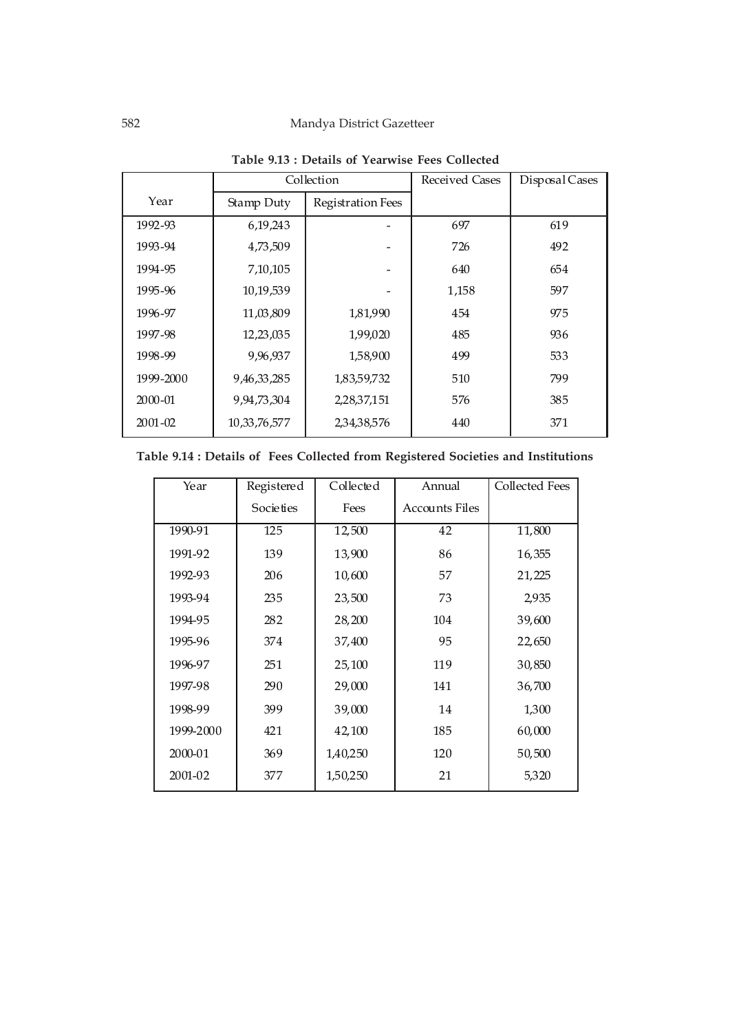**Table 9.13 : Details of Yearwise Fees Collected**

| Year | Collection | | Received Cases | Disposal Cases |
|---|---|---|---|---|
| | Stamp Duty | Registration Fees | | |
| 1992-93 | 6,19,243 | - | 697 | 619 |
| 1993-94 | 4,73,509 | - | 726 | 492 |
| 1994-95 | 7,10,105 | - | 640 | 654 |
| 1995-96 | 10,19,539 | - | 1,158 | 597 |
| 1996-97 | 11,03,809 | 1,81,990 | 454 | 975 |
| 1997-98 | 12,23,035 | 1,99,020 | 485 | 936 |
| 1998-99 | 9,96,937 | 1,58,900 | 499 | 533 |
| 1999-2000 | 9,46,33,285 | 1,83,59,732 | 510 | 799 |
| 2000-01 | 9,94,73,304 | 2,28,37,151 | 576 | 385 |
| 2001-02 | 10,33,76,577 | 2,34,38,576 | 440 | 371 |

**Table 9.14 : Details of Fees Collected from Registered Societies and Institutions**

| Year | Registered Societies | Collected Fees | Annual Accounts Files | Collected Fees |
|---|---|---|---|---|
| 1990-91 | 125 | 12,500 | 42 | 11,800 |
| 1991-92 | 139 | 13,900 | 86 | 16,355 |
| 1992-93 | 206 | 10,600 | 57 | 21,225 |
| 1993-94 | 235 | 23,500 | 73 | 2,935 |
| 1994-95 | 282 | 28,200 | 104 | 39,600 |
| 1995-96 | 374 | 37,400 | 95 | 22,650 |
| 1996-97 | 251 | 25,100 | 119 | 30,850 |
| 1997-98 | 290 | 29,000 | 141 | 36,700 |
| 1998-99 | 399 | 39,000 | 14 | 1,300 |
| 1999-2000 | 421 | 42,100 | 185 | 60,000 |
| 2000-01 | 369 | 1,40,250 | 120 | 50,500 |
| 2001-02 | 377 | 1,50,250 | 21 | 5,320 |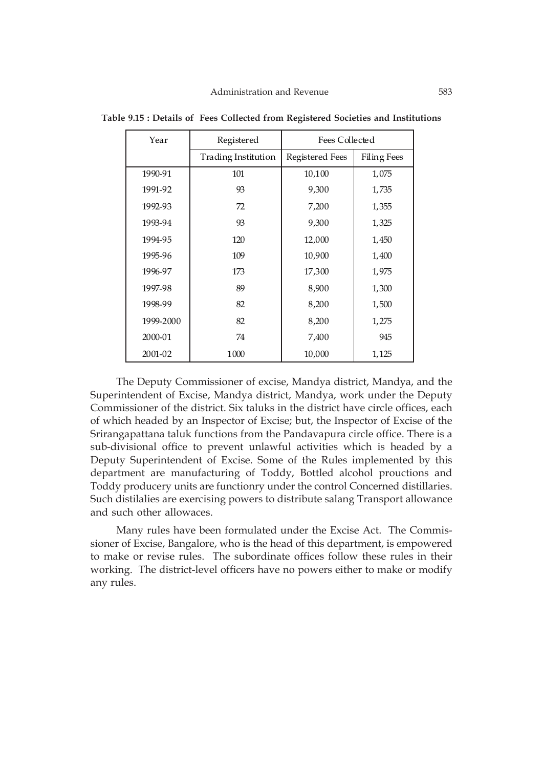**Table 9.15 : Details of Fees Collected from Registered Societies and Institutions**

| Year | Registered | Fees Collected | |
|---|---|---|---|
| | Trading Institution | Registered Fees | Filing Fees |
| 1990-91 | 101 | 10,100 | 1,075 |
| 1991-92 | 93 | 9,300 | 1,735 |
| 1992-93 | 72 | 7,200 | 1,355 |
| 1993-94 | 93 | 9,300 | 1,325 |
| 1994-95 | 120 | 12,000 | 1,450 |
| 1995-96 | 109 | 10,900 | 1,400 |
| 1996-97 | 173 | 17,300 | 1,975 |
| 1997-98 | 89 | 8,900 | 1,300 |
| 1998-99 | 82 | 8,200 | 1,500 |
| 1999-2000 | 82 | 8,200 | 1,275 |
| 2000-01 | 74 | 7,400 | 945 |
| 2001-02 | 1000 | 10,000 | 1,125 |

The Deputy Commissioner of excise, Mandya district, Mandya, and the Superintendent of Excise, Mandya district, Mandya, work under the Deputy Commissioner of the district. Six taluks in the district have circle offices, each of which headed by an Inspector of Excise; but, the Inspector of Excise of the Srirangapattana taluk functions from the Pandavapura circle office. There is a sub-divisional office to prevent unlawful activities which is headed by a Deputy Superintendent of Excise. Some of the Rules implemented by this department are manufacturing of Toddy, Bottled alcohol prouctions and Toddy producery units are functionry under the control Concerned distillaries. Such distilalies are exercising powers to distribute salang Transport allowance and such other allowaces.

Many rules have been formulated under the Excise Act. The Commissioner of Excise, Bangalore, who is the head of this department, is empowered to make or revise rules. The subordinate offices follow these rules in their working. The district-level officers have no powers either to make or modify any rules.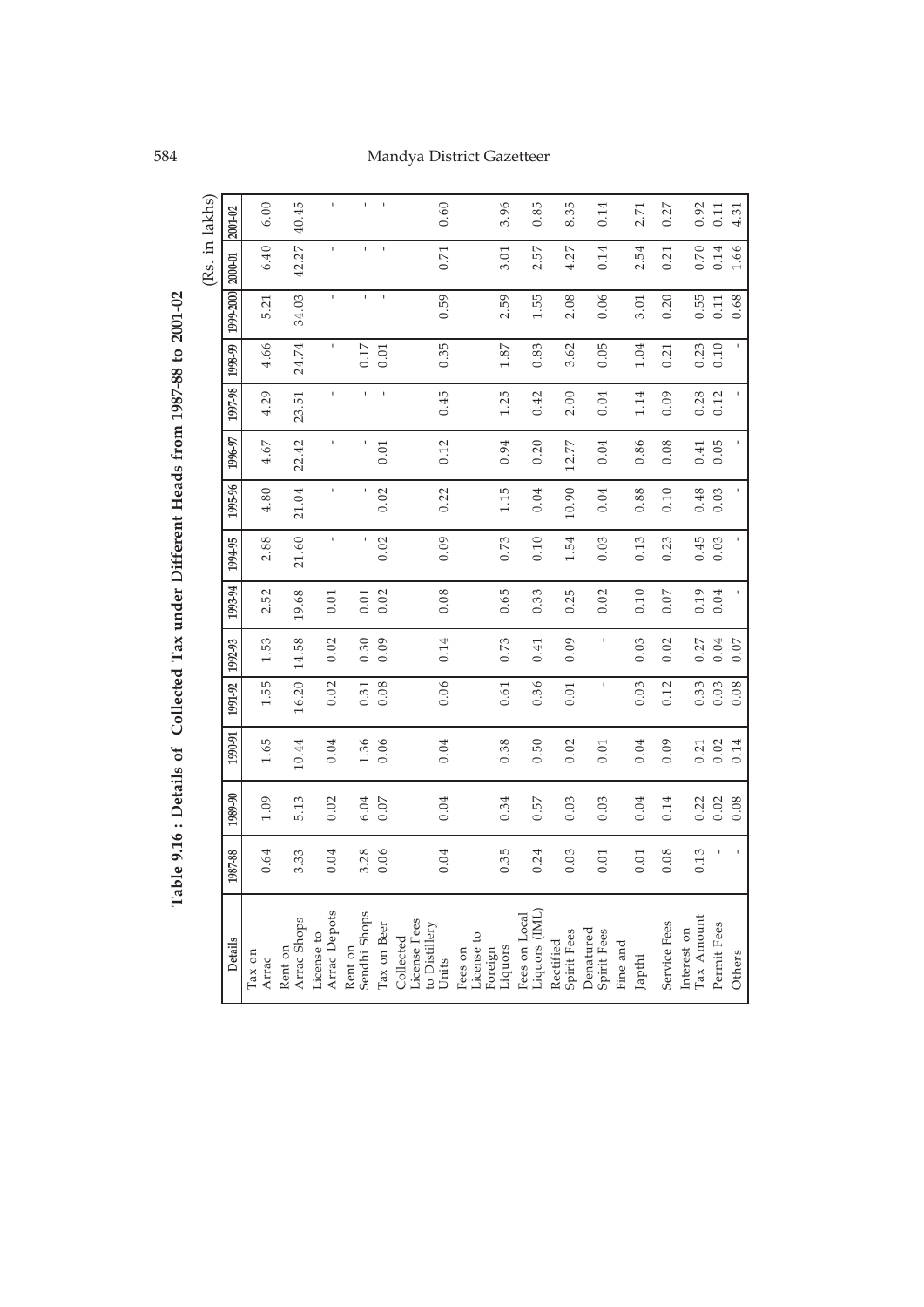**Table 9.16 : Details of Collected Tax under Different Heads from 1987-88 to 2001-02**

(Rs. in lakhs)

| Details | 1987-88 | 1989-90 | 1990-91 | 1991-92 | 1992-93 | 1993-94 | 1994-95 | 1995-96 | 1996-97 | 1997-98 | 1998-99 | 1999-2000 | 2000-01 | 2001-02 |
|---|---|---|---|---|---|---|---|---|---|---|---|---|---|---|
| Tax on Arrac | 0.64 | 1.09 | 1.65 | 1.55 | 1.53 | 2.52 | 2.88 | 4.80 | 4.67 | 4.29 | 4.66 | 5.21 | 6.40 | 6.00 |
| Rent on Arrac Shops | 3.33 | 5.13 | 10.44 | 16.20 | 14.58 | 19.68 | 21.60 | 21.04 | 22.42 | 23.51 | 24.74 | 34.03 | 42.27 | 40.45 |
| License to Arrac Depots | 0.04 | 0.02 | 0.04 | 0.02 | 0.02 | 0.01 | - | - | - | - | - | - | - | - |
| Rent on Sendhi Shops | 3.28 | 6.04 | 1.36 | 0.31 | 0.30 | 0.01 | - | - | - | - | 0.17 | - | - | - |
| Tax on Beer | 0.06 | 0.07 | 0.06 | 0.08 | 0.09 | 0.02 | 0.02 | 0.02 | 0.01 | - | 0.01 | - | - | - |
| Collected License Fees to Distillery Units | 0.04 | 0.04 | 0.04 | 0.06 | 0.14 | 0.08 | 0.09 | 0.22 | 0.12 | 0.45 | 0.35 | 0.59 | 0.71 | 0.60 |
| Fees on License to Foreign Liquors | 0.35 | 0.34 | 0.38 | 0.61 | 0.73 | 0.65 | 0.73 | 1.15 | 0.94 | 1.25 | 1.87 | 2.59 | 3.01 | 3.96 |
| Fees on Local Liquors (IML) | 0.24 | 0.57 | 0.50 | 0.36 | 0.41 | 0.33 | 0.10 | 0.04 | 0.20 | 0.42 | 0.83 | 1.55 | 2.57 | 0.85 |
| Rectified Spirit Fees | 0.03 | 0.03 | 0.02 | 0.01 | 0.09 | 0.25 | 1.54 | 10.90 | 12.77 | 2.00 | 3.62 | 2.08 | 4.27 | 8.35 |
| Denatured Spirit Fees | 0.01 | 0.03 | 0.01 | - | - | 0.02 | 0.03 | 0.04 | 0.04 | 0.04 | 0.05 | 0.06 | 0.14 | 0.14 |
| Fine and Japthi | 0.01 | 0.04 | 0.04 | 0.03 | 0.03 | 0.10 | 0.13 | 0.88 | 0.86 | 1.14 | 1.04 | 3.01 | 2.54 | 2.71 |
| Service Fees | 0.08 | 0.14 | 0.09 | 0.12 | 0.02 | 0.07 | 0.23 | 0.10 | 0.08 | 0.09 | 0.21 | 0.20 | 0.21 | 0.27 |
| Interest on Tax Amount | 0.13 | 0.22 | 0.21 | 0.33 | 0.27 | 0.19 | 0.45 | 0.48 | 0.41 | 0.28 | 0.23 | 0.55 | 0.70 | 0.92 |
| Permit Fees | - | 0.02 | 0.02 | 0.03 | 0.04 | 0.04 | 0.03 | 0.03 | 0.05 | 0.12 | 0.10 | 0.11 | 0.14 | 0.11 |
| Others | - | 0.08 | 0.14 | 0.08 | 0.07 | - | - | - | - | - | - | 0.68 | 1.66 | 4.31 |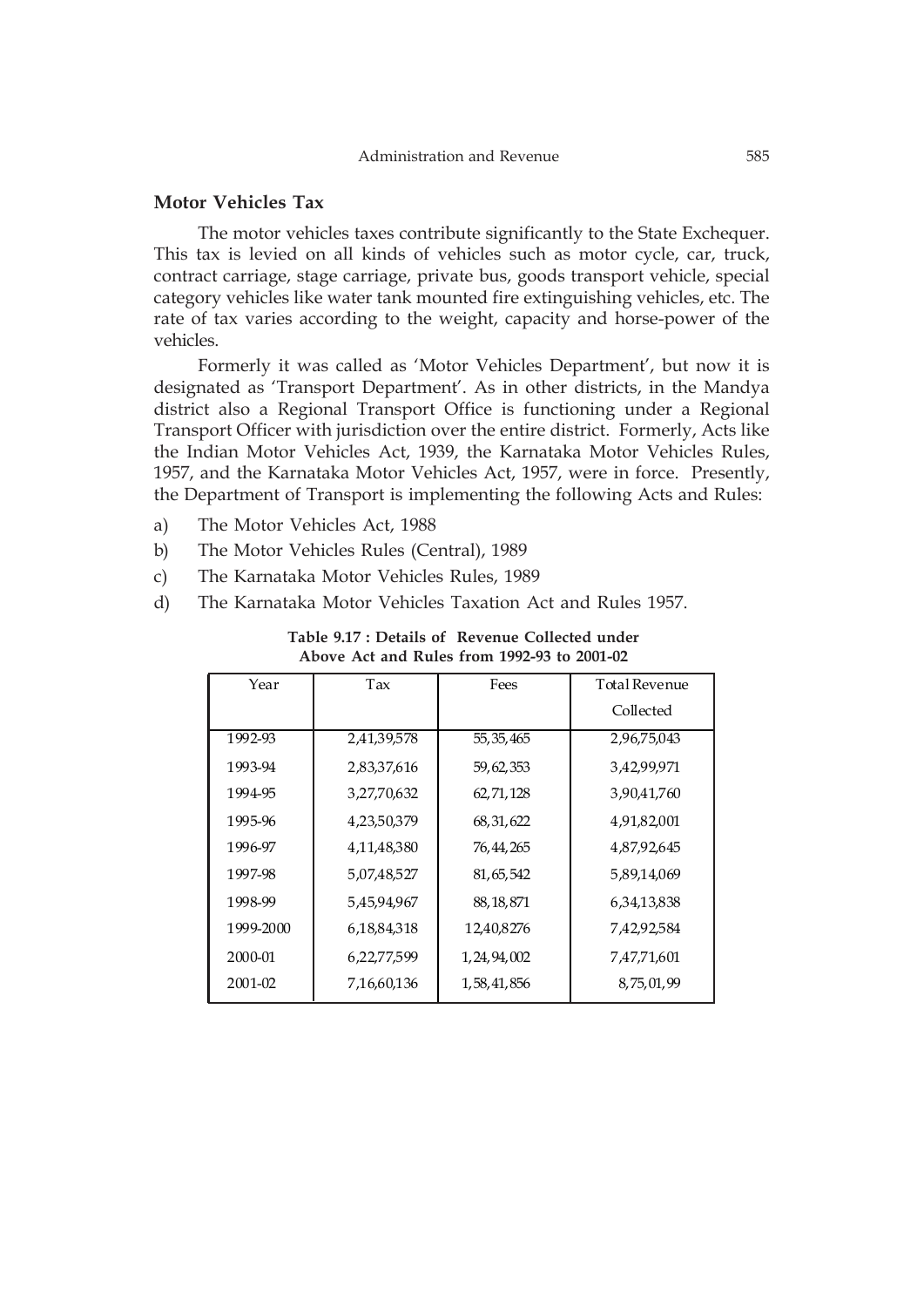## Motor Vehicles Tax

The motor vehicles taxes contribute significantly to the State Exchequer. This tax is levied on all kinds of vehicles such as motor cycle, car, truck, contract carriage, stage carriage, private bus, goods transport vehicle, special category vehicles like water tank mounted fire extinguishing vehicles, etc. The rate of tax varies according to the weight, capacity and horse-power of the vehicles.

Formerly it was called as 'Motor Vehicles Department', but now it is designated as 'Transport Department'. As in other districts, in the Mandya district also a Regional Transport Office is functioning under a Regional Transport Officer with jurisdiction over the entire district. Formerly, Acts like the Indian Motor Vehicles Act, 1939, the Karnataka Motor Vehicles Rules, 1957, and the Karnataka Motor Vehicles Act, 1957, were in force. Presently, the Department of Transport is implementing the following Acts and Rules:

a) The Motor Vehicles Act, 1988
b) The Motor Vehicles Rules (Central), 1989
c) The Karnataka Motor Vehicles Rules, 1989
d) The Karnataka Motor Vehicles Taxation Act and Rules 1957.

**Table 9.17 : Details of Revenue Collected under Above Act and Rules from 1992-93 to 2001-02**

| Year | Tax | Fees | Total Revenue Collected |
|---|---|---|---|
| 1992-93 | 2,41,39,578 | 55,35,465 | 2,96,75,043 |
| 1993-94 | 2,83,37,616 | 59,62,353 | 3,42,99,971 |
| 1994-95 | 3,27,70,632 | 62,71,128 | 3,90,41,760 |
| 1995-96 | 4,23,50,379 | 68,31,622 | 4,91,82,001 |
| 1996-97 | 4,11,48,380 | 76,44,265 | 4,87,92,645 |
| 1997-98 | 5,07,48,527 | 81,65,542 | 5,89,14,069 |
| 1998-99 | 5,45,94,967 | 88,18,871 | 6,34,13,838 |
| 1999-2000 | 6,18,84,318 | 12,40,8276 | 7,42,92,584 |
| 2000-01 | 6,22,77,599 | 1,24,94,002 | 7,47,71,601 |
| 2001-02 | 7,16,60,136 | 1,58,41,856 | 8,75,01,99 |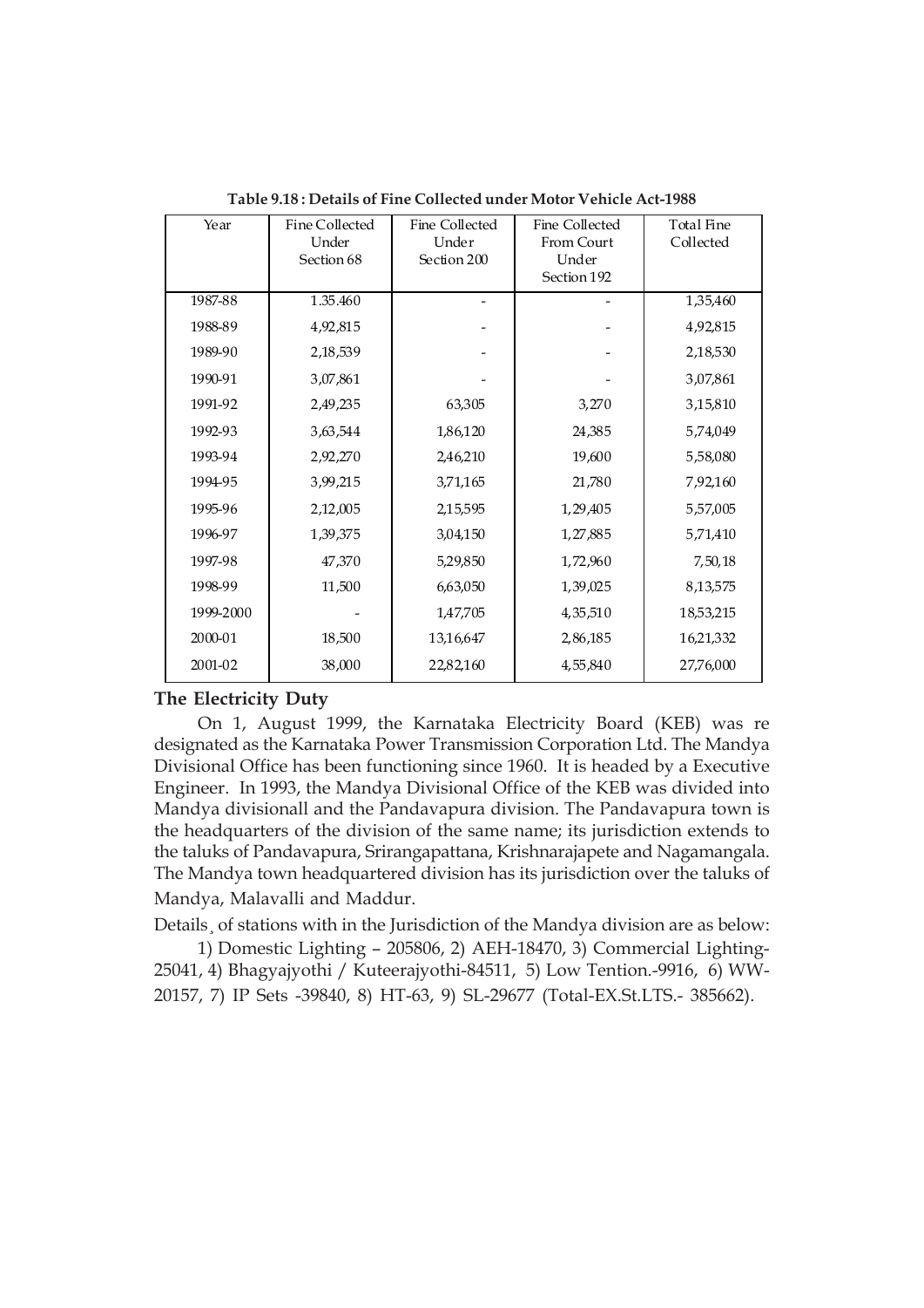**Table 9.18 : Details of Fine Collected under Motor Vehicle Act-1988**

| Year | Fine Collected Under Section 68 | Fine Collected Under Section 200 | Fine Collected From Court Under Section 192 | Total Fine Collected |
|---|---|---|---|---|
| 1987-88 | 1.35.460 | - | - | 1,35,460 |
| 1988-89 | 4,92,815 | - | - | 4,92,815 |
| 1989-90 | 2,18,539 | - | - | 2,18,530 |
| 1990-91 | 3,07,861 | - | - | 3,07,861 |
| 1991-92 | 2,49,235 | 63,305 | 3,270 | 3,15,810 |
| 1992-93 | 3,63,544 | 1,86,120 | 24,385 | 5,74,049 |
| 1993-94 | 2,92,270 | 2,46,210 | 19,600 | 5,58,080 |
| 1994-95 | 3,99,215 | 3,71,165 | 21,780 | 7,92,160 |
| 1995-96 | 2,12,005 | 2,15,595 | 1,29,405 | 5,57,005 |
| 1996-97 | 1,39,375 | 3,04,150 | 1,27,885 | 5,71,410 |
| 1997-98 | 47,370 | 5,29,850 | 1,72,960 | 7,50,18 |
| 1998-99 | 11,500 | 6,63,050 | 1,39,025 | 8,13,575 |
| 1999-2000 | - | 1,47,705 | 4,35,510 | 18,53,215 |
| 2000-01 | 18,500 | 13,16,647 | 2,86,185 | 16,21,332 |
| 2001-02 | 38,000 | 22,82,160 | 4,55,840 | 27,76,000 |

**The Electricity Duty**

On 1, August 1999, the Karnataka Electricity Board (KEB) was re designated as the Karnataka Power Transmission Corporation Ltd. The Mandya Divisional Office has been functioning since 1960. It is headed by a Executive Engineer. In 1993, the Mandya Divisional Office of the KEB was divided into Mandya divisionall and the Pandavapura division. The Pandavapura town is the headquarters of the division of the same name; its jurisdiction extends to the taluks of Pandavapura, Srirangapattana, Krishnarajapete and Nagamangala. The Mandya town headquartered division has its jurisdiction over the taluks of Mandya, Malavalli and Maddur.

Details¸ of stations with in the Jurisdiction of the Mandya division are as below:

1) Domestic Lighting – 205806, 2) AEH-18470, 3) Commercial Lighting-25041, 4) Bhagyajyothi / Kuteerajyothi-84511, 5) Low Tention.-9916, 6) WW-20157, 7) IP Sets -39840, 8) HT-63, 9) SL-29677 (Total-EX.St.LTS.- 385662).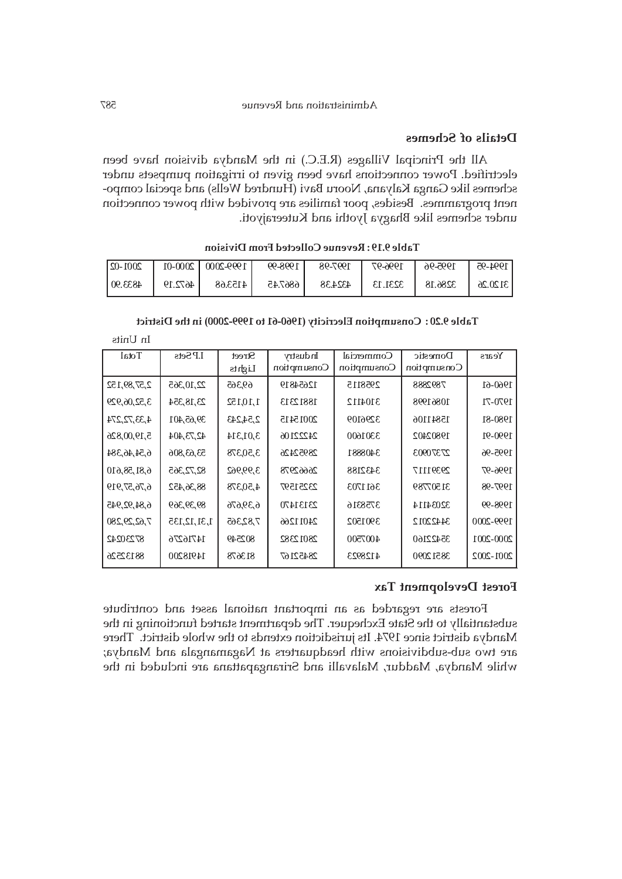## Details of Schemes

All the Principal Villages (R.E.C.) in the Mandya division have been electrified. Power connections have been given to irrigation pumpsets under schemes like Ganga Kalyana, Nooru Bavi (Hundred Wells) and special component programmes. Besides, poor families are provided with power connection under schemes like Bhagya Jyothi and Kuteerajyoti.

**Table 9.19 : Revenue Collected From Division**

| 1994-95 | 1995-96 | 1996-97 | 1997-98 | 1998-99 | 1999-2000 | 2000-01 | 2001-02 |
|---|---|---|---|---|---|---|---|
| 3120.26 | 3286.18 | 3231.13 | 4324.38 | 6867.45 | 4153.68 | 4672.19 | 4833.90 |

**Table 9.20 : Consumption Elecricity (1960-61 to 1999-2000) in the District**

In Units

| Years | Domestic Consumption | Commercial Consumption | Industry Consumption | Street Lights | I.P Sets | Total |
|---|---|---|---|---|---|---|
| 1960-61 | 7892888 | 2958115 | 12654819 | 69,365 | 22,10,365 | 2,57,89,152 |
| 1970-71 | 10861998 | 3104112 | 18812313 | 1,10,152 | 23,18,354 | 3,52,06,929 |
| 1980-81 | 15841106 | 3296109 | 20015415 | 2,54,243 | 39,65,401 | 4,33,72,274 |
| 1990-91 | 19802402 | 3301600 | 24222106 | 3,01,314 | 42,73,404 | 5,19,00,826 |
| 1995-96 | 27370903 | 3408881 | 28952426 | 3,50,378 | 53,63,806 | 6,54,46,384 |
| 1996-97 | 29391117 | 3432188 | 26662978 | 3,99,962 | 82,72,365 | 6,81,58,610 |
| 1997-98 | 31507789 | 3611703 | 23251597 | 4,50,378 | 88,36,452 | 6,76,57,919 |
| 1998-99 | 32034114 | 3758316 | 23131470 | 6,39,676 | 89,39,369 | 6,84,92,945 |
| 1999-2000 | 34422012 | 3901502 | 24011266 | 7,82,365 | 1,31,12,135 | 7,62,29,280 |
| 2000-2001 | 35422160 | 4007500 | 28012382 | 802549 | 14716276 | 87230242 |
| 2001-2002 | 38512090 | 4128923 | 28452167 | 813678 | 14918200 | 88132526 |

## Forest Development Tax

Forests are regarded as an important national asset and contribute substantially to the State Exchequer. The department started functioning in the Mandya district since 1974. Its jurisdiction extends to the whole district. There are two sub-subdivisions with headquarters at Nagamangala and Mandya; while Mandya, Maddur, Malavalli and Srirangapattana are included in the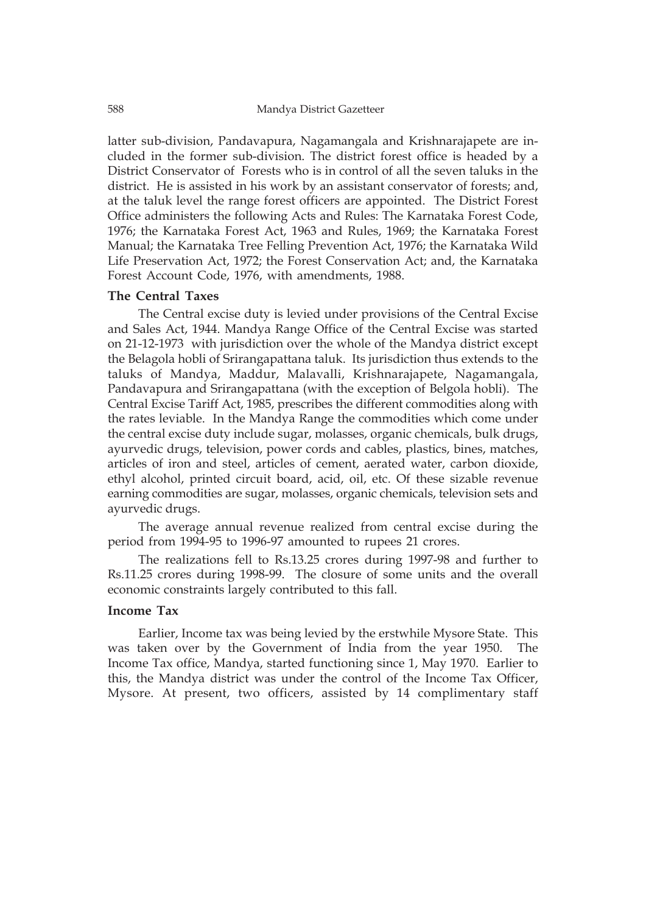latter sub-division, Pandavapura, Nagamangala and Krishnarajapete are included in the former sub-division. The district forest office is headed by a District Conservator of Forests who is in control of all the seven taluks in the district. He is assisted in his work by an assistant conservator of forests; and, at the taluk level the range forest officers are appointed. The District Forest Office administers the following Acts and Rules: The Karnataka Forest Code, 1976; the Karnataka Forest Act, 1963 and Rules, 1969; the Karnataka Forest Manual; the Karnataka Tree Felling Prevention Act, 1976; the Karnataka Wild Life Preservation Act, 1972; the Forest Conservation Act; and, the Karnataka Forest Account Code, 1976, with amendments, 1988.

### The Central Taxes

The Central excise duty is levied under provisions of the Central Excise and Sales Act, 1944. Mandya Range Office of the Central Excise was started on 21-12-1973 with jurisdiction over the whole of the Mandya district except the Belagola hobli of Srirangapattana taluk. Its jurisdiction thus extends to the taluks of Mandya, Maddur, Malavalli, Krishnarajapete, Nagamangala, Pandavapura and Srirangapattana (with the exception of Belgola hobli). The Central Excise Tariff Act, 1985, prescribes the different commodities along with the rates leviable. In the Mandya Range the commodities which come under the central excise duty include sugar, molasses, organic chemicals, bulk drugs, ayurvedic drugs, television, power cords and cables, plastics, bines, matches, articles of iron and steel, articles of cement, aerated water, carbon dioxide, ethyl alcohol, printed circuit board, acid, oil, etc. Of these sizable revenue earning commodities are sugar, molasses, organic chemicals, television sets and ayurvedic drugs.

The average annual revenue realized from central excise during the period from 1994-95 to 1996-97 amounted to rupees 21 crores.

The realizations fell to Rs.13.25 crores during 1997-98 and further to Rs.11.25 crores during 1998-99. The closure of some units and the overall economic constraints largely contributed to this fall.

### Income Tax

Earlier, Income tax was being levied by the erstwhile Mysore State. This was taken over by the Government of India from the year 1950. The Income Tax office, Mandya, started functioning since 1, May 1970. Earlier to this, the Mandya district was under the control of the Income Tax Officer, Mysore. At present, two officers, assisted by 14 complimentary staff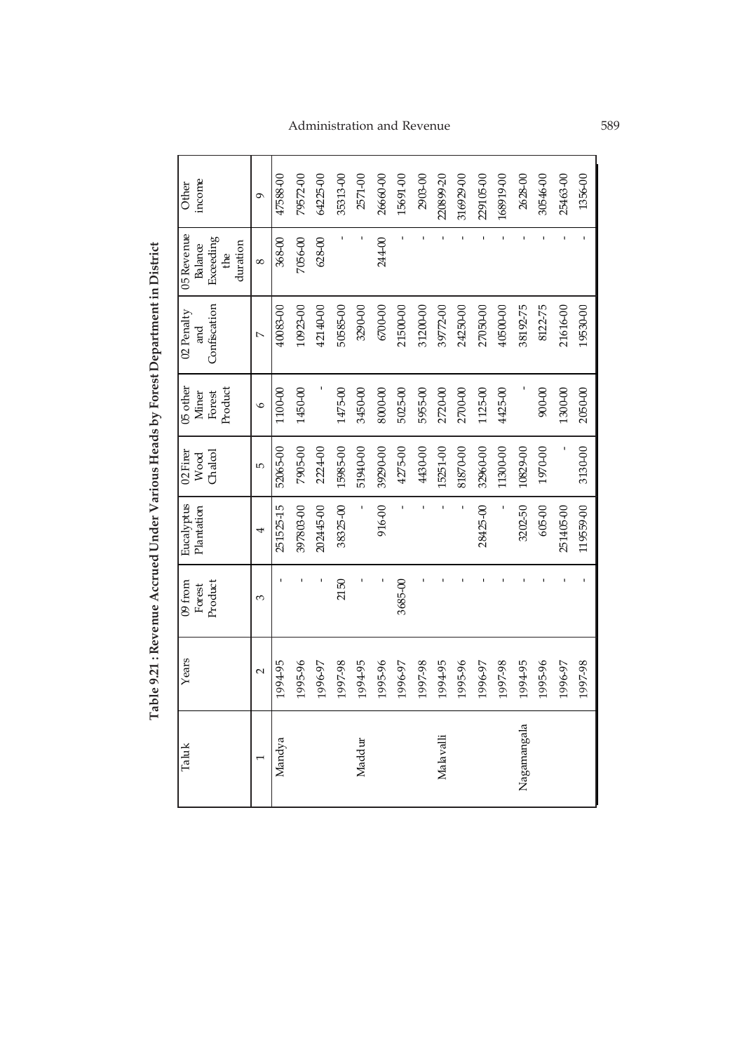**Table 9.21 : Revenue Accrued Under Various Heads by Forest Department in District**

| Taluk | Years | 09 from Forest Product | Eucalyptus Plantation | 02 Firer Wood Chalcol | 05 other Miner Forest Product | 02 Penalty and Confiscation | 05 Revenue Balance Exceeding the duration | Other income |
|---|---|---|---|---|---|---|---|---|
| 1 | 2 | 3 | 4 | 5 | 6 | 7 | 8 | 9 |
| Mandya | 1994-95 | - | 251525-15 | 52065-00 | 1100-00 | 40083-00 | 368-00 | 47588-00 |
| | 1995-96 | - | 397803-00 | 7905-00 | 1450-00 | 10923-00 | 7056-00 | 79572-00 |
| | 1996-97 | - | 202445-00 | 2224-00 | - | 42140-00 | 628-00 | 64225-00 |
| | 1997-98 | 2150 | 38325-00 | 15985-00 | 1475-00 | 50585-00 | - | 35313-00 |
| Maddur | 1994-95 | - | - | 51940-00 | 3450-00 | 3290-00 | - | 2571-00 |
| | 1995-96 | - | 916-00 | 39290-00 | 8000-00 | 6700-00 | 244-00 | 26660-00 |
| | 1996-97 | 3685-00 | - | 4275-00 | 5025-00 | 21500-00 | - | 15691-00 |
| | 1997-98 | - | - | 4430-00 | 5955-00 | 31200-00 | - | 2903-00 |
| Malavalli | 1994-95 | - | - | 15251-00 | 2720-00 | 39772-00 | - | 220899-20 |
| | 1995-96 | - | - | 81870-00 | 2700-00 | 24250-00 | - | 316929-00 |
| | 1996-97 | - | 28425-00 | 32960-00 | 1125-00 | 27050-00 | - | 229105-00 |
| | 1997-98 | - | - | 11300-00 | 4425-00 | 40500-00 | - | 168919-00 |
| Nagamangala | 1994-95 | - | 3202-50 | 10829-00 | - | 38192-75 | - | 2628-00 |
| | 1995-96 | - | 605-00 | 1970-00 | 900-00 | 8122-75 | - | 30546-00 |
| | 1996-97 | - | 251405-00 | - | 1300-00 | 21616-00 | - | 25463-00 |
| | 1997-98 | - | 119559-00 | 3130-00 | 2050-00 | 19530-00 | - | 1356-00 |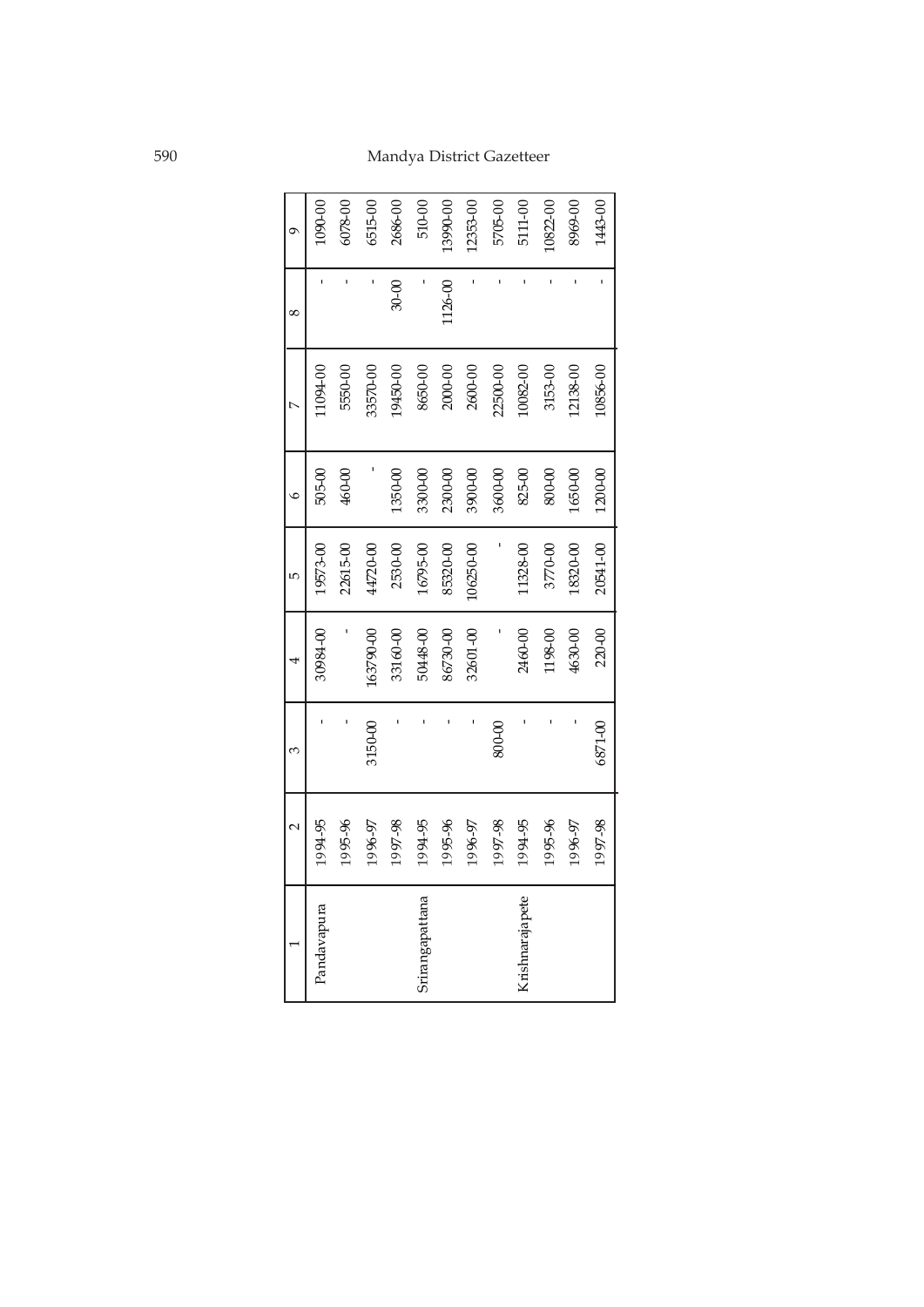| 1 | 2 | 3 | 4 | 5 | 6 | 7 | 8 | 9 |
|---|---|---|---|---|---|---|---|---|
| Pandavapura | 1994-95 | - | 30984-00 | 19573-00 | 505-00 | 11094-00 | - | 1090-00 |
| | 1995-96 | - | - | 22615-00 | 460-00 | 5550-00 | - | 6078-00 |
| | 1996-97 | 3150-00 | 163790-00 | 44720-00 | - | 33570-00 | - | 6515-00 |
| | 1997-98 | - | 33160-00 | 2530-00 | 1350-00 | 19450-00 | 30-00 | 2686-00 |
| Srirangapattana | 1994-95 | - | 50448-00 | 16795-00 | 3300-00 | 8650-00 | - | 510-00 |
| | 1995-96 | - | 86730-00 | 85320-00 | 2300-00 | 2000-00 | 1126-00 | 13990-00 |
| | 1996-97 | - | 32601-00 | 106250-00 | 3900-00 | 2600-00 | - | 12353-00 |
| | 1997-98 | 800-00 | - | - | 3600-00 | 22500-00 | - | 5705-00 |
| Krishnarajapete | 1994-95 | - | 2460-00 | 11328-00 | 825-00 | 10082-00 | - | 5111-00 |
| | 1995-96 | - | 1198-00 | 3770-00 | 800-00 | 3153-00 | - | 10822-00 |
| | 1996-97 | - | 4630-00 | 18320-00 | 1650-00 | 12138-00 | - | 8969-00 |
| | 1997-98 | 6871-00 | 220-00 | 20541-00 | 1200-00 | 10856-00 | - | 1443-00 |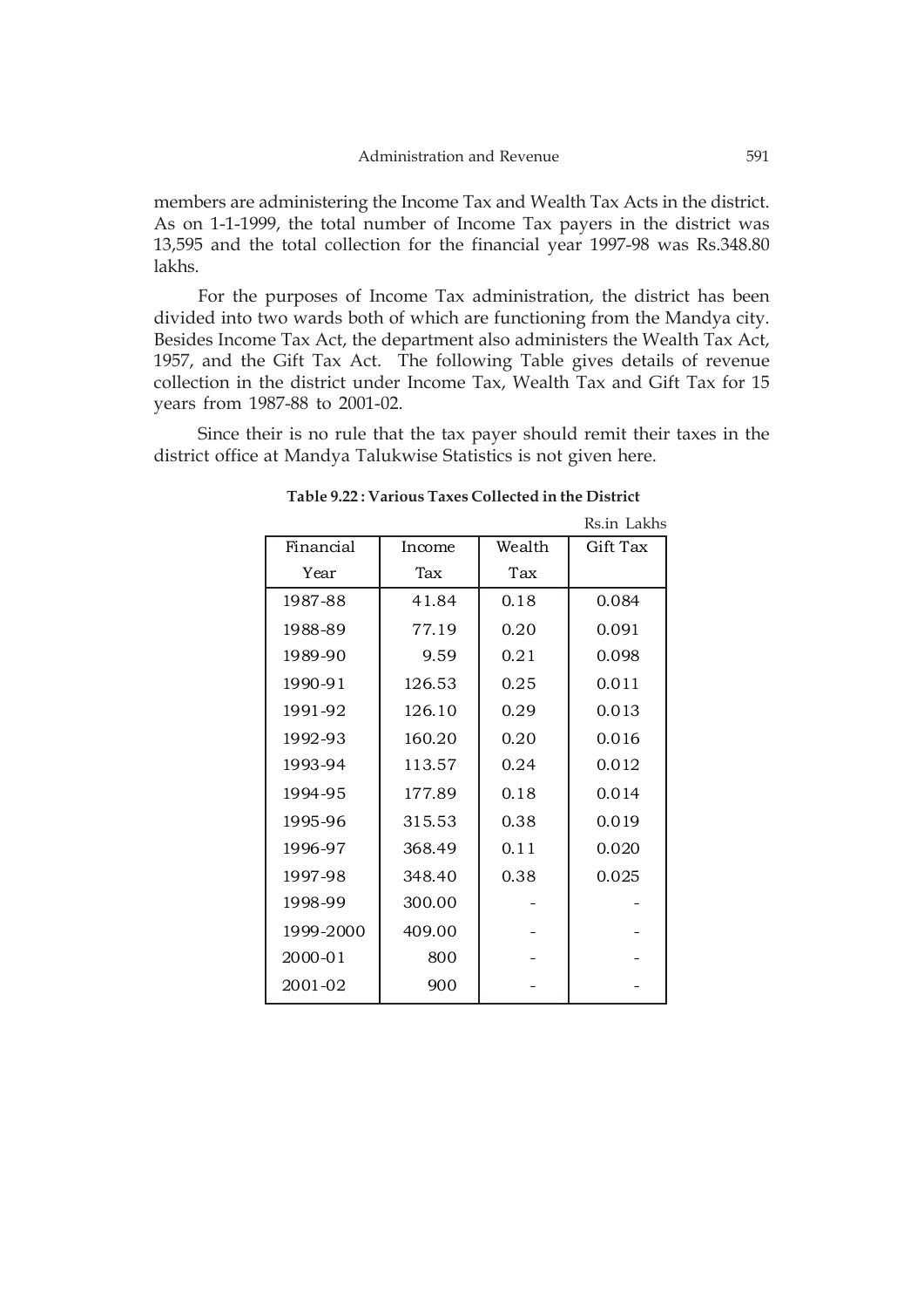members are administering the Income Tax and Wealth Tax Acts in the district. As on 1-1-1999, the total number of Income Tax payers in the district was 13,595 and the total collection for the financial year 1997-98 was Rs.348.80 lakhs.

For the purposes of Income Tax administration, the district has been divided into two wards both of which are functioning from the Mandya city. Besides Income Tax Act, the department also administers the Wealth Tax Act, 1957, and the Gift Tax Act. The following Table gives details of revenue collection in the district under Income Tax, Wealth Tax and Gift Tax for 15 years from 1987-88 to 2001-02.

Since their is no rule that the tax payer should remit their taxes in the district office at Mandya Talukwise Statistics is not given here.

**Table 9.22 : Various Taxes Collected in the District**

Rs.in Lakhs

| Financial Year | Income Tax | Wealth Tax | Gift Tax |
|---|---|---|---|
| 1987-88 | 41.84 | 0.18 | 0.084 |
| 1988-89 | 77.19 | 0.20 | 0.091 |
| 1989-90 | 9.59 | 0.21 | 0.098 |
| 1990-91 | 126.53 | 0.25 | 0.011 |
| 1991-92 | 126.10 | 0.29 | 0.013 |
| 1992-93 | 160.20 | 0.20 | 0.016 |
| 1993-94 | 113.57 | 0.24 | 0.012 |
| 1994-95 | 177.89 | 0.18 | 0.014 |
| 1995-96 | 315.53 | 0.38 | 0.019 |
| 1996-97 | 368.49 | 0.11 | 0.020 |
| 1997-98 | 348.40 | 0.38 | 0.025 |
| 1998-99 | 300.00 | - | - |
| 1999-2000 | 409.00 | - | - |
| 2000-01 | 800 | - | - |
| 2001-02 | 900 | - | - |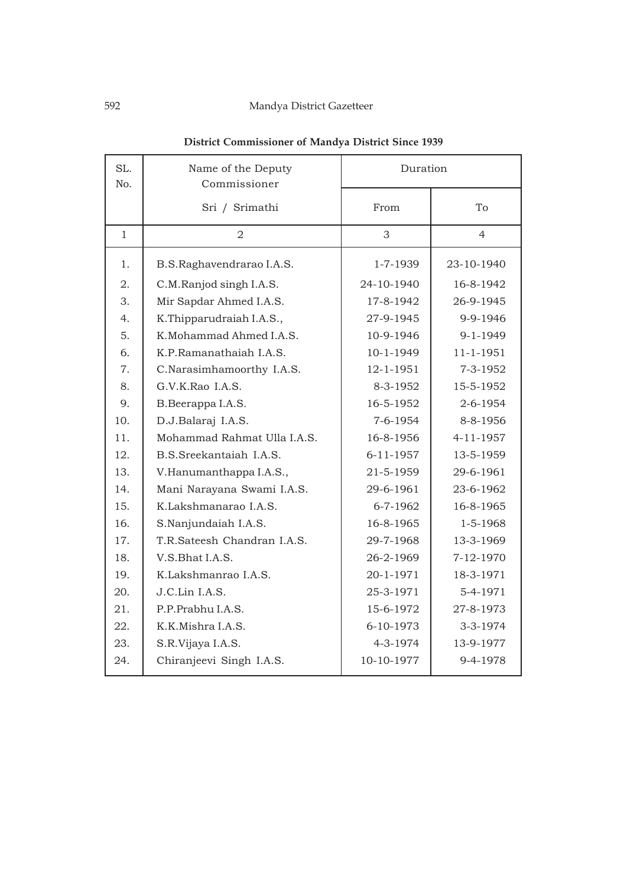**District Commissioner of Mandya District Since 1939**

| SL. No. | Name of the Deputy Commissioner | Duration | |
|---|---|---|---|
| | Sri / Srimathi | From | To |
| 1 | 2 | 3 | 4 |
| 1. | B.S.Raghavendrarao I.A.S. | 1-7-1939 | 23-10-1940 |
| 2. | C.M.Ranjod singh I.A.S. | 24-10-1940 | 16-8-1942 |
| 3. | Mir Sapdar Ahmed I.A.S. | 17-8-1942 | 26-9-1945 |
| 4. | K.Thipparudraiah I.A.S., | 27-9-1945 | 9-9-1946 |
| 5. | K.Mohammad Ahmed I.A.S. | 10-9-1946 | 9-1-1949 |
| 6. | K.P.Ramanathaiah I.A.S. | 10-1-1949 | 11-1-1951 |
| 7. | C.Narasimhamoorthy I.A.S. | 12-1-1951 | 7-3-1952 |
| 8. | G.V.K.Rao I.A.S. | 8-3-1952 | 15-5-1952 |
| 9. | B.Beerappa I.A.S. | 16-5-1952 | 2-6-1954 |
| 10. | D.J.Balaraj I.A.S. | 7-6-1954 | 8-8-1956 |
| 11. | Mohammad Rahmat Ulla I.A.S. | 16-8-1956 | 4-11-1957 |
| 12. | B.S.Sreekantaiah I.A.S. | 6-11-1957 | 13-5-1959 |
| 13. | V.Hanumanthappa I.A.S., | 21-5-1959 | 29-6-1961 |
| 14. | Mani Narayana Swami I.A.S. | 29-6-1961 | 23-6-1962 |
| 15. | K.Lakshmanarao I.A.S. | 6-7-1962 | 16-8-1965 |
| 16. | S.Nanjundaiah I.A.S. | 16-8-1965 | 1-5-1968 |
| 17. | T.R.Sateesh Chandran I.A.S. | 29-7-1968 | 13-3-1969 |
| 18. | V.S.Bhat I.A.S. | 26-2-1969 | 7-12-1970 |
| 19. | K.Lakshmanrao I.A.S. | 20-1-1971 | 18-3-1971 |
| 20. | J.C.Lin I.A.S. | 25-3-1971 | 5-4-1971 |
| 21. | P.P.Prabhu I.A.S. | 15-6-1972 | 27-8-1973 |
| 22. | K.K.Mishra I.A.S. | 6-10-1973 | 3-3-1974 |
| 23. | S.R.Vijaya I.A.S. | 4-3-1974 | 13-9-1977 |
| 24. | Chiranjeevi Singh I.A.S. | 10-10-1977 | 9-4-1978 |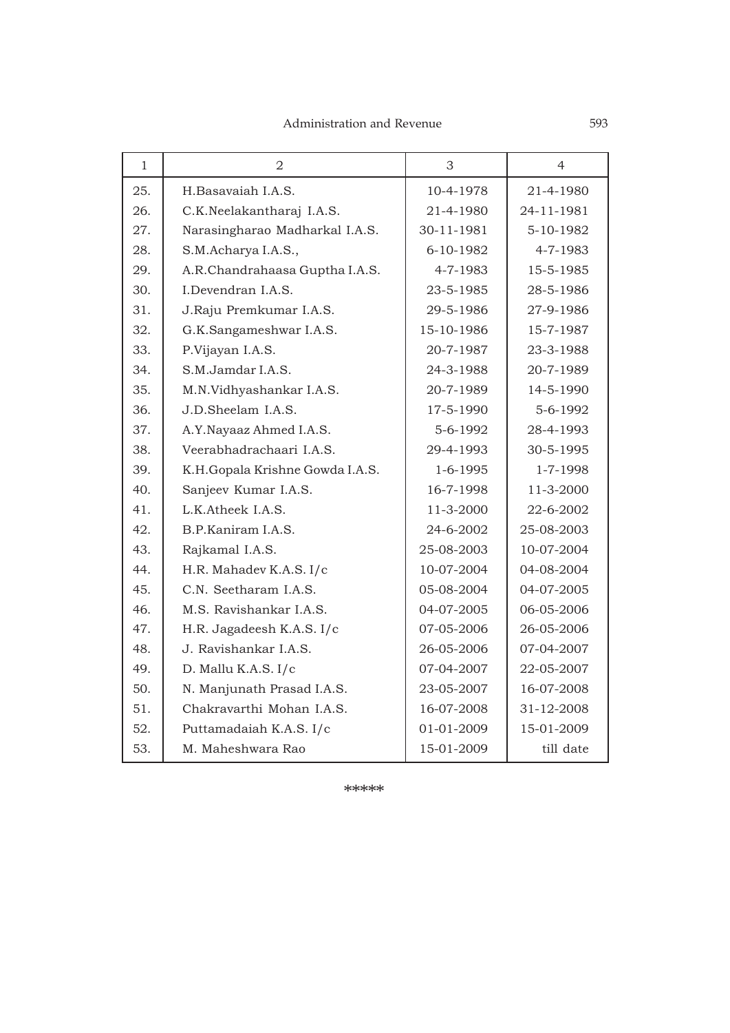| 1 | 2 | 3 | 4 |
|---|---|---|---|
| 25. | H.Basavaiah I.A.S. | 10-4-1978 | 21-4-1980 |
| 26. | C.K.Neelakantharaj I.A.S. | 21-4-1980 | 24-11-1981 |
| 27. | Narasingharao Madharkal I.A.S. | 30-11-1981 | 5-10-1982 |
| 28. | S.M.Acharya I.A.S., | 6-10-1982 | 4-7-1983 |
| 29. | A.R.Chandrahaasa Guptha I.A.S. | 4-7-1983 | 15-5-1985 |
| 30. | I.Devendran I.A.S. | 23-5-1985 | 28-5-1986 |
| 31. | J.Raju Premkumar I.A.S. | 29-5-1986 | 27-9-1986 |
| 32. | G.K.Sangameshwar I.A.S. | 15-10-1986 | 15-7-1987 |
| 33. | P.Vijayan I.A.S. | 20-7-1987 | 23-3-1988 |
| 34. | S.M.Jamdar I.A.S. | 24-3-1988 | 20-7-1989 |
| 35. | M.N.Vidhyashankar I.A.S. | 20-7-1989 | 14-5-1990 |
| 36. | J.D.Sheelam I.A.S. | 17-5-1990 | 5-6-1992 |
| 37. | A.Y.Nayaaz Ahmed I.A.S. | 5-6-1992 | 28-4-1993 |
| 38. | Veerabhadrachaari I.A.S. | 29-4-1993 | 30-5-1995 |
| 39. | K.H.Gopala Krishne Gowda I.A.S. | 1-6-1995 | 1-7-1998 |
| 40. | Sanjeev Kumar I.A.S. | 16-7-1998 | 11-3-2000 |
| 41. | L.K.Atheek I.A.S. | 11-3-2000 | 22-6-2002 |
| 42. | B.P.Kaniram I.A.S. | 24-6-2002 | 25-08-2003 |
| 43. | Rajkamal I.A.S. | 25-08-2003 | 10-07-2004 |
| 44. | H.R. Mahadev K.A.S. I/c | 10-07-2004 | 04-08-2004 |
| 45. | C.N. Seetharam I.A.S. | 05-08-2004 | 04-07-2005 |
| 46. | M.S. Ravishankar I.A.S. | 04-07-2005 | 06-05-2006 |
| 47. | H.R. Jagadeesh K.A.S. I/c | 07-05-2006 | 26-05-2006 |
| 48. | J. Ravishankar I.A.S. | 26-05-2006 | 07-04-2007 |
| 49. | D. Mallu K.A.S. I/c | 07-04-2007 | 22-05-2007 |
| 50. | N. Manjunath Prasad I.A.S. | 23-05-2007 | 16-07-2008 |
| 51. | Chakravarthi Mohan I.A.S. | 16-07-2008 | 31-12-2008 |
| 52. | Puttamadaiah K.A.S. I/c | 01-01-2009 | 15-01-2009 |
| 53. | M. Maheshwara Rao | 15-01-2009 | till date |

*****